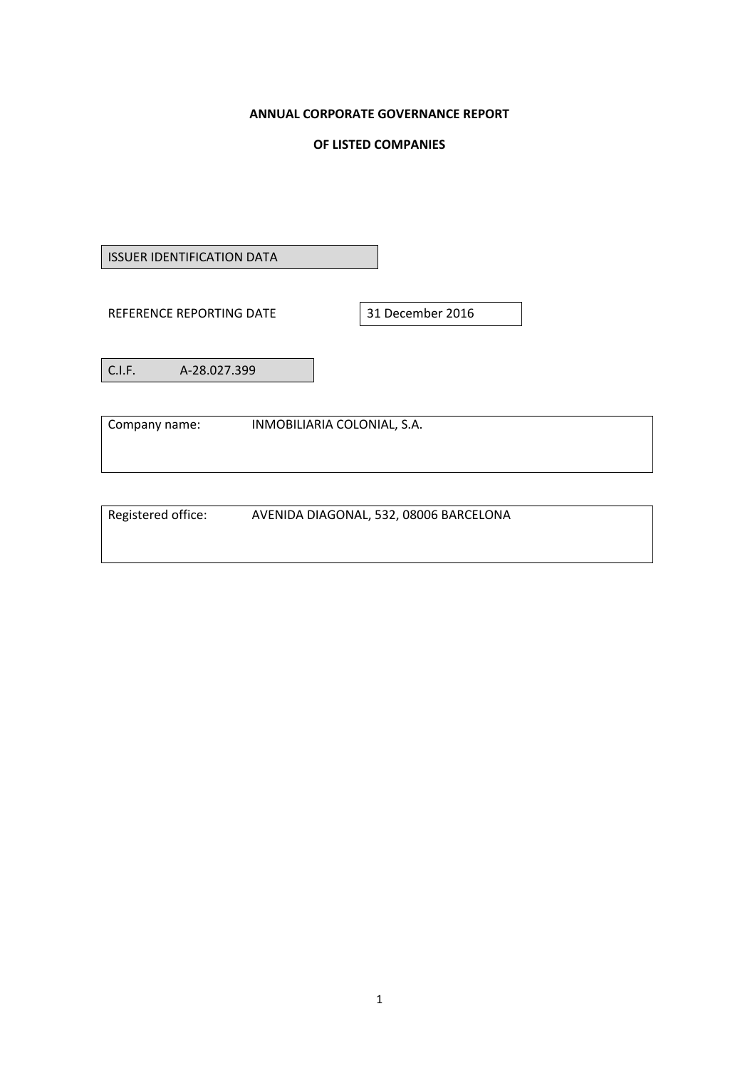# ANNUAL CORPORATE GOVERNANCE REPORT

# OF LISTED COMPANIES

ISSUER IDENTIFICATION DATA

REFERENCE REPORTING DATE: 31 December 2016

C.I.F. A-28.027.399

Company name: INMOBILIARIA COLONIAL, S.A.

Registered office: AVENIDA DIAGONAL, 532, 08006 BARCELONA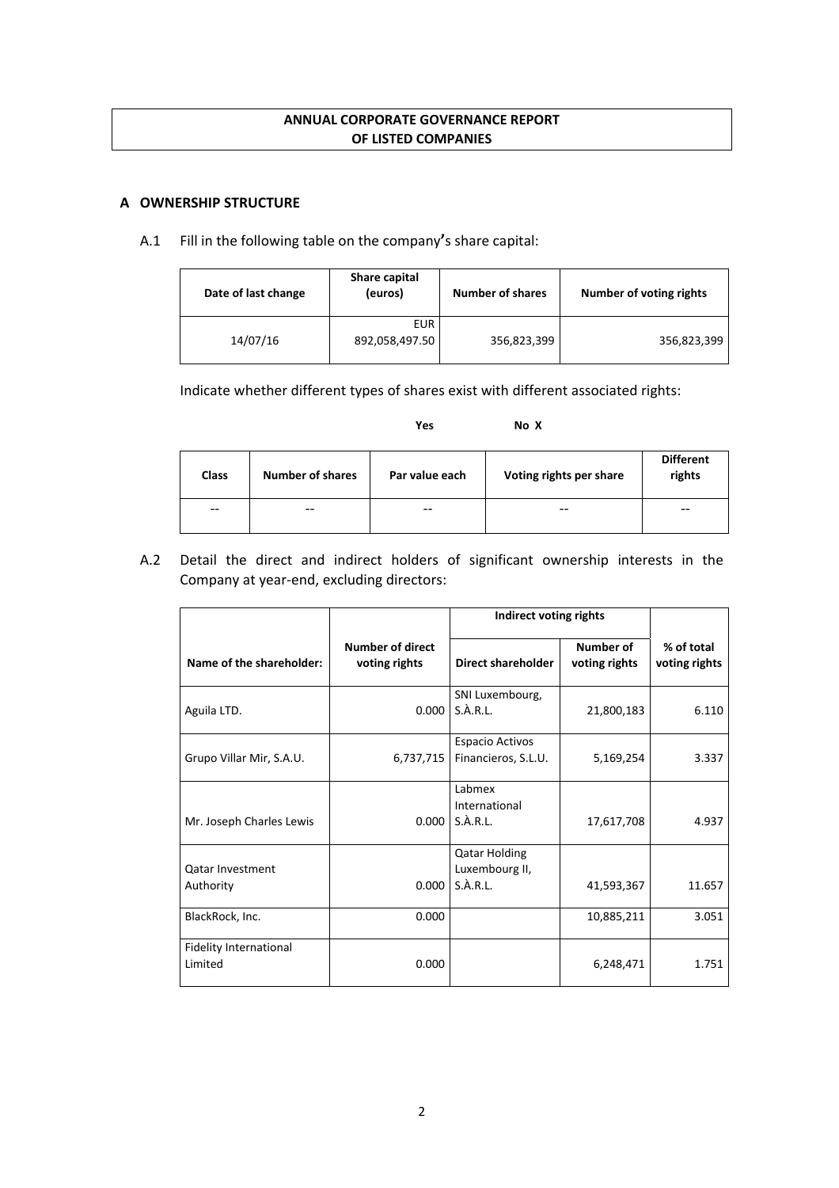**ANNUAL CORPORATE GOVERNANCE REPORT**
**OF LISTED COMPANIES**

## A OWNERSHIP STRUCTURE

A.1 Fill in the following table on the company's share capital:

| Date of last change | Share capital (euros) | Number of shares | Number of voting rights |
|---|---|---|---|
| 14/07/16 | EUR 892,058,497.50 | 356,823,399 | 356,823,399 |

Indicate whether different types of shares exist with different associated rights:

Yes No X

| Class | Number of shares | Par value each | Voting rights per share | Different rights |
|---|---|---|---|---|
| -- | -- | -- | -- | -- |

A.2 Detail the direct and indirect holders of significant ownership interests in the Company at year-end, excluding directors:

| Name of the shareholder: | Number of direct voting rights | Indirect voting rights | | % of total voting rights |
|---|---|---|---|---|
| | | Direct shareholder | Number of voting rights | |
| Aguila LTD. | 0.000 | SNI Luxembourg, S.À.R.L. | 21,800,183 | 6.110 |
| Grupo Villar Mir, S.A.U. | 6,737,715 | Espacio Activos Financieros, S.L.U. | 5,169,254 | 3.337 |
| Mr. Joseph Charles Lewis | 0.000 | Labmex International S.À.R.L. | 17,617,708 | 4.937 |
| Qatar Investment Authority | 0.000 | Qatar Holding Luxembourg II, S.À.R.L. | 41,593,367 | 11.657 |
| BlackRock, Inc. | 0.000 | | 10,885,211 | 3.051 |
| Fidelity International Limited | 0.000 | | 6,248,471 | 1.751 |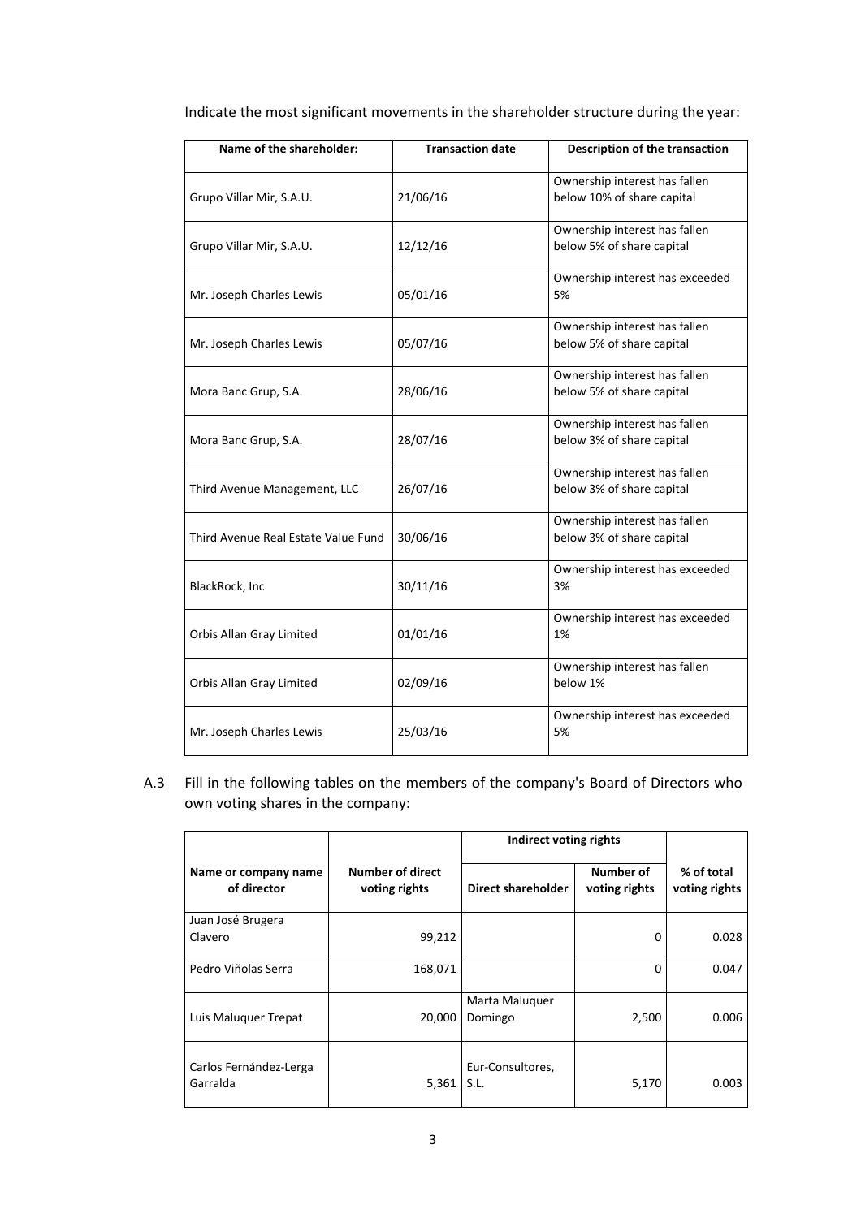Indicate the most significant movements in the shareholder structure during the year:

| Name of the shareholder: | Transaction date | Description of the transaction |
|---|---|---|
| Grupo Villar Mir, S.A.U. | 21/06/16 | Ownership interest has fallen below 10% of share capital |
| Grupo Villar Mir, S.A.U. | 12/12/16 | Ownership interest has fallen below 5% of share capital |
| Mr. Joseph Charles Lewis | 05/01/16 | Ownership interest has exceeded 5% |
| Mr. Joseph Charles Lewis | 05/07/16 | Ownership interest has fallen below 5% of share capital |
| Mora Banc Grup, S.A. | 28/06/16 | Ownership interest has fallen below 5% of share capital |
| Mora Banc Grup, S.A. | 28/07/16 | Ownership interest has fallen below 3% of share capital |
| Third Avenue Management, LLC | 26/07/16 | Ownership interest has fallen below 3% of share capital |
| Third Avenue Real Estate Value Fund | 30/06/16 | Ownership interest has fallen below 3% of share capital |
| BlackRock, Inc | 30/11/16 | Ownership interest has exceeded 3% |
| Orbis Allan Gray Limited | 01/01/16 | Ownership interest has exceeded 1% |
| Orbis Allan Gray Limited | 02/09/16 | Ownership interest has fallen below 1% |
| Mr. Joseph Charles Lewis | 25/03/16 | Ownership interest has exceeded 5% |

A.3 Fill in the following tables on the members of the company's Board of Directors who own voting shares in the company:

| Name or company name of director | Number of direct voting rights | Indirect voting rights | | % of total voting rights |
|---|---|---|---|---|
| | | Direct shareholder | Number of voting rights | |
| Juan José Brugera Clavero | 99,212 | | 0 | 0.028 |
| Pedro Viñolas Serra | 168,071 | | 0 | 0.047 |
| Luis Maluquer Trepat | 20,000 | Marta Maluquer Domingo | 2,500 | 0.006 |
| Carlos Fernández-Lerga Garralda | 5,361 | Eur-Consultores, S.L. | 5,170 | 0.003 |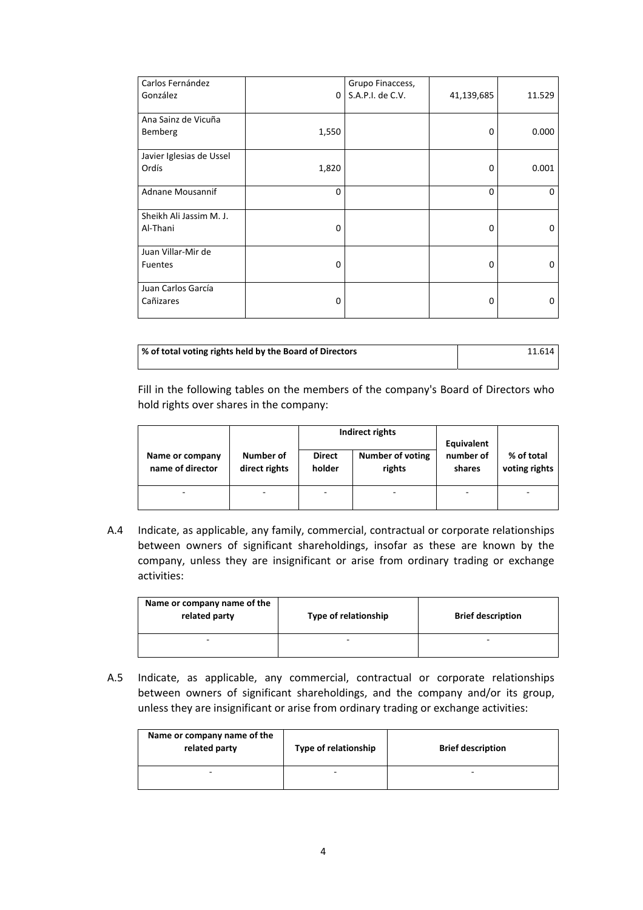| | | | | |
|---|---|---|---|---|
| Carlos Fernández González | 0 | Grupo Finaccess, S.A.P.I. de C.V. | 41,139,685 | 11.529 |
| Ana Sainz de Vicuña Bemberg | 1,550 | | 0 | 0.000 |
| Javier Iglesias de Ussel Ordís | 1,820 | | 0 | 0.001 |
| Adnane Mousannif | 0 | | 0 | 0 |
| Sheikh Ali Jassim M. J. Al-Thani | 0 | | 0 | 0 |
| Juan Villar-Mir de Fuentes | 0 | | 0 | 0 |
| Juan Carlos García Cañizares | 0 | | 0 | 0 |

| % of total voting rights held by the Board of Directors | 11.614 |
|---|---|

Fill in the following tables on the members of the company's Board of Directors who hold rights over shares in the company:

| Name or company name of director | Number of direct rights | Indirect rights | | Equivalent number of shares | % of total voting rights |
|---|---|---|---|---|---|
| | | Direct holder | Number of voting rights | | |
| - | - | - | - | - | - |

A.4 Indicate, as applicable, any family, commercial, contractual or corporate relationships between owners of significant shareholdings, insofar as these are known by the company, unless they are insignificant or arise from ordinary trading or exchange activities:

| Name or company name of the related party | Type of relationship | Brief description |
|---|---|---|
| - | - | - |

A.5 Indicate, as applicable, any commercial, contractual or corporate relationships between owners of significant shareholdings, and the company and/or its group, unless they are insignificant or arise from ordinary trading or exchange activities:

| Name or company name of the related party | Type of relationship | Brief description |
|---|---|---|
| - | - | - |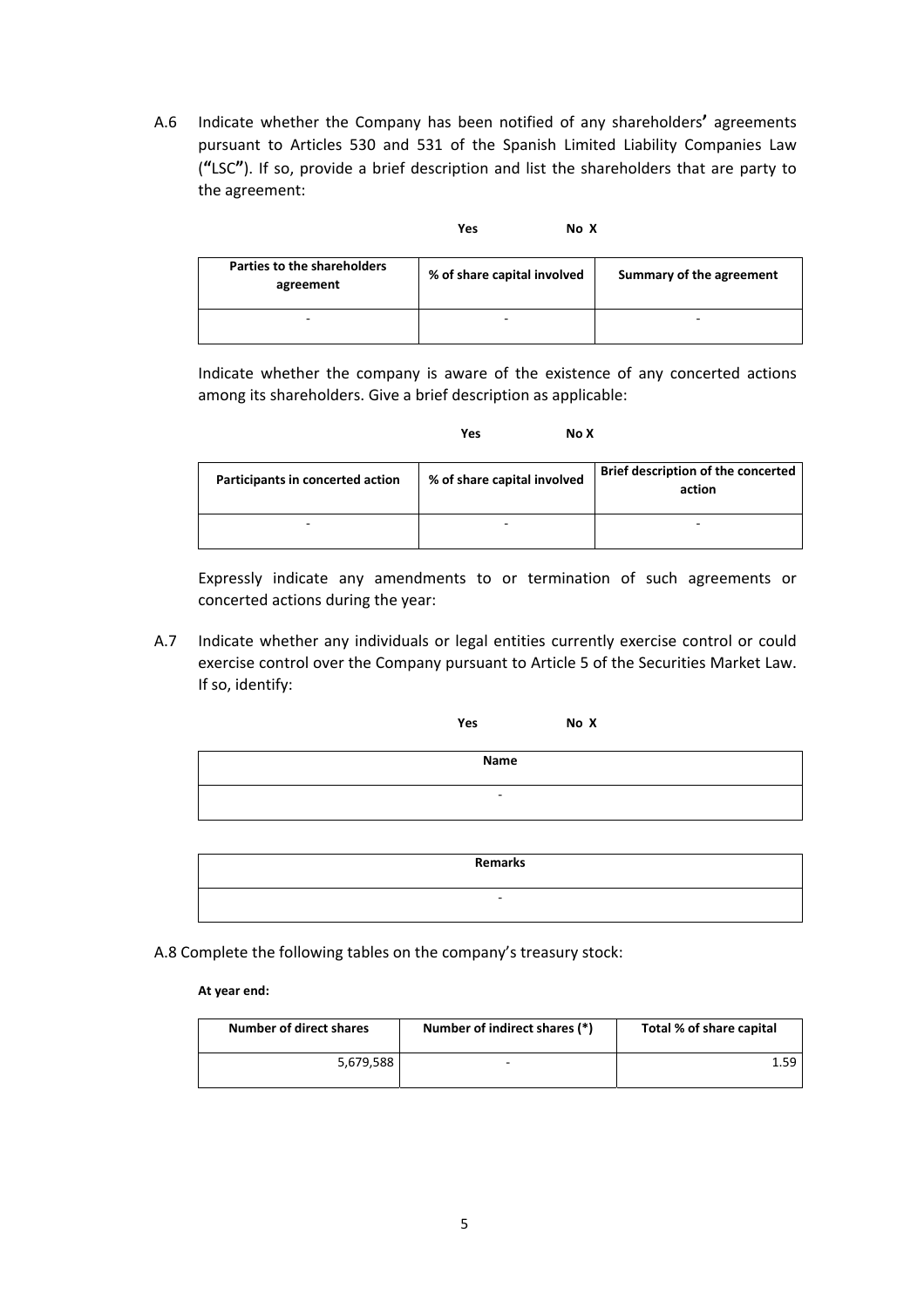A.6 Indicate whether the Company has been notified of any shareholders' agreements pursuant to Articles 530 and 531 of the Spanish Limited Liability Companies Law ("LSC"). If so, provide a brief description and list the shareholders that are party to the agreement:

**Yes** **No X**

| Parties to the shareholders agreement | % of share capital involved | Summary of the agreement |
|---|---|---|
| - | - | - |

Indicate whether the company is aware of the existence of any concerted actions among its shareholders. Give a brief description as applicable:

**Yes** **No X**

| Participants in concerted action | % of share capital involved | Brief description of the concerted action |
|---|---|---|
| - | - | - |

Expressly indicate any amendments to or termination of such agreements or concerted actions during the year:

A.7 Indicate whether any individuals or legal entities currently exercise control or could exercise control over the Company pursuant to Article 5 of the Securities Market Law. If so, identify:

**Yes** **No X**

| Name |
|---|
| - |

| Remarks |
|---|
| - |

A.8 Complete the following tables on the company's treasury stock:

**At year end:**

| Number of direct shares | Number of indirect shares (*) | Total % of share capital |
|---|---|---|
| 5,679,588 | - | 1.59 |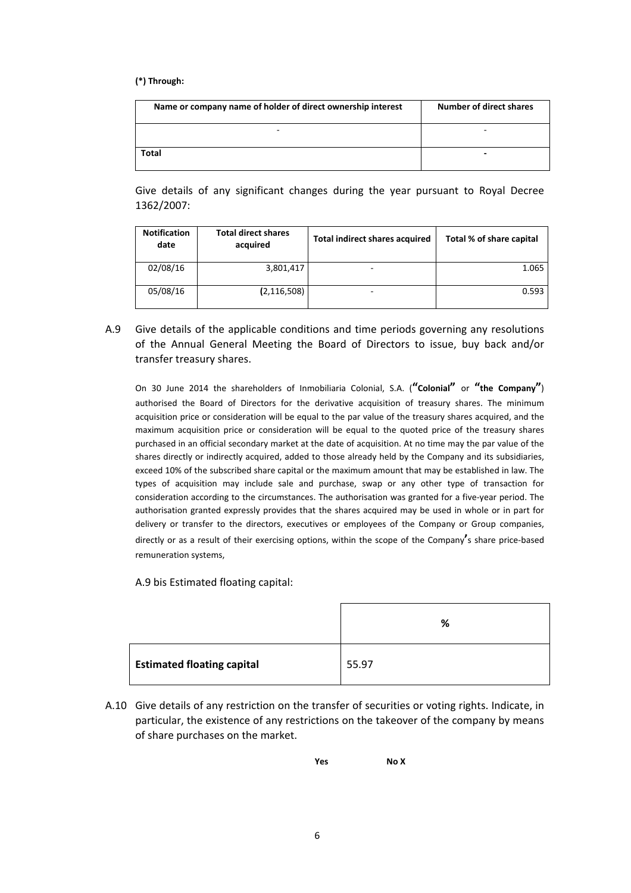**(*) Through:**

| Name or company name of holder of direct ownership interest | Number of direct shares |
|---|---|
| - | - |
| **Total** | - |

Give details of any significant changes during the year pursuant to Royal Decree 1362/2007:

| Notification date | Total direct shares acquired | Total indirect shares acquired | Total % of share capital |
|---|---|---|---|
| 02/08/16 | 3,801,417 | - | 1.065 |
| 05/08/16 | (2,116,508) | - | 0.593 |

A.9 Give details of the applicable conditions and time periods governing any resolutions of the Annual General Meeting the Board of Directors to issue, buy back and/or transfer treasury shares.

On 30 June 2014 the shareholders of Inmobiliaria Colonial, S.A. (**"Colonial"** or **"the Company"**) authorised the Board of Directors for the derivative acquisition of treasury shares. The minimum acquisition price or consideration will be equal to the par value of the treasury shares acquired, and the maximum acquisition price or consideration will be equal to the quoted price of the treasury shares purchased in an official secondary market at the date of acquisition. At no time may the par value of the shares directly or indirectly acquired, added to those already held by the Company and its subsidiaries, exceed 10% of the subscribed share capital or the maximum amount that may be established in law. The types of acquisition may include sale and purchase, swap or any other type of transaction for consideration according to the circumstances. The authorisation was granted for a five-year period. The authorisation granted expressly provides that the shares acquired may be used in whole or in part for delivery or transfer to the directors, executives or employees of the Company or Group companies, directly or as a result of their exercising options, within the scope of the Company's share price-based remuneration systems,

A.9 bis Estimated floating capital:

| | % |
|---|---|
| **Estimated floating capital** | 55.97 |

A.10 Give details of any restriction on the transfer of securities or voting rights. Indicate, in particular, the existence of any restrictions on the takeover of the company by means of share purchases on the market.

**Yes** **No X**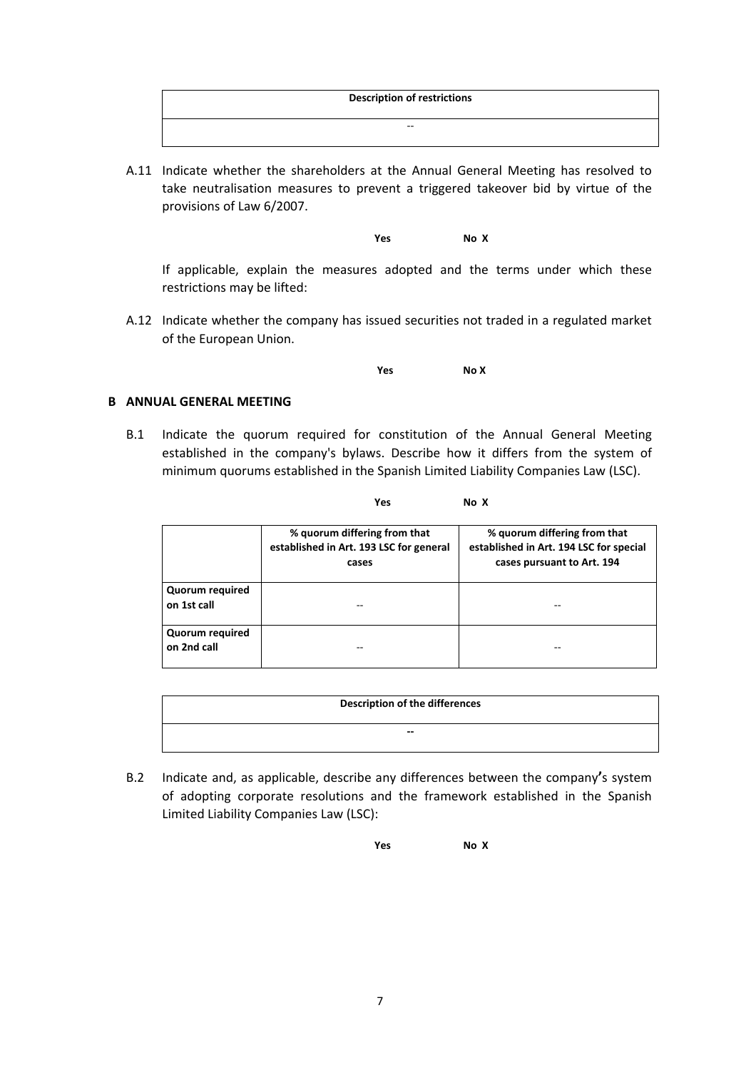| Description of restrictions |
| --- |
| -- |

A.11 Indicate whether the shareholders at the Annual General Meeting has resolved to take neutralisation measures to prevent a triggered takeover bid by virtue of the provisions of Law 6/2007.

**Yes** **No X**

If applicable, explain the measures adopted and the terms under which these restrictions may be lifted:

A.12 Indicate whether the company has issued securities not traded in a regulated market of the European Union.

**Yes** **No X**

## B ANNUAL GENERAL MEETING

B.1 Indicate the quorum required for constitution of the Annual General Meeting established in the company's bylaws. Describe how it differs from the system of minimum quorums established in the Spanish Limited Liability Companies Law (LSC).

**Yes** **No X**

| | % quorum differing from that established in Art. 193 LSC for general cases | % quorum differing from that established in Art. 194 LSC for special cases pursuant to Art. 194 |
| --- | --- | --- |
| **Quorum required on 1st call** | -- | -- |
| **Quorum required on 2nd call** | -- | -- |

| Description of the differences |
| --- |
| -- |

B.2 Indicate and, as applicable, describe any differences between the company's system of adopting corporate resolutions and the framework established in the Spanish Limited Liability Companies Law (LSC):

**Yes** **No X**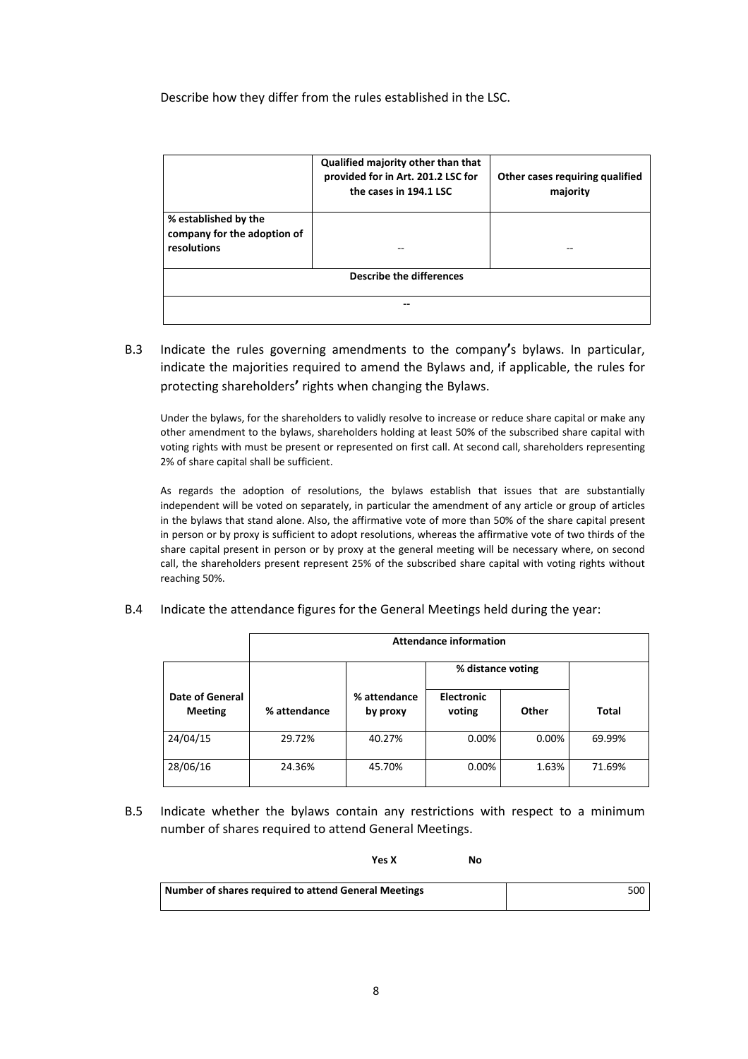Describe how they differ from the rules established in the LSC.

| | Qualified majority other than that provided for in Art. 201.2 LSC for the cases in 194.1 LSC | Other cases requiring qualified majority |
|---|---|---|
| **% established by the company for the adoption of resolutions** | -- | -- |
| **Describe the differences** | | |
| -- | | |

## B.3 Indicate the rules governing amendments to the company's bylaws. In particular, indicate the majorities required to amend the Bylaws and, if applicable, the rules for protecting shareholders' rights when changing the Bylaws.

Under the bylaws, for the shareholders to validly resolve to increase or reduce share capital or make any other amendment to the bylaws, shareholders holding at least 50% of the subscribed share capital with voting rights with must be present or represented on first call. At second call, shareholders representing 2% of share capital shall be sufficient.

As regards the adoption of resolutions, the bylaws establish that issues that are substantially independent will be voted on separately, in particular the amendment of any article or group of articles in the bylaws that stand alone. Also, the affirmative vote of more than 50% of the share capital present in person or by proxy is sufficient to adopt resolutions, whereas the affirmative vote of two thirds of the share capital present in person or by proxy at the general meeting will be necessary where, on second call, the shareholders present represent 25% of the subscribed share capital with voting rights without reaching 50%.

## B.4 Indicate the attendance figures for the General Meetings held during the year:

| | Attendance information | | | | |
|---|---|---|---|---|---|
| | | | % distance voting | | |
| **Date of General Meeting** | **% attendance** | **% attendance by proxy** | **Electronic voting** | **Other** | **Total** |
| 24/04/15 | 29.72% | 40.27% | 0.00% | 0.00% | 69.99% |
| 28/06/16 | 24.36% | 45.70% | 0.00% | 1.63% | 71.69% |

## B.5 Indicate whether the bylaws contain any restrictions with respect to a minimum number of shares required to attend General Meetings.

**Yes X** **No**

| Number of shares required to attend General Meetings | 500 |
|---|---|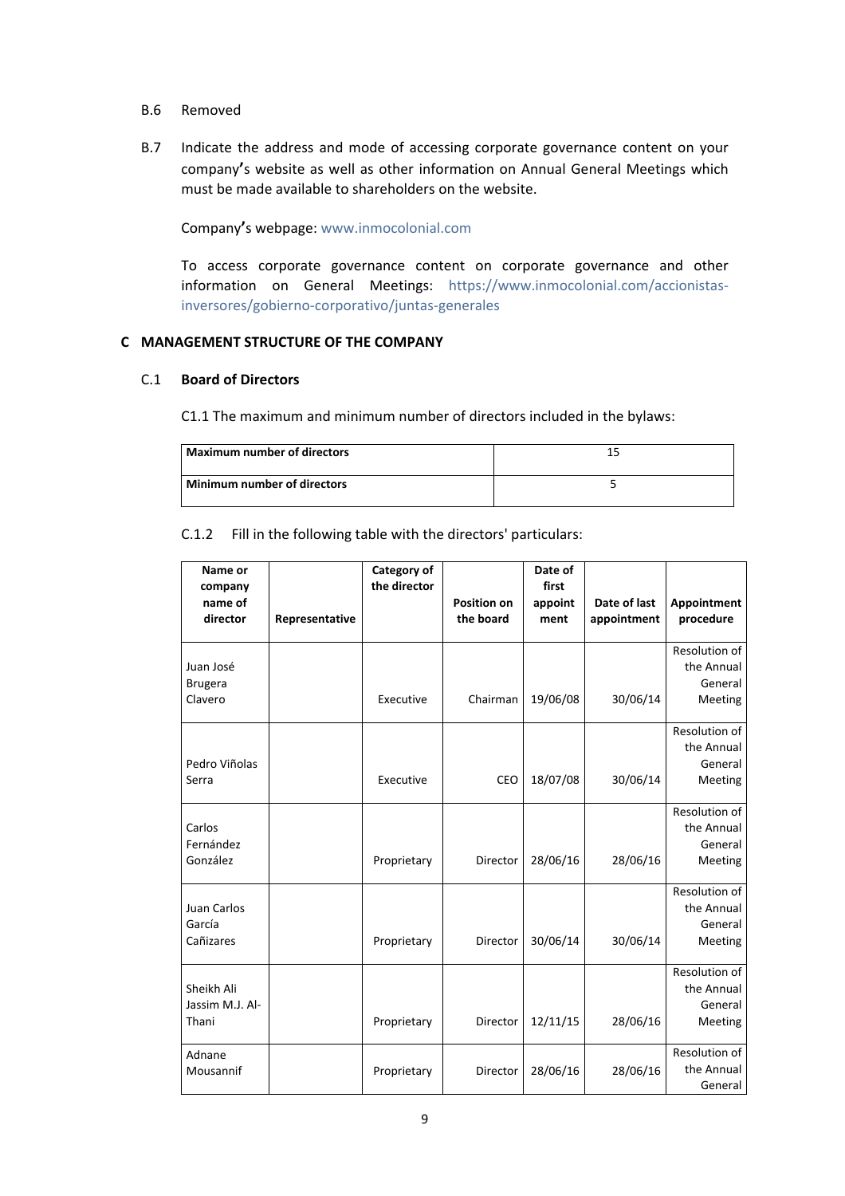B.6 Removed

B.7 Indicate the address and mode of accessing corporate governance content on your company's website as well as other information on Annual General Meetings which must be made available to shareholders on the website.

Company's webpage: www.inmocolonial.com

To access corporate governance content on corporate governance and other information on General Meetings: https://www.inmocolonial.com/accionistas-inversores/gobierno-corporativo/juntas-generales

## C MANAGEMENT STRUCTURE OF THE COMPANY

### C.1 Board of Directors

C1.1 The maximum and minimum number of directors included in the bylaws:

| **Maximum number of directors** | 15 |
|---|---|
| **Minimum number of directors** | 5 |

C.1.2 Fill in the following table with the directors' particulars:

| Name or company name of director | Representative | Category of the director | Position on the board | Date of first appointment | Date of last appointment | Appointment procedure |
|---|---|---|---|---|---|---|
| Juan José Brugera Clavero | | Executive | Chairman | 19/06/08 | 30/06/14 | Resolution of the Annual General Meeting |
| Pedro Viñolas Serra | | Executive | CEO | 18/07/08 | 30/06/14 | Resolution of the Annual General Meeting |
| Carlos Fernández González | | Proprietary | Director | 28/06/16 | 28/06/16 | Resolution of the Annual General Meeting |
| Juan Carlos García Cañizares | | Proprietary | Director | 30/06/14 | 30/06/14 | Resolution of the Annual General Meeting |
| Sheikh Ali Jassim M.J. Al-Thani | | Proprietary | Director | 12/11/15 | 28/06/16 | Resolution of the Annual General Meeting |
| Adnane Mousannif | | Proprietary | Director | 28/06/16 | 28/06/16 | Resolution of the Annual General |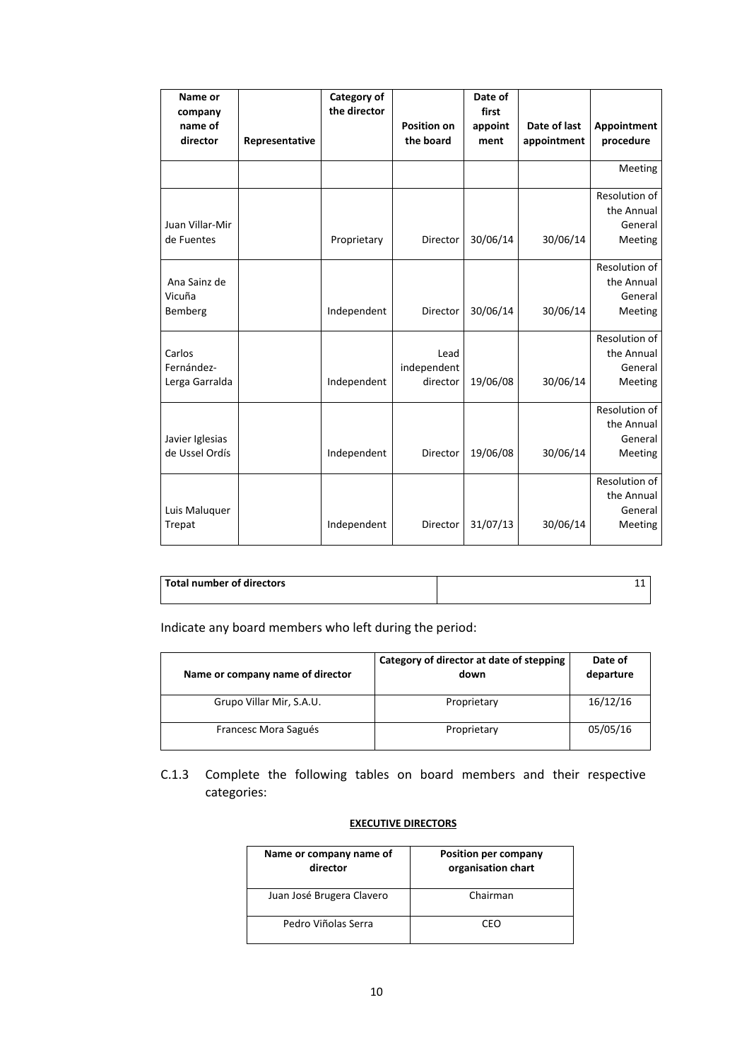| Name or company name of director | Representative | Category of the director | Position on the board | Date of first appointment | Date of last appointment | Appointment procedure |
|---|---|---|---|---|---|---|
| | | | | | | Meeting |
| Juan Villar-Mir de Fuentes | | Proprietary | Director | 30/06/14 | 30/06/14 | Resolution of the Annual General Meeting |
| Ana Sainz de Vicuña Bemberg | | Independent | Director | 30/06/14 | 30/06/14 | Resolution of the Annual General Meeting |
| Carlos Fernández-Lerga Garralda | | Independent | Lead independent director | 19/06/08 | 30/06/14 | Resolution of the Annual General Meeting |
| Javier Iglesias de Ussel Ordís | | Independent | Director | 19/06/08 | 30/06/14 | Resolution of the Annual General Meeting |
| Luis Maluquer Trepat | | Independent | Director | 31/07/13 | 30/06/14 | Resolution of the Annual General Meeting |

| Total number of directors | 11 |
|---|---|

Indicate any board members who left during the period:

| Name or company name of director | Category of director at date of stepping down | Date of departure |
|---|---|---|
| Grupo Villar Mir, S.A.U. | Proprietary | 16/12/16 |
| Francesc Mora Sagués | Proprietary | 05/05/16 |

C.1.3 Complete the following tables on board members and their respective categories:

**EXECUTIVE DIRECTORS**

| Name or company name of director | Position per company organisation chart |
|---|---|
| Juan José Brugera Clavero | Chairman |
| Pedro Viñolas Serra | CEO |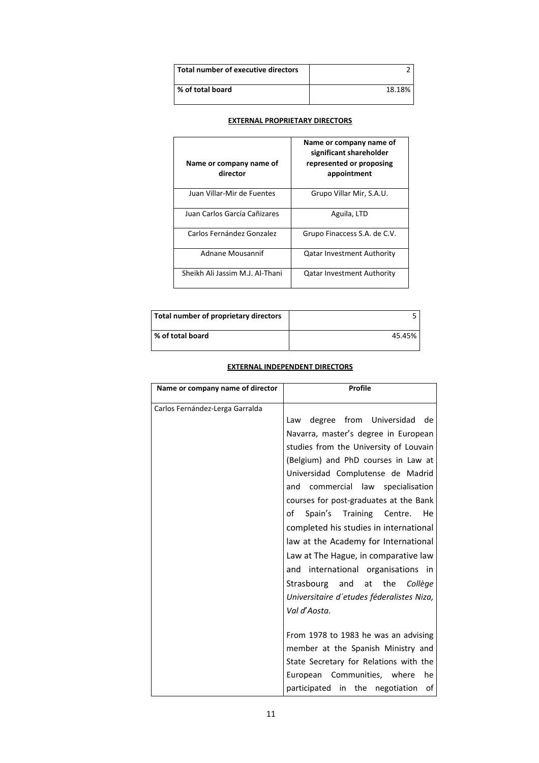| Total number of executive directors | 2 |
|---|---|
| % of total board | 18.18% |

**EXTERNAL PROPRIETARY DIRECTORS**

| Name or company name of director | Name or company name of significant shareholder represented or proposing appointment |
|---|---|
| Juan Villar-Mir de Fuentes | Grupo Villar Mir, S.A.U. |
| Juan Carlos García Cañizares | Aguila, LTD |
| Carlos Fernández Gonzalez | Grupo Finaccess S.A. de C.V. |
| Adnane Mousannif | Qatar Investment Authority |
| Sheikh Ali Jassim M.J. Al-Thani | Qatar Investment Authority |

| Total number of proprietary directors | 5 |
|---|---|
| % of total board | 45.45% |

**EXTERNAL INDEPENDENT DIRECTORS**

| Name or company name of director | Profile |
|---|---|
| Carlos Fernández-Lerga Garralda | Law degree from Universidad de Navarra, master's degree in European studies from the University of Louvain (Belgium) and PhD courses in Law at Universidad Complutense de Madrid and commercial law specialisation courses for post-graduates at the Bank of Spain's Training Centre. He completed his studies in international law at the Academy for International Law at The Hague, in comparative law and international organisations in Strasbourg and at the *Collège Universitaire d´etudes féderalistes Niza, Val d'Aosta*.<br><br>From 1978 to 1983 he was an advising member at the Spanish Ministry and State Secretary for Relations with the European Communities, where he participated in the negotiation of |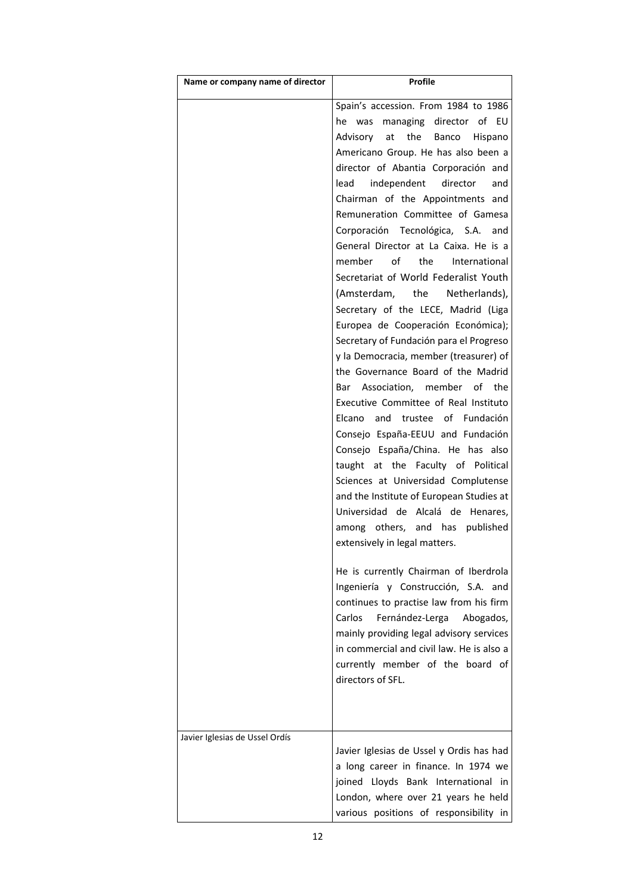| Name or company name of director | Profile |
|---|---|
| | Spain's accession. From 1984 to 1986 he was managing director of EU Advisory at the Banco Hispano Americano Group. He has also been a director of Abantia Corporación and lead independent director and Chairman of the Appointments and Remuneration Committee of Gamesa Corporación Tecnológica, S.A. and General Director at La Caixa. He is a member of the International Secretariat of World Federalist Youth (Amsterdam, the Netherlands), Secretary of the LECE, Madrid (Liga Europea de Cooperación Económica); Secretary of Fundación para el Progreso y la Democracia, member (treasurer) of the Governance Board of the Madrid Bar Association, member of the Executive Committee of Real Instituto Elcano and trustee of Fundación Consejo España-EEUU and Fundación Consejo España/China. He has also taught at the Faculty of Political Sciences at Universidad Complutense and the Institute of European Studies at Universidad de Alcalá de Henares, among others, and has published extensively in legal matters.<br><br>He is currently Chairman of Iberdrola Ingeniería y Construcción, S.A. and continues to practise law from his firm Carlos Fernández-Lerga Abogados, mainly providing legal advisory services in commercial and civil law. He is also a currently member of the board of directors of SFL. |
| Javier Iglesias de Ussel Ordís | Javier Iglesias de Ussel y Ordis has had a long career in finance. In 1974 we joined Lloyds Bank International in London, where over 21 years he held various positions of responsibility in |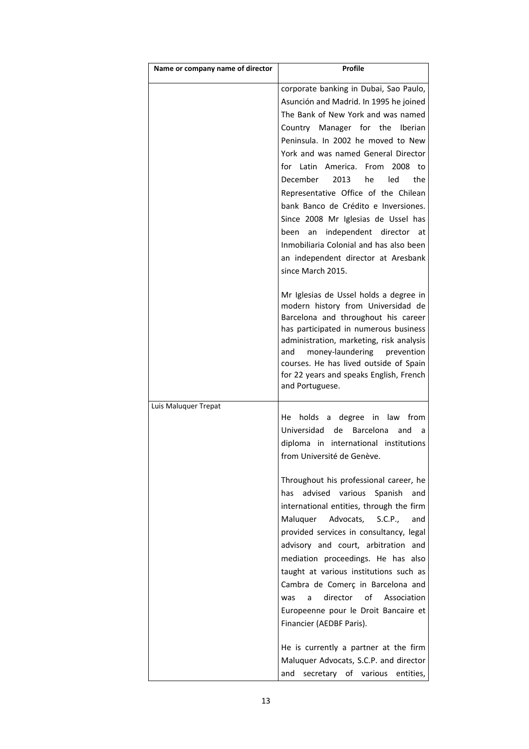| Name or company name of director | Profile |
| --- | --- |
| | corporate banking in Dubai, Sao Paulo, Asunción and Madrid. In 1995 he joined The Bank of New York and was named Country Manager for the Iberian Peninsula. In 2002 he moved to New York and was named General Director for Latin America. From 2008 to December 2013 he led the Representative Office of the Chilean bank Banco de Crédito e Inversiones. Since 2008 Mr Iglesias de Ussel has been an independent director at Inmobiliaria Colonial and has also been an independent director at Aresbank since March 2015.<br><br>Mr Iglesias de Ussel holds a degree in modern history from Universidad de Barcelona and throughout his career has participated in numerous business administration, marketing, risk analysis and money-laundering prevention courses. He has lived outside of Spain for 22 years and speaks English, French and Portuguese. |
| Luis Maluquer Trepat | He holds a degree in law from Universidad de Barcelona and a diploma in international institutions from Université de Genève.<br><br>Throughout his professional career, he has advised various Spanish and international entities, through the firm Maluquer Advocats, S.C.P., and provided services in consultancy, legal advisory and court, arbitration and mediation proceedings. He has also taught at various institutions such as Cambra de Comerç in Barcelona and was a director of Association Europeenne pour le Droit Bancaire et Financier (AEDBF Paris).<br><br>He is currently a partner at the firm Maluquer Advocats, S.C.P. and director and secretary of various entities, |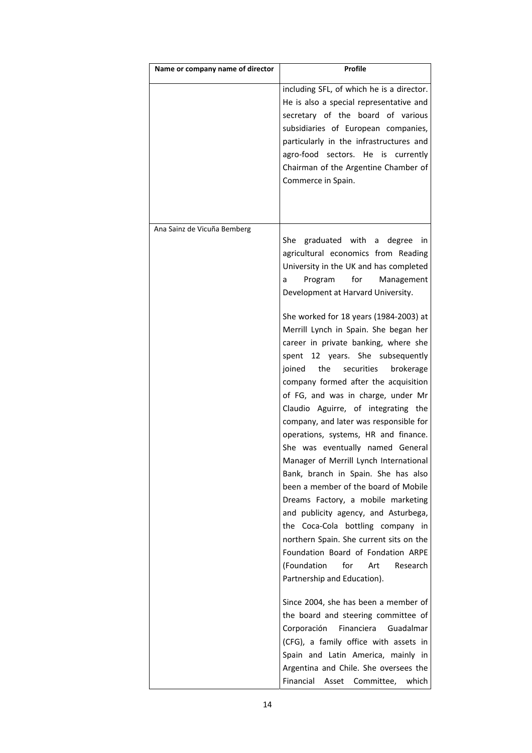| Name or company name of director | Profile |
|---|---|
| | including SFL, of which he is a director. He is also a special representative and secretary of the board of various subsidiaries of European companies, particularly in the infrastructures and agro-food sectors. He is currently Chairman of the Argentine Chamber of Commerce in Spain. |
| Ana Sainz de Vicuña Bemberg | She graduated with a degree in agricultural economics from Reading University in the UK and has completed a Program for Management Development at Harvard University.<br><br>She worked for 18 years (1984-2003) at Merrill Lynch in Spain. She began her career in private banking, where she spent 12 years. She subsequently joined the securities brokerage company formed after the acquisition of FG, and was in charge, under Mr Claudio Aguirre, of integrating the company, and later was responsible for operations, systems, HR and finance. She was eventually named General Manager of Merrill Lynch International Bank, branch in Spain. She has also been a member of the board of Mobile Dreams Factory, a mobile marketing and publicity agency, and Asturbega, the Coca-Cola bottling company in northern Spain. She current sits on the Foundation Board of Fondation ARPE (Foundation for Art Research Partnership and Education).<br><br>Since 2004, she has been a member of the board and steering committee of Corporación Financiera Guadalmar (CFG), a family office with assets in Spain and Latin America, mainly in Argentina and Chile. She oversees the Financial Asset Committee, which |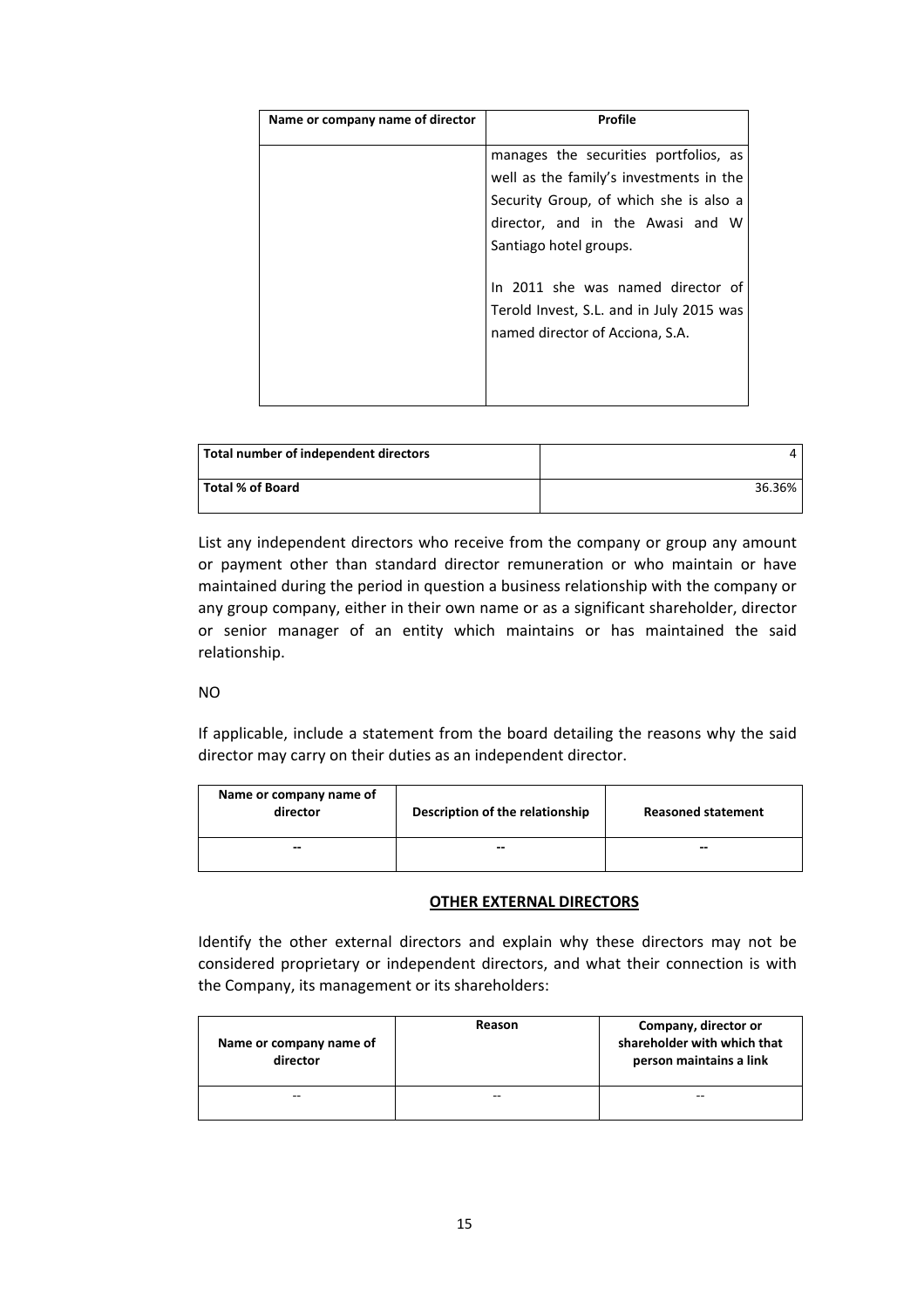| Name or company name of director | Profile |
|---|---|
| | manages the securities portfolios, as well as the family's investments in the Security Group, of which she is also a director, and in the Awasi and W Santiago hotel groups.<br><br>In 2011 she was named director of Terold Invest, S.L. and in July 2015 was named director of Acciona, S.A. |

| Total number of independent directors | 4 |
|---|---|
| **Total % of Board** | 36.36% |

List any independent directors who receive from the company or group any amount or payment other than standard director remuneration or who maintain or have maintained during the period in question a business relationship with the company or any group company, either in their own name or as a significant shareholder, director or senior manager of an entity which maintains or has maintained the said relationship.

NO

If applicable, include a statement from the board detailing the reasons why the said director may carry on their duties as an independent director.

| Name or company name of director | Description of the relationship | Reasoned statement |
|---|---|---|
| -- | -- | -- |

**OTHER EXTERNAL DIRECTORS**

Identify the other external directors and explain why these directors may not be considered proprietary or independent directors, and what their connection is with the Company, its management or its shareholders:

| Name or company name of director | Reason | Company, director or shareholder with which that person maintains a link |
|---|---|---|
| -- | -- | -- |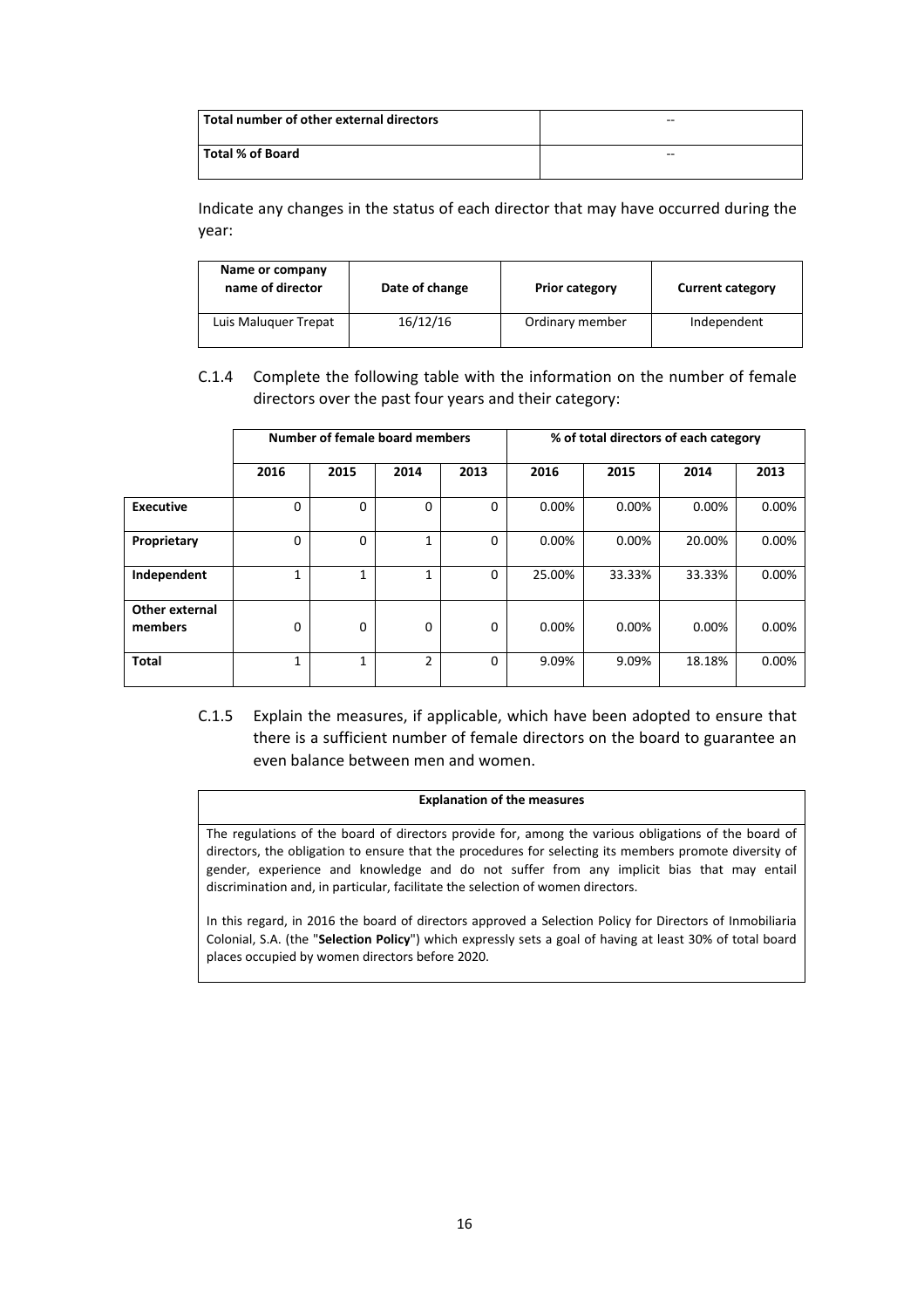| Total number of other external directors | -- |
| --- | --- |
| Total % of Board | -- |

Indicate any changes in the status of each director that may have occurred during the year:

| Name or company name of director | Date of change | Prior category | Current category |
| --- | --- | --- | --- |
| Luis Maluquer Trepat | 16/12/16 | Ordinary member | Independent |

C.1.4 Complete the following table with the information on the number of female directors over the past four years and their category:

| | Number of female board members | | | | % of total directors of each category | | | |
| --- | --- | --- | --- | --- | --- | --- | --- | --- |
| | 2016 | 2015 | 2014 | 2013 | 2016 | 2015 | 2014 | 2013 |
| **Executive** | 0 | 0 | 0 | 0 | 0.00% | 0.00% | 0.00% | 0.00% |
| **Proprietary** | 0 | 0 | 1 | 0 | 0.00% | 0.00% | 20.00% | 0.00% |
| **Independent** | 1 | 1 | 1 | 0 | 25.00% | 33.33% | 33.33% | 0.00% |
| **Other external members** | 0 | 0 | 0 | 0 | 0.00% | 0.00% | 0.00% | 0.00% |
| **Total** | 1 | 1 | 2 | 0 | 9.09% | 9.09% | 18.18% | 0.00% |

C.1.5 Explain the measures, if applicable, which have been adopted to ensure that there is a sufficient number of female directors on the board to guarantee an even balance between men and women.

| Explanation of the measures |
| --- |
| The regulations of the board of directors provide for, among the various obligations of the board of directors, the obligation to ensure that the procedures for selecting its members promote diversity of gender, experience and knowledge and do not suffer from any implicit bias that may entail discrimination and, in particular, facilitate the selection of women directors.<br><br>In this regard, in 2016 the board of directors approved a Selection Policy for Directors of Inmobiliaria Colonial, S.A. (the "**Selection Policy**") which expressly sets a goal of having at least 30% of total board places occupied by women directors before 2020. |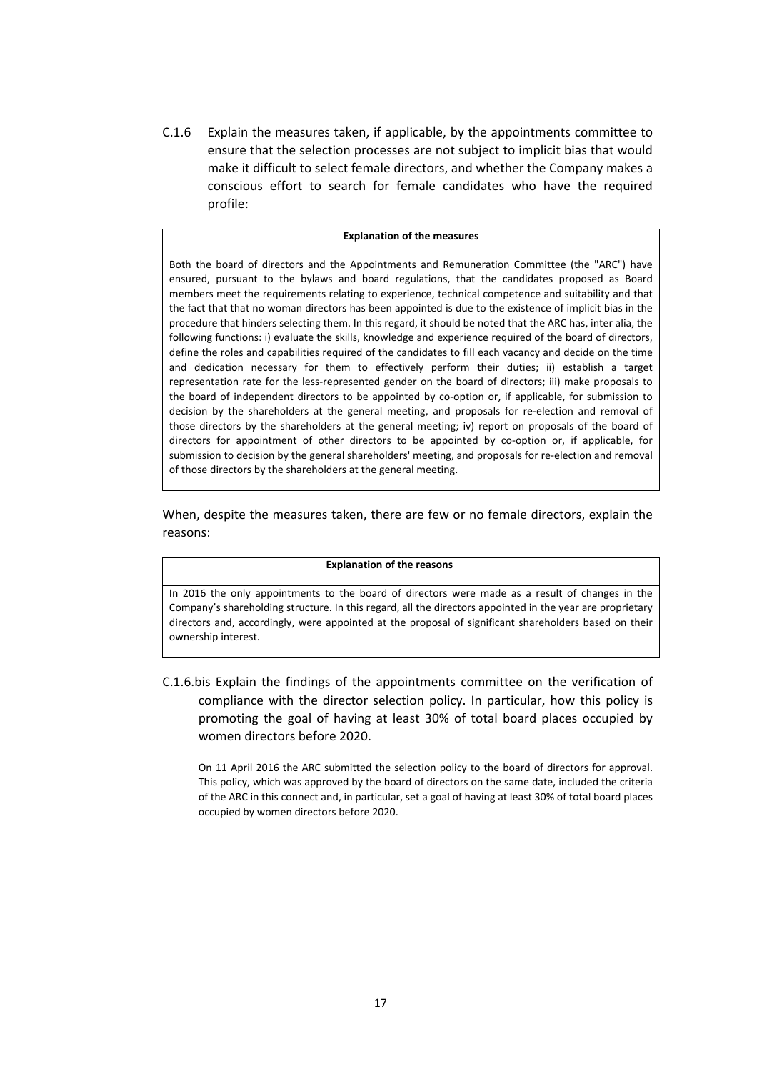C.1.6 Explain the measures taken, if applicable, by the appointments committee to ensure that the selection processes are not subject to implicit bias that would make it difficult to select female directors, and whether the Company makes a conscious effort to search for female candidates who have the required profile:

| Explanation of the measures |
| --- |
| Both the board of directors and the Appointments and Remuneration Committee (the "ARC") have ensured, pursuant to the bylaws and board regulations, that the candidates proposed as Board members meet the requirements relating to experience, technical competence and suitability and that the fact that that no woman directors has been appointed is due to the existence of implicit bias in the procedure that hinders selecting them. In this regard, it should be noted that the ARC has, inter alia, the following functions: i) evaluate the skills, knowledge and experience required of the board of directors, define the roles and capabilities required of the candidates to fill each vacancy and decide on the time and dedication necessary for them to effectively perform their duties; ii) establish a target representation rate for the less-represented gender on the board of directors; iii) make proposals to the board of independent directors to be appointed by co-option or, if applicable, for submission to decision by the shareholders at the general meeting, and proposals for re-election and removal of those directors by the shareholders at the general meeting; iv) report on proposals of the board of directors for appointment of other directors to be appointed by co-option or, if applicable, for submission to decision by the general shareholders' meeting, and proposals for re-election and removal of those directors by the shareholders at the general meeting. |

When, despite the measures taken, there are few or no female directors, explain the reasons:

| Explanation of the reasons |
| --- |
| In 2016 the only appointments to the board of directors were made as a result of changes in the Company's shareholding structure. In this regard, all the directors appointed in the year are proprietary directors and, accordingly, were appointed at the proposal of significant shareholders based on their ownership interest. |

C.1.6.bis Explain the findings of the appointments committee on the verification of compliance with the director selection policy. In particular, how this policy is promoting the goal of having at least 30% of total board places occupied by women directors before 2020.

On 11 April 2016 the ARC submitted the selection policy to the board of directors for approval. This policy, which was approved by the board of directors on the same date, included the criteria of the ARC in this connect and, in particular, set a goal of having at least 30% of total board places occupied by women directors before 2020.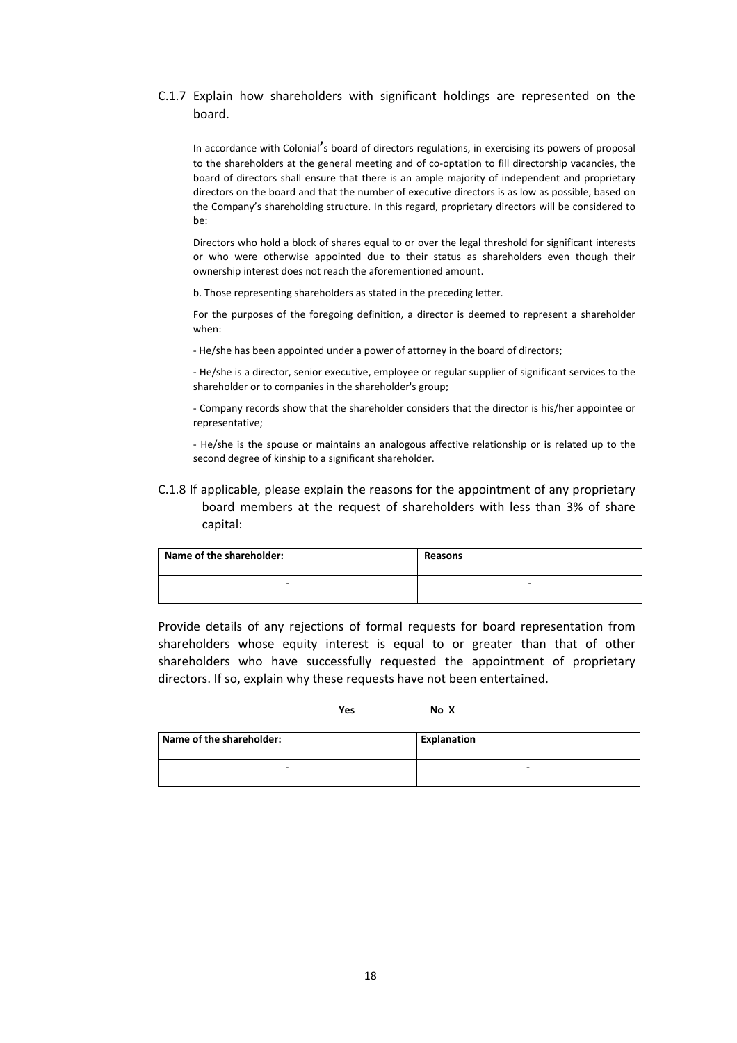### C.1.7 Explain how shareholders with significant holdings are represented on the board.

In accordance with Colonial's board of directors regulations, in exercising its powers of proposal to the shareholders at the general meeting and of co-optation to fill directorship vacancies, the board of directors shall ensure that there is an ample majority of independent and proprietary directors on the board and that the number of executive directors is as low as possible, based on the Company's shareholding structure. In this regard, proprietary directors will be considered to be:

Directors who hold a block of shares equal to or over the legal threshold for significant interests or who were otherwise appointed due to their status as shareholders even though their ownership interest does not reach the aforementioned amount.

b. Those representing shareholders as stated in the preceding letter.

For the purposes of the foregoing definition, a director is deemed to represent a shareholder when:

- He/she has been appointed under a power of attorney in the board of directors;

- He/she is a director, senior executive, employee or regular supplier of significant services to the shareholder or to companies in the shareholder's group;

- Company records show that the shareholder considers that the director is his/her appointee or representative;

- He/she is the spouse or maintains an analogous affective relationship or is related up to the second degree of kinship to a significant shareholder.

### C.1.8 If applicable, please explain the reasons for the appointment of any proprietary board members at the request of shareholders with less than 3% of share capital:

| Name of the shareholder: | Reasons |
|---|---|
| - | - |

Provide details of any rejections of formal requests for board representation from shareholders whose equity interest is equal to or greater than that of other shareholders who have successfully requested the appointment of proprietary directors. If so, explain why these requests have not been entertained.

**Yes** **No X**

| Name of the shareholder: | Explanation |
|---|---|
| - | - |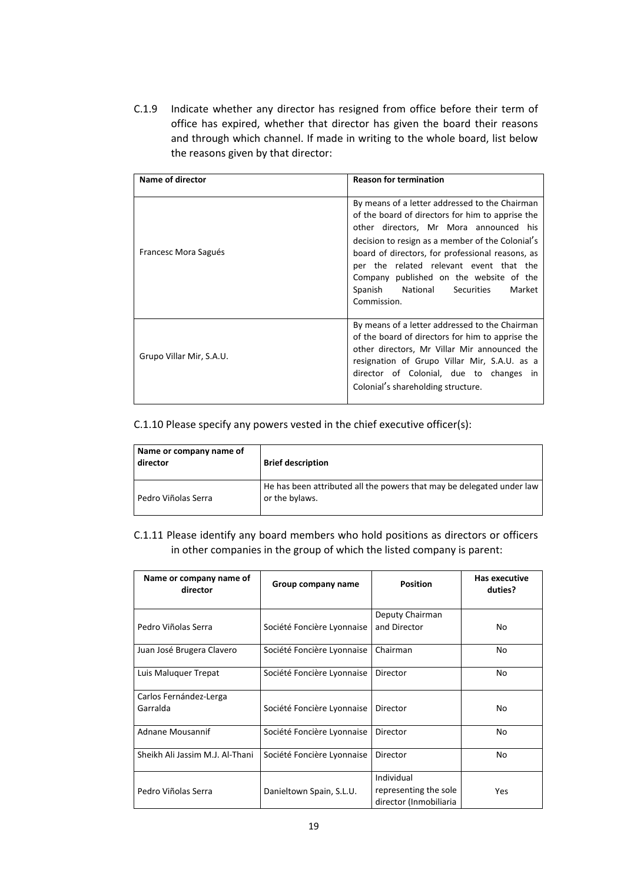C.1.9 Indicate whether any director has resigned from office before their term of office has expired, whether that director has given the board their reasons and through which channel. If made in writing to the whole board, list below the reasons given by that director:

| Name of director | Reason for termination |
|---|---|
| Francesc Mora Sagués | By means of a letter addressed to the Chairman of the board of directors for him to apprise the other directors, Mr Mora announced his decision to resign as a member of the Colonial's board of directors, for professional reasons, as per the related relevant event that the Company published on the website of the Spanish National Securities Market Commission. |
| Grupo Villar Mir, S.A.U. | By means of a letter addressed to the Chairman of the board of directors for him to apprise the other directors, Mr Villar Mir announced the resignation of Grupo Villar Mir, S.A.U. as a director of Colonial, due to changes in Colonial's shareholding structure. |

C.1.10 Please specify any powers vested in the chief executive officer(s):

| Name or company name of director | Brief description |
|---|---|
| Pedro Viñolas Serra | He has been attributed all the powers that may be delegated under law or the bylaws. |

C.1.11 Please identify any board members who hold positions as directors or officers in other companies in the group of which the listed company is parent:

| Name or company name of director | Group company name | Position | Has executive duties? |
|---|---|---|---|
| Pedro Viñolas Serra | Société Foncière Lyonnaise | Deputy Chairman and Director | No |
| Juan José Brugera Clavero | Société Foncière Lyonnaise | Chairman | No |
| Luis Maluquer Trepat | Société Foncière Lyonnaise | Director | No |
| Carlos Fernández-Lerga Garralda | Société Foncière Lyonnaise | Director | No |
| Adnane Mousannif | Société Foncière Lyonnaise | Director | No |
| Sheikh Ali Jassim M.J. Al-Thani | Société Foncière Lyonnaise | Director | No |
| Pedro Viñolas Serra | Danieltown Spain, S.L.U. | Individual representing the sole director (Inmobiliaria | Yes |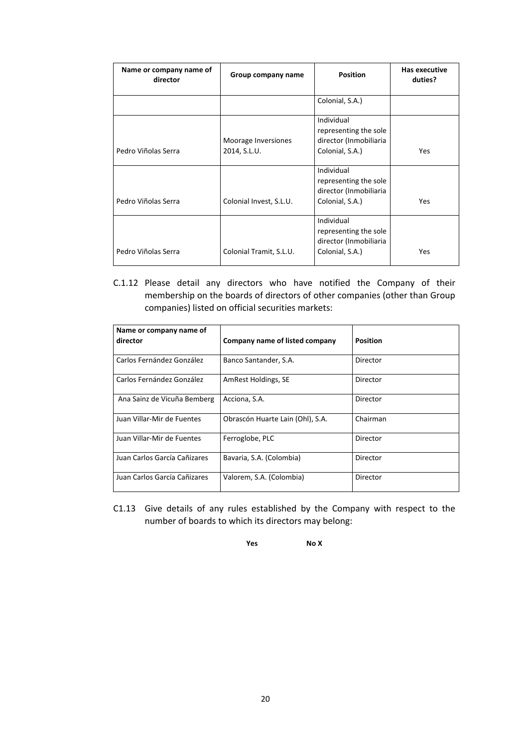| Name or company name of director | Group company name | Position | Has executive duties? |
|---|---|---|---|
| | | Colonial, S.A.) | |
| Pedro Viñolas Serra | Moorage Inversiones 2014, S.L.U. | Individual representing the sole director (Inmobiliaria Colonial, S.A.) | Yes |
| Pedro Viñolas Serra | Colonial Invest, S.L.U. | Individual representing the sole director (Inmobiliaria Colonial, S.A.) | Yes |
| Pedro Viñolas Serra | Colonial Tramit, S.L.U. | Individual representing the sole director (Inmobiliaria Colonial, S.A.) | Yes |

C.1.12 Please detail any directors who have notified the Company of their membership on the boards of directors of other companies (other than Group companies) listed on official securities markets:

| Name or company name of director | Company name of listed company | Position |
|---|---|---|
| Carlos Fernández González | Banco Santander, S.A. | Director |
| Carlos Fernández González | AmRest Holdings, SE | Director |
| Ana Sainz de Vicuña Bemberg | Acciona, S.A. | Director |
| Juan Villar-Mir de Fuentes | Obrascón Huarte Lain (Ohl), S.A. | Chairman |
| Juan Villar-Mir de Fuentes | Ferroglobe, PLC | Director |
| Juan Carlos García Cañizares | Bavaria, S.A. (Colombia) | Director |
| Juan Carlos García Cañizares | Valorem, S.A. (Colombia) | Director |

C1.13 Give details of any rules established by the Company with respect to the number of boards to which its directors may belong:

**Yes** **No X**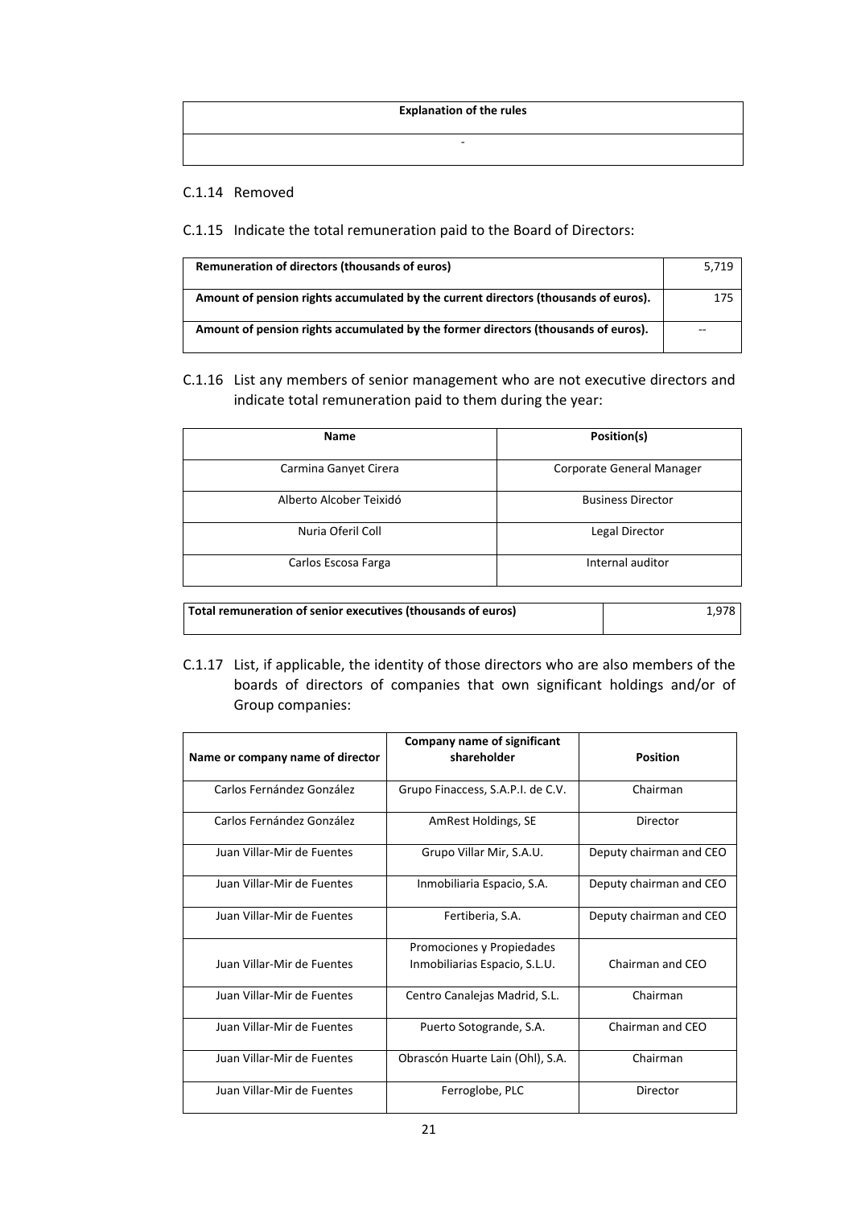| Explanation of the rules |
| --- |
| - |

C.1.14 Removed

C.1.15 Indicate the total remuneration paid to the Board of Directors:

| Remuneration of directors (thousands of euros) | 5,719 |
| --- | --- |
| Amount of pension rights accumulated by the current directors (thousands of euros). | 175 |
| Amount of pension rights accumulated by the former directors (thousands of euros). | -- |

C.1.16 List any members of senior management who are not executive directors and indicate total remuneration paid to them during the year:

| Name | Position(s) |
| --- | --- |
| Carmina Ganyet Cirera | Corporate General Manager |
| Alberto Alcober Teixidó | Business Director |
| Nuria Oferil Coll | Legal Director |
| Carlos Escosa Farga | Internal auditor |

| Total remuneration of senior executives (thousands of euros) | 1,978 |
| --- | --- |

C.1.17 List, if applicable, the identity of those directors who are also members of the boards of directors of companies that own significant holdings and/or of Group companies:

| Name or company name of director | Company name of significant shareholder | Position |
| --- | --- | --- |
| Carlos Fernández González | Grupo Finaccess, S.A.P.I. de C.V. | Chairman |
| Carlos Fernández González | AmRest Holdings, SE | Director |
| Juan Villar-Mir de Fuentes | Grupo Villar Mir, S.A.U. | Deputy chairman and CEO |
| Juan Villar-Mir de Fuentes | Inmobiliaria Espacio, S.A. | Deputy chairman and CEO |
| Juan Villar-Mir de Fuentes | Fertiberia, S.A. | Deputy chairman and CEO |
| Juan Villar-Mir de Fuentes | Promociones y Propiedades Inmobiliarias Espacio, S.L.U. | Chairman and CEO |
| Juan Villar-Mir de Fuentes | Centro Canalejas Madrid, S.L. | Chairman |
| Juan Villar-Mir de Fuentes | Puerto Sotogrande, S.A. | Chairman and CEO |
| Juan Villar-Mir de Fuentes | Obrascón Huarte Lain (Ohl), S.A. | Chairman |
| Juan Villar-Mir de Fuentes | Ferroglobe, PLC | Director |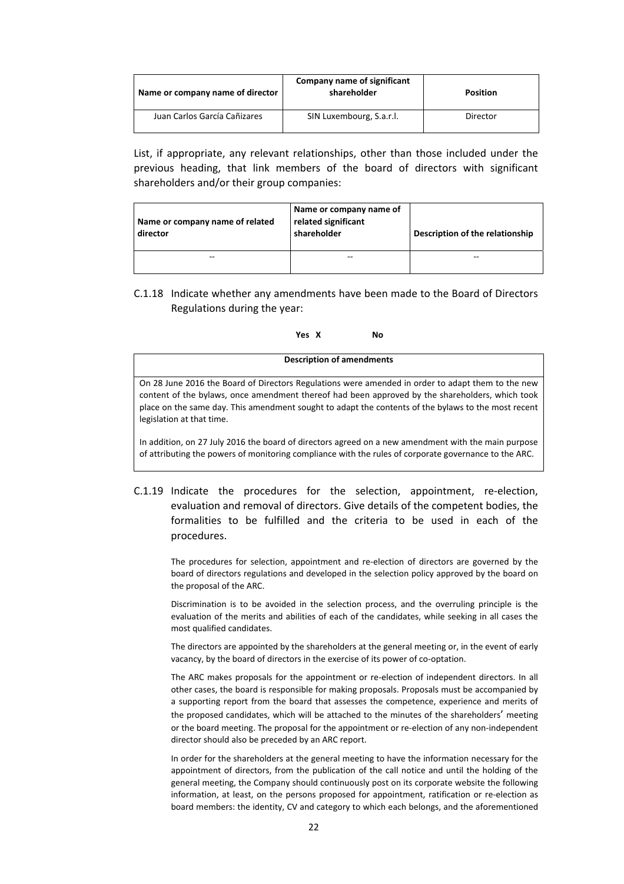| Name or company name of director | Company name of significant shareholder | Position |
| --- | --- | --- |
| Juan Carlos García Cañizares | SIN Luxembourg, S.a.r.l. | Director |

List, if appropriate, any relevant relationships, other than those included under the previous heading, that link members of the board of directors with significant shareholders and/or their group companies:

| Name or company name of related director | Name or company name of related significant shareholder | Description of the relationship |
| --- | --- | --- |
| -- | -- | -- |

C.1.18 Indicate whether any amendments have been made to the Board of Directors Regulations during the year:

**Yes X** **No**

| Description of amendments |
| --- |
| On 28 June 2016 the Board of Directors Regulations were amended in order to adapt them to the new content of the bylaws, once amendment thereof had been approved by the shareholders, which took place on the same day. This amendment sought to adapt the contents of the bylaws to the most recent legislation at that time. In addition, on 27 July 2016 the board of directors agreed on a new amendment with the main purpose of attributing the powers of monitoring compliance with the rules of corporate governance to the ARC. |

C.1.19 Indicate the procedures for the selection, appointment, re-election, evaluation and removal of directors. Give details of the competent bodies, the formalities to be fulfilled and the criteria to be used in each of the procedures.

The procedures for selection, appointment and re-election of directors are governed by the board of directors regulations and developed in the selection policy approved by the board on the proposal of the ARC.

Discrimination is to be avoided in the selection process, and the overruling principle is the evaluation of the merits and abilities of each of the candidates, while seeking in all cases the most qualified candidates.

The directors are appointed by the shareholders at the general meeting or, in the event of early vacancy, by the board of directors in the exercise of its power of co-optation.

The ARC makes proposals for the appointment or re-election of independent directors. In all other cases, the board is responsible for making proposals. Proposals must be accompanied by a supporting report from the board that assesses the competence, experience and merits of the proposed candidates, which will be attached to the minutes of the shareholders' meeting or the board meeting. The proposal for the appointment or re-election of any non-independent director should also be preceded by an ARC report.

In order for the shareholders at the general meeting to have the information necessary for the appointment of directors, from the publication of the call notice and until the holding of the general meeting, the Company should continuously post on its corporate website the following information, at least, on the persons proposed for appointment, ratification or re-election as board members: the identity, CV and category to which each belongs, and the aforementioned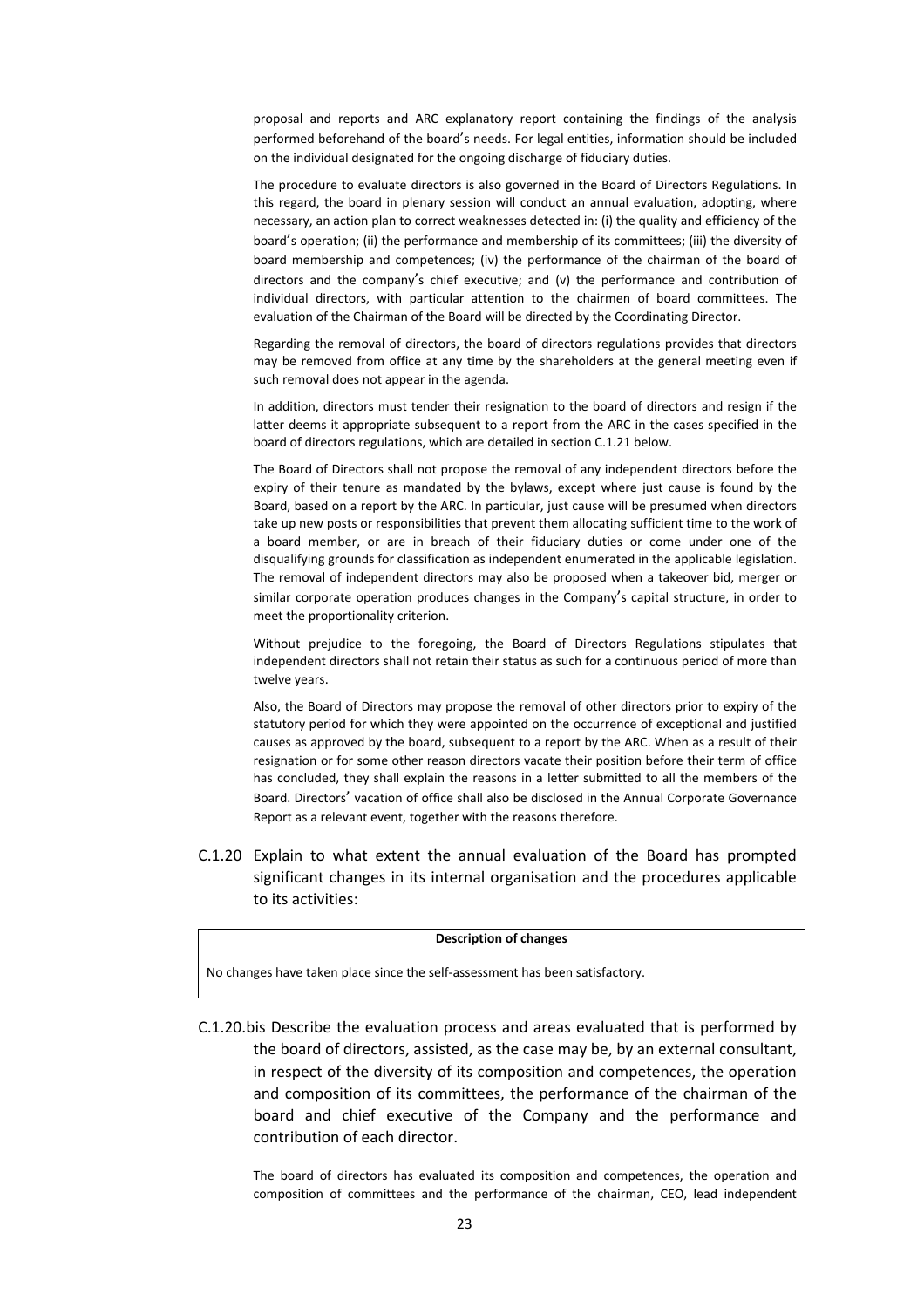proposal and reports and ARC explanatory report containing the findings of the analysis performed beforehand of the board's needs. For legal entities, information should be included on the individual designated for the ongoing discharge of fiduciary duties.

The procedure to evaluate directors is also governed in the Board of Directors Regulations. In this regard, the board in plenary session will conduct an annual evaluation, adopting, where necessary, an action plan to correct weaknesses detected in: (i) the quality and efficiency of the board's operation; (ii) the performance and membership of its committees; (iii) the diversity of board membership and competences; (iv) the performance of the chairman of the board of directors and the company's chief executive; and (v) the performance and contribution of individual directors, with particular attention to the chairmen of board committees. The evaluation of the Chairman of the Board will be directed by the Coordinating Director.

Regarding the removal of directors, the board of directors regulations provides that directors may be removed from office at any time by the shareholders at the general meeting even if such removal does not appear in the agenda.

In addition, directors must tender their resignation to the board of directors and resign if the latter deems it appropriate subsequent to a report from the ARC in the cases specified in the board of directors regulations, which are detailed in section C.1.21 below.

The Board of Directors shall not propose the removal of any independent directors before the expiry of their tenure as mandated by the bylaws, except where just cause is found by the Board, based on a report by the ARC. In particular, just cause will be presumed when directors take up new posts or responsibilities that prevent them allocating sufficient time to the work of a board member, or are in breach of their fiduciary duties or come under one of the disqualifying grounds for classification as independent enumerated in the applicable legislation. The removal of independent directors may also be proposed when a takeover bid, merger or similar corporate operation produces changes in the Company's capital structure, in order to meet the proportionality criterion.

Without prejudice to the foregoing, the Board of Directors Regulations stipulates that independent directors shall not retain their status as such for a continuous period of more than twelve years.

Also, the Board of Directors may propose the removal of other directors prior to expiry of the statutory period for which they were appointed on the occurrence of exceptional and justified causes as approved by the board, subsequent to a report by the ARC. When as a result of their resignation or for some other reason directors vacate their position before their term of office has concluded, they shall explain the reasons in a letter submitted to all the members of the Board. Directors' vacation of office shall also be disclosed in the Annual Corporate Governance Report as a relevant event, together with the reasons therefore.

C.1.20 Explain to what extent the annual evaluation of the Board has prompted significant changes in its internal organisation and the procedures applicable to its activities:

| Description of changes |
|---|
| No changes have taken place since the self-assessment has been satisfactory. |

C.1.20.bis Describe the evaluation process and areas evaluated that is performed by the board of directors, assisted, as the case may be, by an external consultant, in respect of the diversity of its composition and competences, the operation and composition of its committees, the performance of the chairman of the board and chief executive of the Company and the performance and contribution of each director.

The board of directors has evaluated its composition and competences, the operation and composition of committees and the performance of the chairman, CEO, lead independent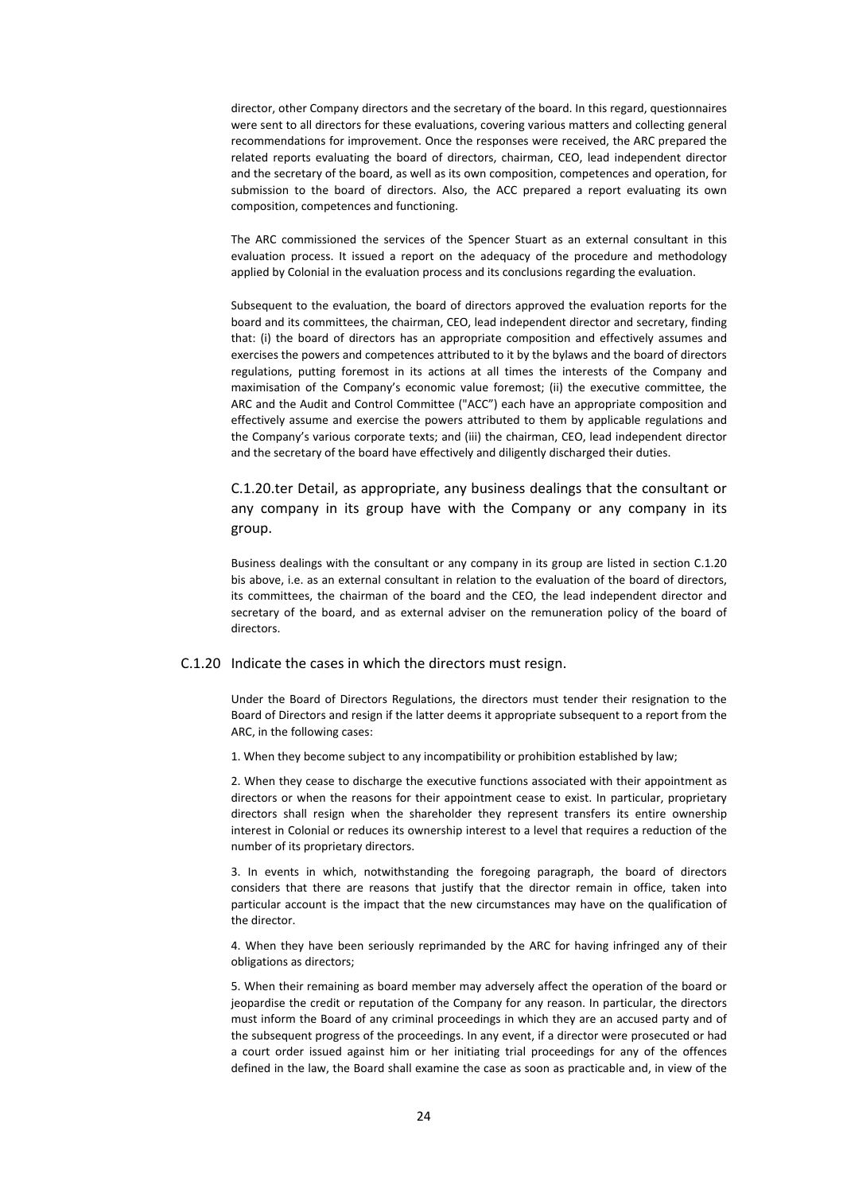director, other Company directors and the secretary of the board. In this regard, questionnaires were sent to all directors for these evaluations, covering various matters and collecting general recommendations for improvement. Once the responses were received, the ARC prepared the related reports evaluating the board of directors, chairman, CEO, lead independent director and the secretary of the board, as well as its own composition, competences and operation, for submission to the board of directors. Also, the ACC prepared a report evaluating its own composition, competences and functioning.

The ARC commissioned the services of the Spencer Stuart as an external consultant in this evaluation process. It issued a report on the adequacy of the procedure and methodology applied by Colonial in the evaluation process and its conclusions regarding the evaluation.

Subsequent to the evaluation, the board of directors approved the evaluation reports for the board and its committees, the chairman, CEO, lead independent director and secretary, finding that: (i) the board of directors has an appropriate composition and effectively assumes and exercises the powers and competences attributed to it by the bylaws and the board of directors regulations, putting foremost in its actions at all times the interests of the Company and maximisation of the Company's economic value foremost; (ii) the executive committee, the ARC and the Audit and Control Committee ("ACC") each have an appropriate composition and effectively assume and exercise the powers attributed to them by applicable regulations and the Company's various corporate texts; and (iii) the chairman, CEO, lead independent director and the secretary of the board have effectively and diligently discharged their duties.

### C.1.20.ter Detail, as appropriate, any business dealings that the consultant or any company in its group have with the Company or any company in its group.

Business dealings with the consultant or any company in its group are listed in section C.1.20 bis above, i.e. as an external consultant in relation to the evaluation of the board of directors, its committees, the chairman of the board and the CEO, the lead independent director and secretary of the board, and as external adviser on the remuneration policy of the board of directors.

### C.1.20 Indicate the cases in which the directors must resign.

Under the Board of Directors Regulations, the directors must tender their resignation to the Board of Directors and resign if the latter deems it appropriate subsequent to a report from the ARC, in the following cases:

1. When they become subject to any incompatibility or prohibition established by law;

2. When they cease to discharge the executive functions associated with their appointment as directors or when the reasons for their appointment cease to exist. In particular, proprietary directors shall resign when the shareholder they represent transfers its entire ownership interest in Colonial or reduces its ownership interest to a level that requires a reduction of the number of its proprietary directors.

3. In events in which, notwithstanding the foregoing paragraph, the board of directors considers that there are reasons that justify that the director remain in office, taken into particular account is the impact that the new circumstances may have on the qualification of the director.

4. When they have been seriously reprimanded by the ARC for having infringed any of their obligations as directors;

5. When their remaining as board member may adversely affect the operation of the board or jeopardise the credit or reputation of the Company for any reason. In particular, the directors must inform the Board of any criminal proceedings in which they are an accused party and of the subsequent progress of the proceedings. In any event, if a director were prosecuted or had a court order issued against him or her initiating trial proceedings for any of the offences defined in the law, the Board shall examine the case as soon as practicable and, in view of the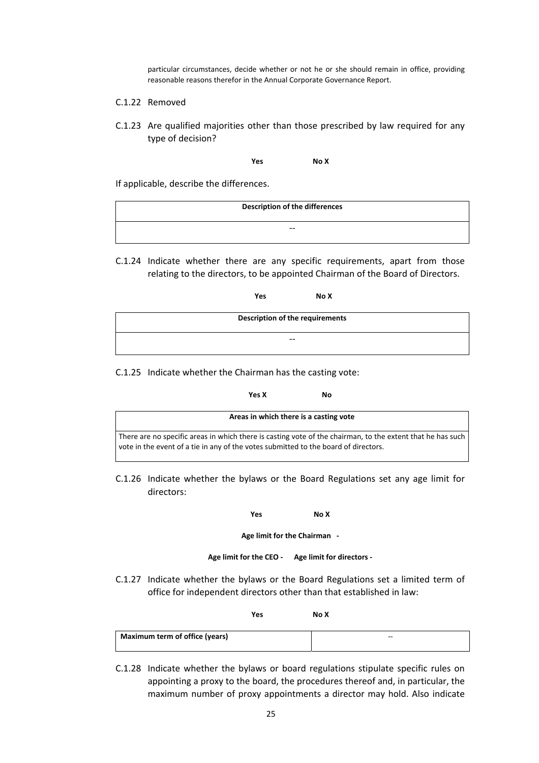particular circumstances, decide whether or not he or she should remain in office, providing reasonable reasons therefor in the Annual Corporate Governance Report.

C.1.22 Removed

C.1.23 Are qualified majorities other than those prescribed by law required for any type of decision?

**Yes** **No X**

If applicable, describe the differences.

| Description of the differences |
| --- |
| -- |

C.1.24 Indicate whether there are any specific requirements, apart from those relating to the directors, to be appointed Chairman of the Board of Directors.

**Yes** **No X**

| Description of the requirements |
| --- |
| -- |

C.1.25 Indicate whether the Chairman has the casting vote:

**Yes X** **No**

| Areas in which there is a casting vote |
| --- |
| There are no specific areas in which there is casting vote of the chairman, to the extent that he has such vote in the event of a tie in any of the votes submitted to the board of directors. |

C.1.26 Indicate whether the bylaws or the Board Regulations set any age limit for directors:

**Yes** **No X**

**Age limit for the Chairman -**

**Age limit for the CEO -** **Age limit for directors -**

C.1.27 Indicate whether the bylaws or the Board Regulations set a limited term of office for independent directors other than that established in law:

**Yes** **No X**

| Maximum term of office (years) | -- |
| --- | --- |

C.1.28 Indicate whether the bylaws or board regulations stipulate specific rules on appointing a proxy to the board, the procedures thereof and, in particular, the maximum number of proxy appointments a director may hold. Also indicate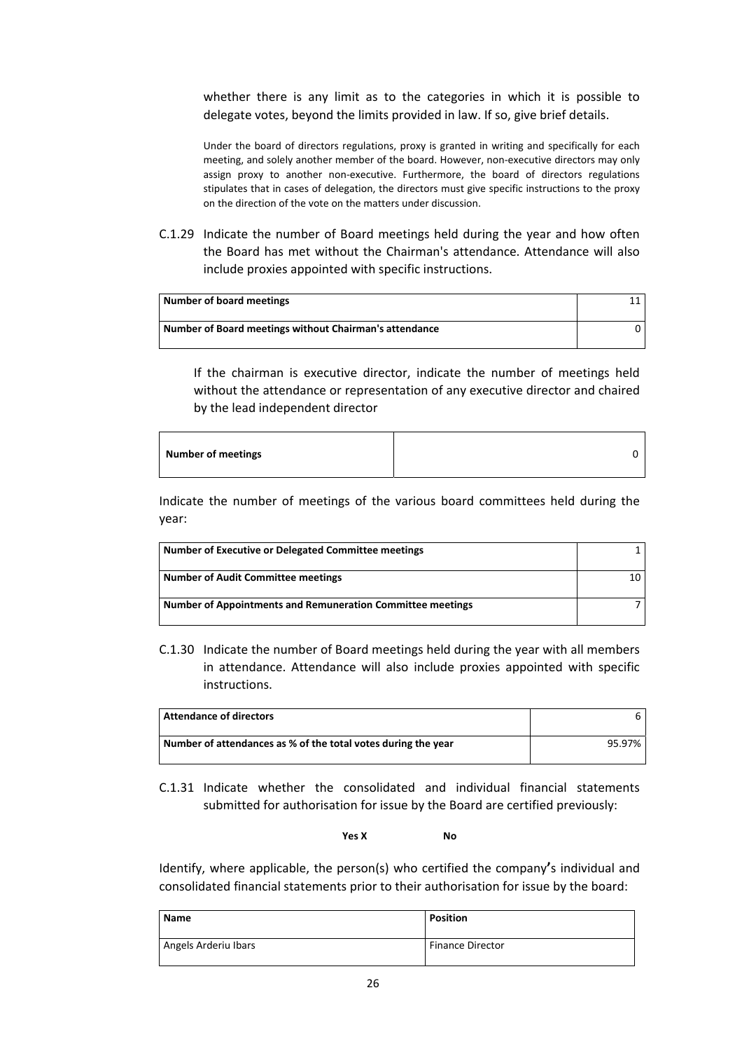whether there is any limit as to the categories in which it is possible to delegate votes, beyond the limits provided in law. If so, give brief details.

Under the board of directors regulations, proxy is granted in writing and specifically for each meeting, and solely another member of the board. However, non-executive directors may only assign proxy to another non-executive. Furthermore, the board of directors regulations stipulates that in cases of delegation, the directors must give specific instructions to the proxy on the direction of the vote on the matters under discussion.

C.1.29 Indicate the number of Board meetings held during the year and how often the Board has met without the Chairman's attendance. Attendance will also include proxies appointed with specific instructions.

| Number of board meetings | 11 |
|---|---|
| **Number of Board meetings without Chairman's attendance** | 0 |

If the chairman is executive director, indicate the number of meetings held without the attendance or representation of any executive director and chaired by the lead independent director

| Number of meetings | 0 |
|---|---|

Indicate the number of meetings of the various board committees held during the year:

| Number of Executive or Delegated Committee meetings | 1 |
|---|---|
| **Number of Audit Committee meetings** | 10 |
| **Number of Appointments and Remuneration Committee meetings** | 7 |

C.1.30 Indicate the number of Board meetings held during the year with all members in attendance. Attendance will also include proxies appointed with specific instructions.

| Attendance of directors | 6 |
|---|---|
| **Number of attendances as % of the total votes during the year** | 95.97% |

C.1.31 Indicate whether the consolidated and individual financial statements submitted for authorisation for issue by the Board are certified previously:

**Yes X** **No**

Identify, where applicable, the person(s) who certified the company's individual and consolidated financial statements prior to their authorisation for issue by the board:

| Name | Position |
|---|---|
| Angels Arderiu Ibars | Finance Director |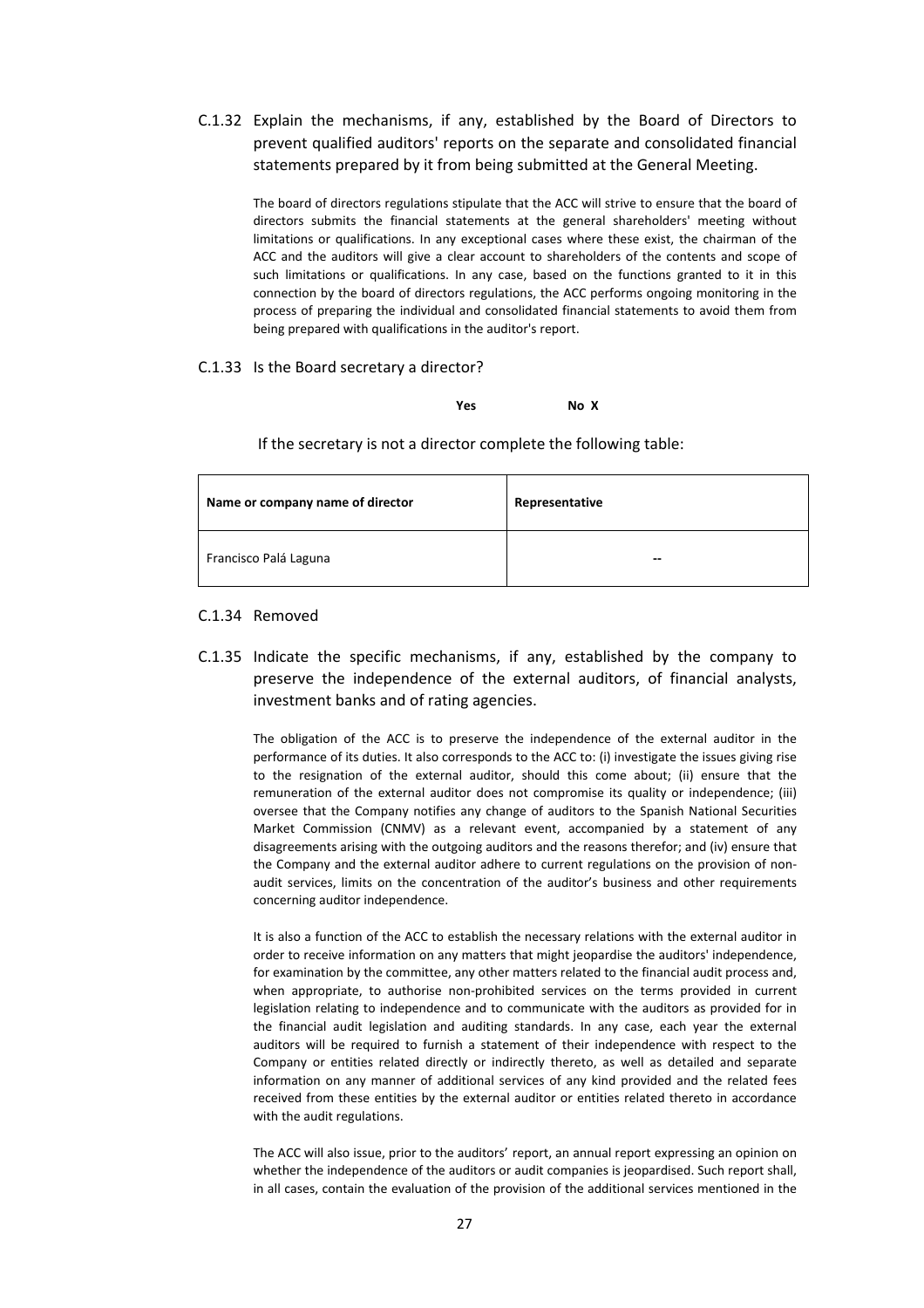C.1.32 Explain the mechanisms, if any, established by the Board of Directors to prevent qualified auditors' reports on the separate and consolidated financial statements prepared by it from being submitted at the General Meeting.

The board of directors regulations stipulate that the ACC will strive to ensure that the board of directors submits the financial statements at the general shareholders' meeting without limitations or qualifications. In any exceptional cases where these exist, the chairman of the ACC and the auditors will give a clear account to shareholders of the contents and scope of such limitations or qualifications. In any case, based on the functions granted to it in this connection by the board of directors regulations, the ACC performs ongoing monitoring in the process of preparing the individual and consolidated financial statements to avoid them from being prepared with qualifications in the auditor's report.

C.1.33 Is the Board secretary a director?

**Yes** **No X**

If the secretary is not a director complete the following table:

| Name or company name of director | Representative |
| --- | --- |
| Francisco Palá Laguna | -- |

C.1.34 Removed

C.1.35 Indicate the specific mechanisms, if any, established by the company to preserve the independence of the external auditors, of financial analysts, investment banks and of rating agencies.

The obligation of the ACC is to preserve the independence of the external auditor in the performance of its duties. It also corresponds to the ACC to: (i) investigate the issues giving rise to the resignation of the external auditor, should this come about; (ii) ensure that the remuneration of the external auditor does not compromise its quality or independence; (iii) oversee that the Company notifies any change of auditors to the Spanish National Securities Market Commission (CNMV) as a relevant event, accompanied by a statement of any disagreements arising with the outgoing auditors and the reasons therefor; and (iv) ensure that the Company and the external auditor adhere to current regulations on the provision of non-audit services, limits on the concentration of the auditor's business and other requirements concerning auditor independence.

It is also a function of the ACC to establish the necessary relations with the external auditor in order to receive information on any matters that might jeopardise the auditors' independence, for examination by the committee, any other matters related to the financial audit process and, when appropriate, to authorise non-prohibited services on the terms provided in current legislation relating to independence and to communicate with the auditors as provided for in the financial audit legislation and auditing standards. In any case, each year the external auditors will be required to furnish a statement of their independence with respect to the Company or entities related directly or indirectly thereto, as well as detailed and separate information on any manner of additional services of any kind provided and the related fees received from these entities by the external auditor or entities related thereto in accordance with the audit regulations.

The ACC will also issue, prior to the auditors' report, an annual report expressing an opinion on whether the independence of the auditors or audit companies is jeopardised. Such report shall, in all cases, contain the evaluation of the provision of the additional services mentioned in the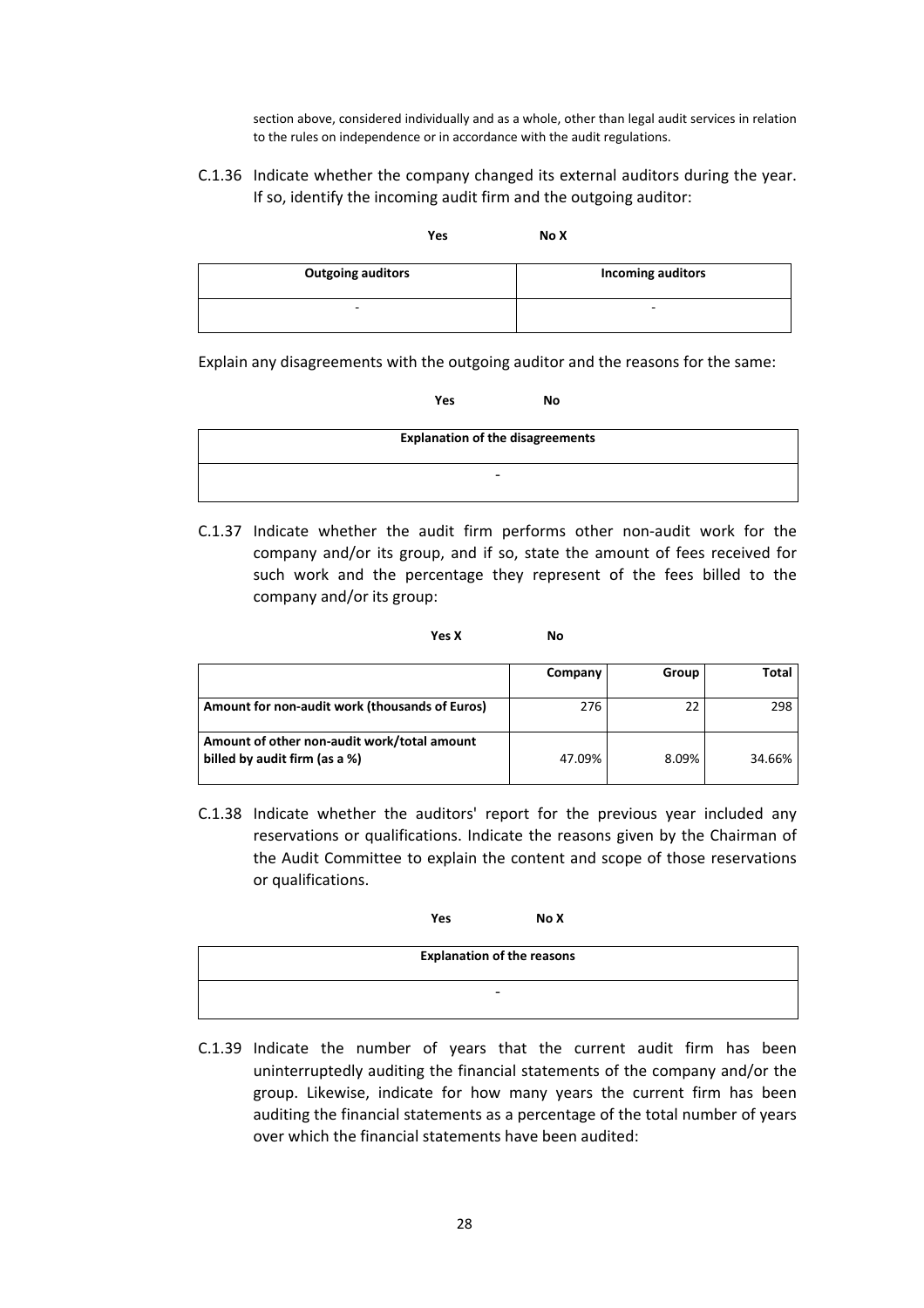section above, considered individually and as a whole, other than legal audit services in relation to the rules on independence or in accordance with the audit regulations.

C.1.36 Indicate whether the company changed its external auditors during the year. If so, identify the incoming audit firm and the outgoing auditor:

**Yes** **No X**

| Outgoing auditors | Incoming auditors |
|---|---|
| - | - |

Explain any disagreements with the outgoing auditor and the reasons for the same:

**Yes** **No**

| Explanation of the disagreements |
|---|
| - |

C.1.37 Indicate whether the audit firm performs other non-audit work for the company and/or its group, and if so, state the amount of fees received for such work and the percentage they represent of the fees billed to the company and/or its group:

**Yes X** **No**

| | Company | Group | Total |
|---|---|---|---|
| **Amount for non-audit work (thousands of Euros)** | 276 | 22 | 298 |
| **Amount of other non-audit work/total amount billed by audit firm (as a %)** | 47.09% | 8.09% | 34.66% |

C.1.38 Indicate whether the auditors' report for the previous year included any reservations or qualifications. Indicate the reasons given by the Chairman of the Audit Committee to explain the content and scope of those reservations or qualifications.

**Yes** **No X**

| Explanation of the reasons |
|---|
| - |

C.1.39 Indicate the number of years that the current audit firm has been uninterruptedly auditing the financial statements of the company and/or the group. Likewise, indicate for how many years the current firm has been auditing the financial statements as a percentage of the total number of years over which the financial statements have been audited: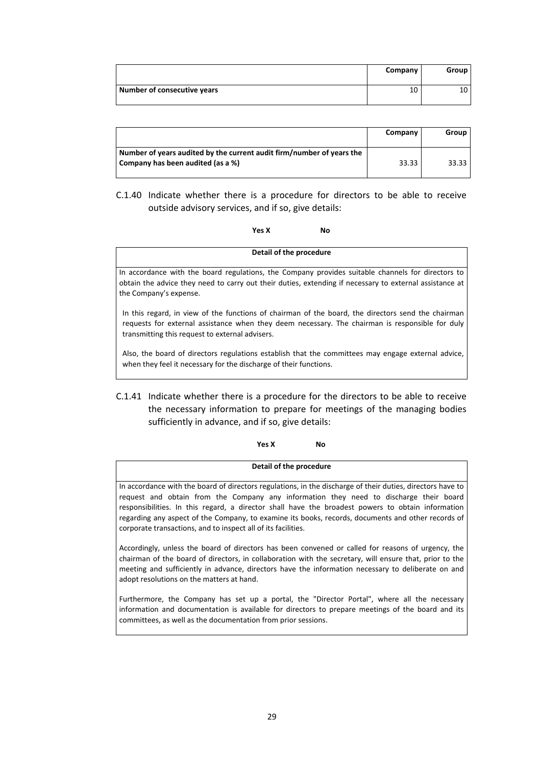| | Company | Group |
|---|---|---|
| **Number of consecutive years** | 10 | 10 |

| | Company | Group |
|---|---|---|
| **Number of years audited by the current audit firm/number of years the Company has been audited (as a %)** | 33.33 | 33.33 |

C.1.40 Indicate whether there is a procedure for directors to be able to receive outside advisory services, and if so, give details:

**Yes X** **No**

| Detail of the procedure |
|---|
| In accordance with the board regulations, the Company provides suitable channels for directors to obtain the advice they need to carry out their duties, extending if necessary to external assistance at the Company's expense.<br><br>In this regard, in view of the functions of chairman of the board, the directors send the chairman requests for external assistance when they deem necessary. The chairman is responsible for duly transmitting this request to external advisers.<br><br>Also, the board of directors regulations establish that the committees may engage external advice, when they feel it necessary for the discharge of their functions. |

C.1.41 Indicate whether there is a procedure for the directors to be able to receive the necessary information to prepare for meetings of the managing bodies sufficiently in advance, and if so, give details:

**Yes X** **No**

| Detail of the procedure |
|---|
| In accordance with the board of directors regulations, in the discharge of their duties, directors have to request and obtain from the Company any information they need to discharge their board responsibilities. In this regard, a director shall have the broadest powers to obtain information regarding any aspect of the Company, to examine its books, records, documents and other records of corporate transactions, and to inspect all of its facilities.<br><br>Accordingly, unless the board of directors has been convened or called for reasons of urgency, the chairman of the board of directors, in collaboration with the secretary, will ensure that, prior to the meeting and sufficiently in advance, directors have the information necessary to deliberate on and adopt resolutions on the matters at hand.<br><br>Furthermore, the Company has set up a portal, the "Director Portal", where all the necessary information and documentation is available for directors to prepare meetings of the board and its committees, as well as the documentation from prior sessions. |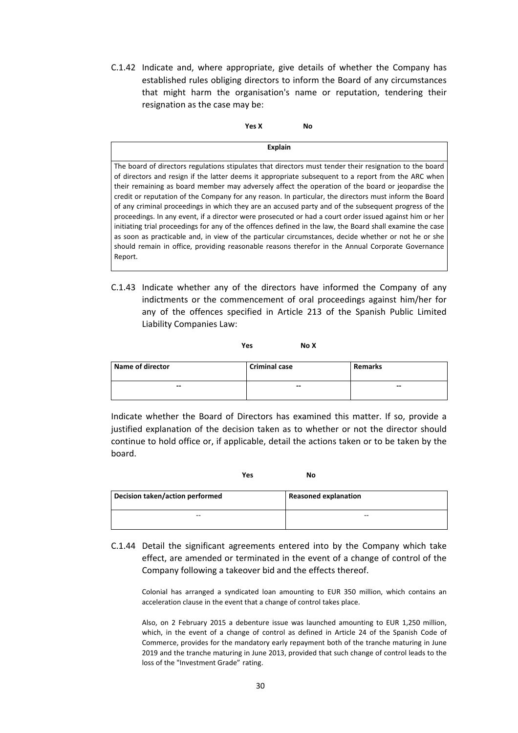C.1.42 Indicate and, where appropriate, give details of whether the Company has established rules obliging directors to inform the Board of any circumstances that might harm the organisation's name or reputation, tendering their resignation as the case may be:

**Yes X** **No**

| **Explain** |
|---|
| The board of directors regulations stipulates that directors must tender their resignation to the board of directors and resign if the latter deems it appropriate subsequent to a report from the ARC when their remaining as board member may adversely affect the operation of the board or jeopardise the credit or reputation of the Company for any reason. In particular, the directors must inform the Board of any criminal proceedings in which they are an accused party and of the subsequent progress of the proceedings. In any event, if a director were prosecuted or had a court order issued against him or her initiating trial proceedings for any of the offences defined in the law, the Board shall examine the case as soon as practicable and, in view of the particular circumstances, decide whether or not he or she should remain in office, providing reasonable reasons therefor in the Annual Corporate Governance Report. |

C.1.43 Indicate whether any of the directors have informed the Company of any indictments or the commencement of oral proceedings against him/her for any of the offences specified in Article 213 of the Spanish Public Limited Liability Companies Law:

**Yes** **No X**

| **Name of director** | **Criminal case** | **Remarks** |
|---|---|---|
| -- | -- | -- |

Indicate whether the Board of Directors has examined this matter. If so, provide a justified explanation of the decision taken as to whether or not the director should continue to hold office or, if applicable, detail the actions taken or to be taken by the board.

**Yes** **No**

| **Decision taken/action performed** | **Reasoned explanation** |
|---|---|
| -- | -- |

C.1.44 Detail the significant agreements entered into by the Company which take effect, are amended or terminated in the event of a change of control of the Company following a takeover bid and the effects thereof.

Colonial has arranged a syndicated loan amounting to EUR 350 million, which contains an acceleration clause in the event that a change of control takes place.

Also, on 2 February 2015 a debenture issue was launched amounting to EUR 1,250 million, which, in the event of a change of control as defined in Article 24 of the Spanish Code of Commerce, provides for the mandatory early repayment both of the tranche maturing in June 2019 and the tranche maturing in June 2013, provided that such change of control leads to the loss of the "Investment Grade" rating.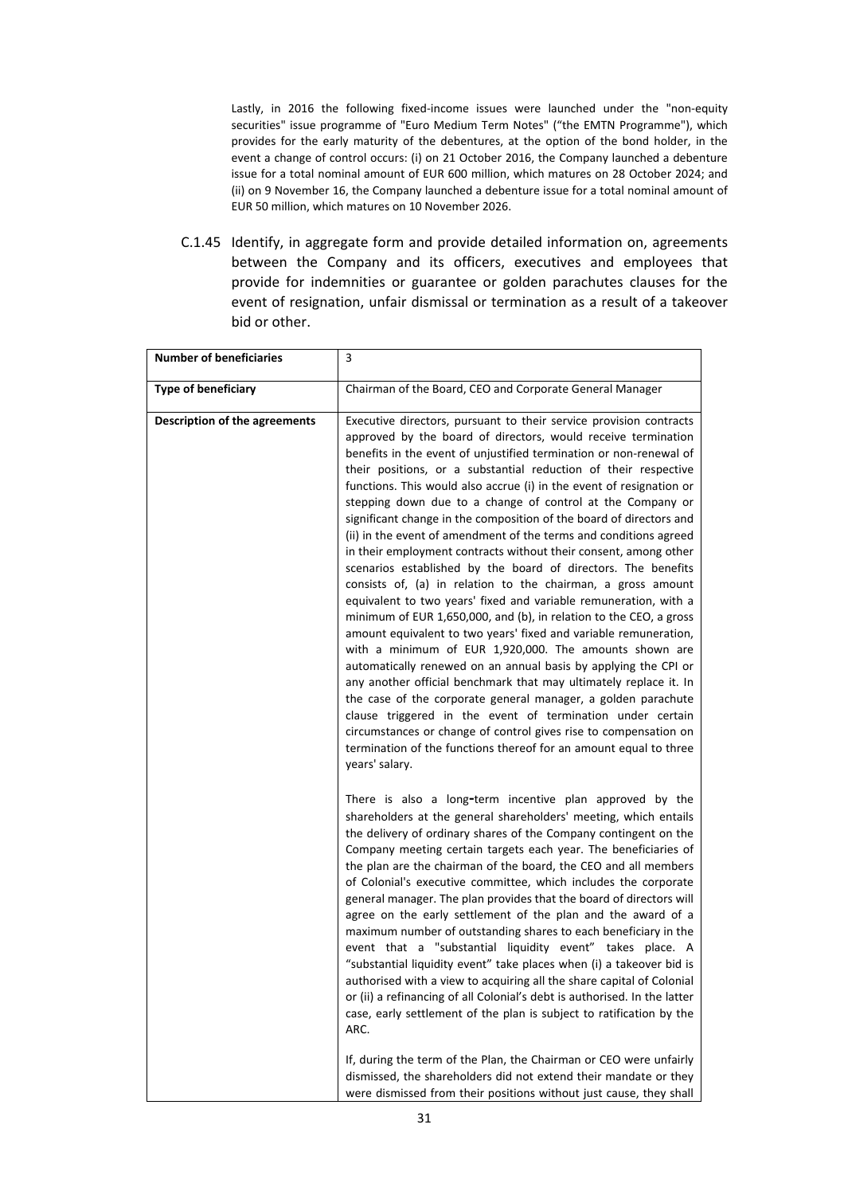Lastly, in 2016 the following fixed-income issues were launched under the "non-equity securities" issue programme of "Euro Medium Term Notes" ("the EMTN Programme"), which provides for the early maturity of the debentures, at the option of the bond holder, in the event a change of control occurs: (i) on 21 October 2016, the Company launched a debenture issue for a total nominal amount of EUR 600 million, which matures on 28 October 2024; and (ii) on 9 November 16, the Company launched a debenture issue for a total nominal amount of EUR 50 million, which matures on 10 November 2026.

C.1.45 Identify, in aggregate form and provide detailed information on, agreements between the Company and its officers, executives and employees that provide for indemnities or guarantee or golden parachutes clauses for the event of resignation, unfair dismissal or termination as a result of a takeover bid or other.

| **Number of beneficiaries** | 3 |
|---|---|
| **Type of beneficiary** | Chairman of the Board, CEO and Corporate General Manager |
| **Description of the agreements** | Executive directors, pursuant to their service provision contracts approved by the board of directors, would receive termination benefits in the event of unjustified termination or non-renewal of their positions, or a substantial reduction of their respective functions. This would also accrue (i) in the event of resignation or stepping down due to a change of control at the Company or significant change in the composition of the board of directors and (ii) in the event of amendment of the terms and conditions agreed in their employment contracts without their consent, among other scenarios established by the board of directors. The benefits consists of, (a) in relation to the chairman, a gross amount equivalent to two years' fixed and variable remuneration, with a minimum of EUR 1,650,000, and (b), in relation to the CEO, a gross amount equivalent to two years' fixed and variable remuneration, with a minimum of EUR 1,920,000. The amounts shown are automatically renewed on an annual basis by applying the CPI or any another official benchmark that may ultimately replace it. In the case of the corporate general manager, a golden parachute clause triggered in the event of termination under certain circumstances or change of control gives rise to compensation on termination of the functions thereof for an amount equal to three years' salary.<br><br>There is also a long-term incentive plan approved by the shareholders at the general shareholders' meeting, which entails the delivery of ordinary shares of the Company contingent on the Company meeting certain targets each year. The beneficiaries of the plan are the chairman of the board, the CEO and all members of Colonial's executive committee, which includes the corporate general manager. The plan provides that the board of directors will agree on the early settlement of the plan and the award of a maximum number of outstanding shares to each beneficiary in the event that a "substantial liquidity event" takes place. A "substantial liquidity event" take places when (i) a takeover bid is authorised with a view to acquiring all the share capital of Colonial or (ii) a refinancing of all Colonial's debt is authorised. In the latter case, early settlement of the plan is subject to ratification by the ARC.<br><br>If, during the term of the Plan, the Chairman or CEO were unfairly dismissed, the shareholders did not extend their mandate or they were dismissed from their positions without just cause, they shall |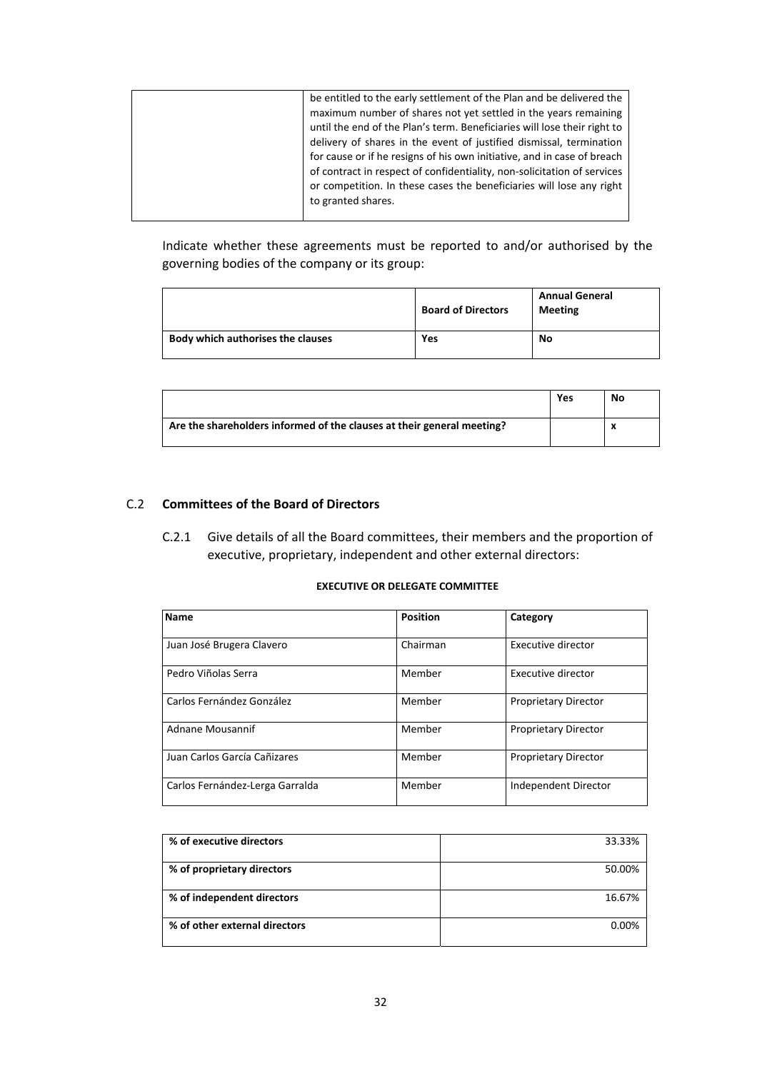| | |
|---|---|
| | be entitled to the early settlement of the Plan and be delivered the maximum number of shares not yet settled in the years remaining until the end of the Plan's term. Beneficiaries will lose their right to delivery of shares in the event of justified dismissal, termination for cause or if he resigns of his own initiative, and in case of breach of contract in respect of confidentiality, non-solicitation of services or competition. In these cases the beneficiaries will lose any right to granted shares. |

Indicate whether these agreements must be reported to and/or authorised by the governing bodies of the company or its group:

| | Board of Directors | Annual General Meeting |
|---|---|---|
| **Body which authorises the clauses** | **Yes** | **No** |

| | Yes | No |
|---|---|---|
| **Are the shareholders informed of the clauses at their general meeting?** | | **x** |

## C.2 Committees of the Board of Directors

C.2.1 Give details of all the Board committees, their members and the proportion of executive, proprietary, independent and other external directors:

**EXECUTIVE OR DELEGATE COMMITTEE**

| Name | Position | Category |
|---|---|---|
| Juan José Brugera Clavero | Chairman | Executive director |
| Pedro Viñolas Serra | Member | Executive director |
| Carlos Fernández González | Member | Proprietary Director |
| Adnane Mousannif | Member | Proprietary Director |
| Juan Carlos García Cañizares | Member | Proprietary Director |
| Carlos Fernández-Lerga Garralda | Member | Independent Director |

| | |
|---|---|
| **% of executive directors** | 33.33% |
| **% of proprietary directors** | 50.00% |
| **% of independent directors** | 16.67% |
| **% of other external directors** | 0.00% |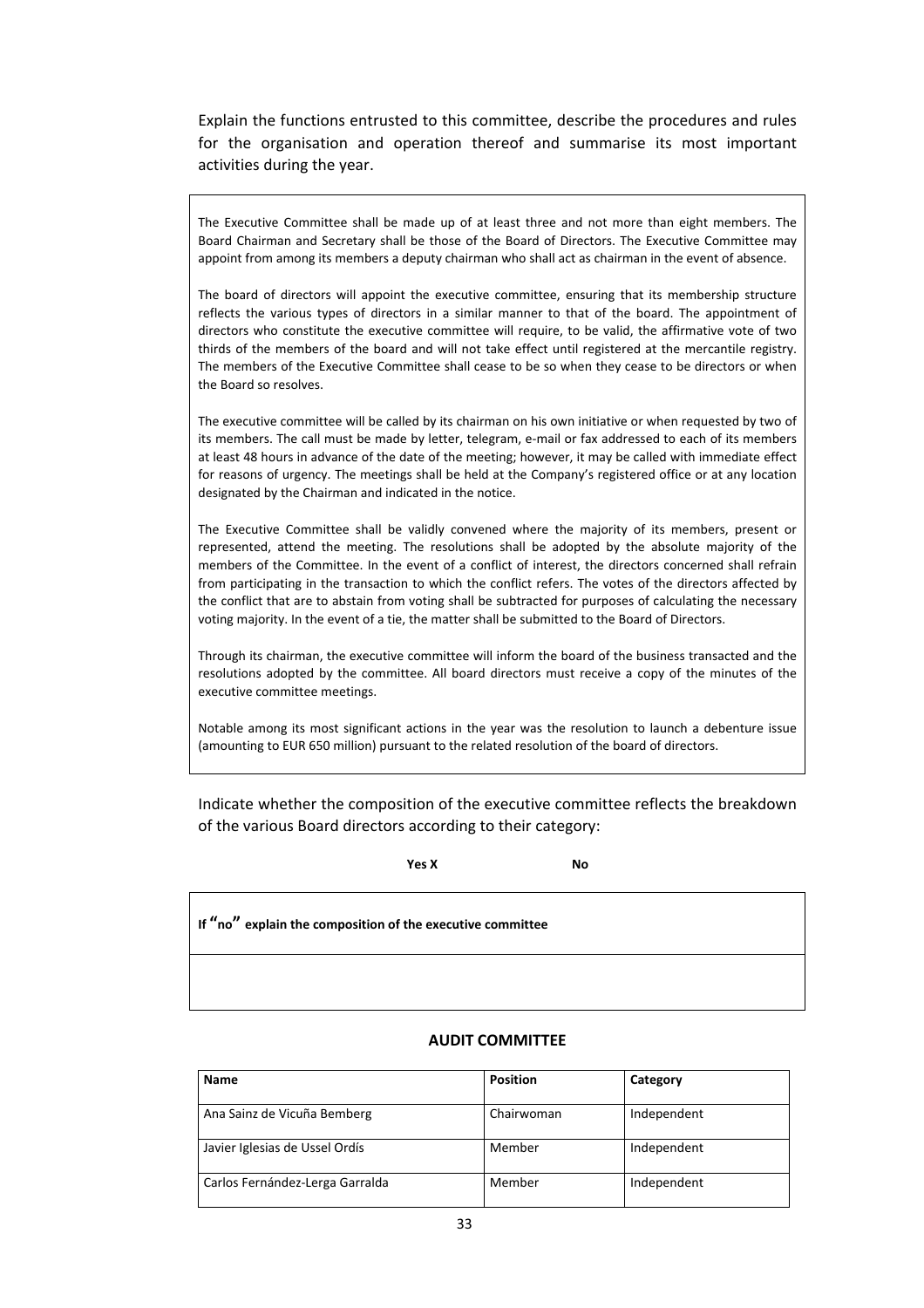Explain the functions entrusted to this committee, describe the procedures and rules for the organisation and operation thereof and summarise its most important activities during the year.

The Executive Committee shall be made up of at least three and not more than eight members. The Board Chairman and Secretary shall be those of the Board of Directors. The Executive Committee may appoint from among its members a deputy chairman who shall act as chairman in the event of absence.

The board of directors will appoint the executive committee, ensuring that its membership structure reflects the various types of directors in a similar manner to that of the board. The appointment of directors who constitute the executive committee will require, to be valid, the affirmative vote of two thirds of the members of the board and will not take effect until registered at the mercantile registry. The members of the Executive Committee shall cease to be so when they cease to be directors or when the Board so resolves.

The executive committee will be called by its chairman on his own initiative or when requested by two of its members. The call must be made by letter, telegram, e-mail or fax addressed to each of its members at least 48 hours in advance of the date of the meeting; however, it may be called with immediate effect for reasons of urgency. The meetings shall be held at the Company's registered office or at any location designated by the Chairman and indicated in the notice.

The Executive Committee shall be validly convened where the majority of its members, present or represented, attend the meeting. The resolutions shall be adopted by the absolute majority of the members of the Committee. In the event of a conflict of interest, the directors concerned shall refrain from participating in the transaction to which the conflict refers. The votes of the directors affected by the conflict that are to abstain from voting shall be subtracted for purposes of calculating the necessary voting majority. In the event of a tie, the matter shall be submitted to the Board of Directors.

Through its chairman, the executive committee will inform the board of the business transacted and the resolutions adopted by the committee. All board directors must receive a copy of the minutes of the executive committee meetings.

Notable among its most significant actions in the year was the resolution to launch a debenture issue (amounting to EUR 650 million) pursuant to the related resolution of the board of directors.

Indicate whether the composition of the executive committee reflects the breakdown of the various Board directors according to their category:

**Yes X** **No**

**If "no" explain the composition of the executive committee**

## AUDIT COMMITTEE

| Name | Position | Category |
|---|---|---|
| Ana Sainz de Vicuña Bemberg | Chairwoman | Independent |
| Javier Iglesias de Ussel Ordís | Member | Independent |
| Carlos Fernández-Lerga Garralda | Member | Independent |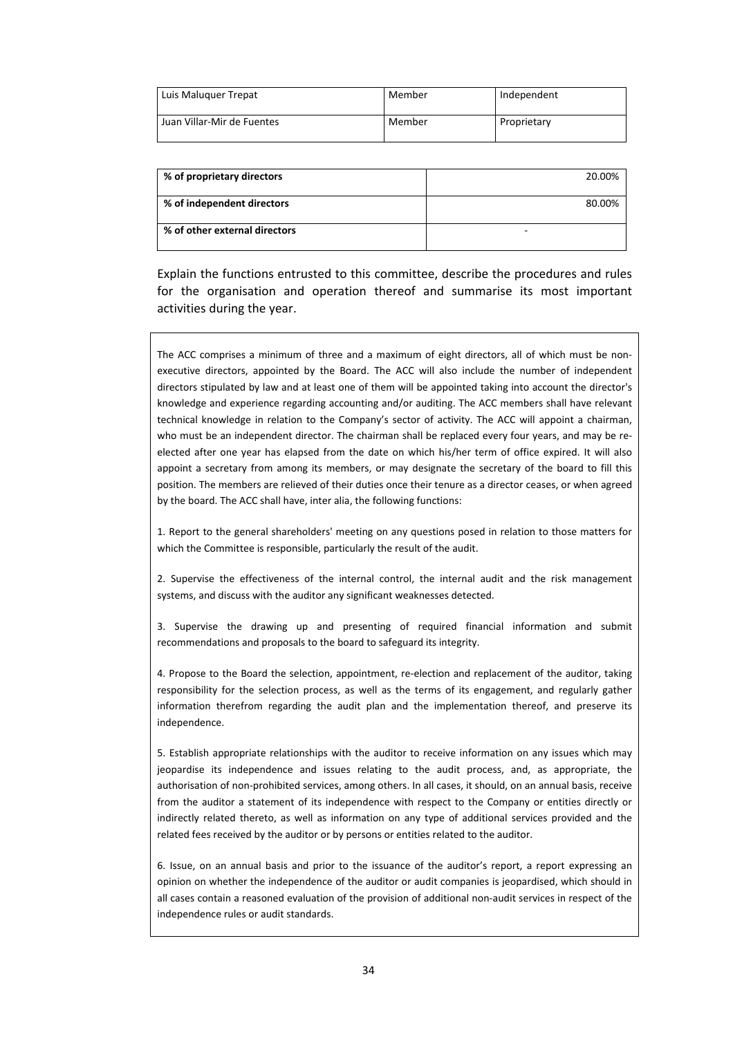| Luis Maluquer Trepat | Member | Independent |
|---|---|---|
| Juan Villar-Mir de Fuentes | Member | Proprietary |

| **% of proprietary directors** | 20.00% |
|---|---|
| **% of independent directors** | 80.00% |
| **% of other external directors** | - |

Explain the functions entrusted to this committee, describe the procedures and rules for the organisation and operation thereof and summarise its most important activities during the year.

The ACC comprises a minimum of three and a maximum of eight directors, all of which must be non-executive directors, appointed by the Board. The ACC will also include the number of independent directors stipulated by law and at least one of them will be appointed taking into account the director's knowledge and experience regarding accounting and/or auditing. The ACC members shall have relevant technical knowledge in relation to the Company's sector of activity. The ACC will appoint a chairman, who must be an independent director. The chairman shall be replaced every four years, and may be re-elected after one year has elapsed from the date on which his/her term of office expired. It will also appoint a secretary from among its members, or may designate the secretary of the board to fill this position. The members are relieved of their duties once their tenure as a director ceases, or when agreed by the board. The ACC shall have, inter alia, the following functions:

1. Report to the general shareholders' meeting on any questions posed in relation to those matters for which the Committee is responsible, particularly the result of the audit.

2. Supervise the effectiveness of the internal control, the internal audit and the risk management systems, and discuss with the auditor any significant weaknesses detected.

3. Supervise the drawing up and presenting of required financial information and submit recommendations and proposals to the board to safeguard its integrity.

4. Propose to the Board the selection, appointment, re-election and replacement of the auditor, taking responsibility for the selection process, as well as the terms of its engagement, and regularly gather information therefrom regarding the audit plan and the implementation thereof, and preserve its independence.

5. Establish appropriate relationships with the auditor to receive information on any issues which may jeopardise its independence and issues relating to the audit process, and, as appropriate, the authorisation of non-prohibited services, among others. In all cases, it should, on an annual basis, receive from the auditor a statement of its independence with respect to the Company or entities directly or indirectly related thereto, as well as information on any type of additional services provided and the related fees received by the auditor or by persons or entities related to the auditor.

6. Issue, on an annual basis and prior to the issuance of the auditor's report, a report expressing an opinion on whether the independence of the auditor or audit companies is jeopardised, which should in all cases contain a reasoned evaluation of the provision of additional non-audit services in respect of the independence rules or audit standards.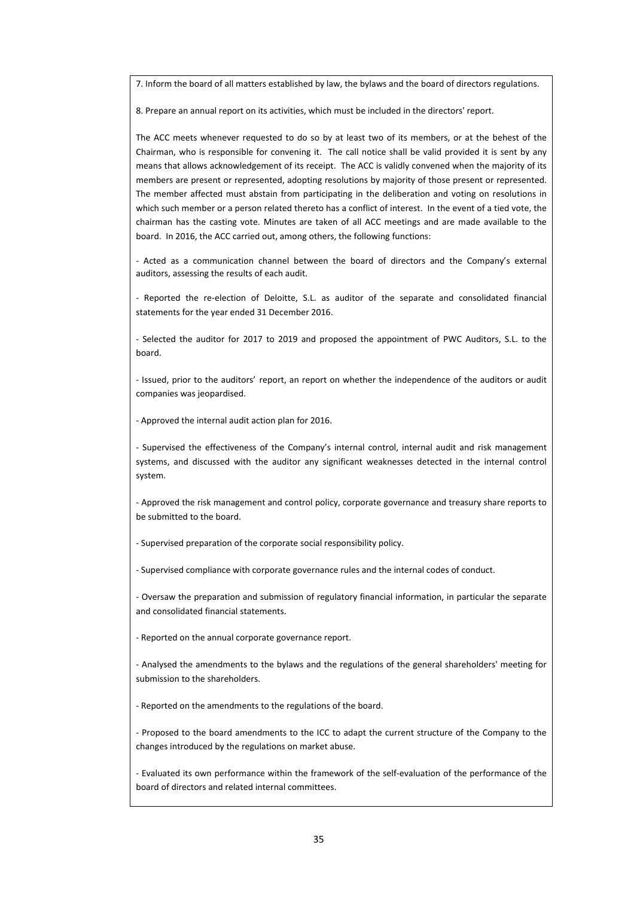7. Inform the board of all matters established by law, the bylaws and the board of directors regulations.

8. Prepare an annual report on its activities, which must be included in the directors' report.

The ACC meets whenever requested to do so by at least two of its members, or at the behest of the Chairman, who is responsible for convening it. The call notice shall be valid provided it is sent by any means that allows acknowledgement of its receipt. The ACC is validly convened when the majority of its members are present or represented, adopting resolutions by majority of those present or represented. The member affected must abstain from participating in the deliberation and voting on resolutions in which such member or a person related thereto has a conflict of interest. In the event of a tied vote, the chairman has the casting vote. Minutes are taken of all ACC meetings and are made available to the board. In 2016, the ACC carried out, among others, the following functions:

- Acted as a communication channel between the board of directors and the Company's external auditors, assessing the results of each audit.

- Reported the re-election of Deloitte, S.L. as auditor of the separate and consolidated financial statements for the year ended 31 December 2016.

- Selected the auditor for 2017 to 2019 and proposed the appointment of PWC Auditors, S.L. to the board.

- Issued, prior to the auditors' report, an report on whether the independence of the auditors or audit companies was jeopardised.

- Approved the internal audit action plan for 2016.

- Supervised the effectiveness of the Company's internal control, internal audit and risk management systems, and discussed with the auditor any significant weaknesses detected in the internal control system.

- Approved the risk management and control policy, corporate governance and treasury share reports to be submitted to the board.

- Supervised preparation of the corporate social responsibility policy.

- Supervised compliance with corporate governance rules and the internal codes of conduct.

- Oversaw the preparation and submission of regulatory financial information, in particular the separate and consolidated financial statements.

- Reported on the annual corporate governance report.

- Analysed the amendments to the bylaws and the regulations of the general shareholders' meeting for submission to the shareholders.

- Reported on the amendments to the regulations of the board.

- Proposed to the board amendments to the ICC to adapt the current structure of the Company to the changes introduced by the regulations on market abuse.

- Evaluated its own performance within the framework of the self-evaluation of the performance of the board of directors and related internal committees.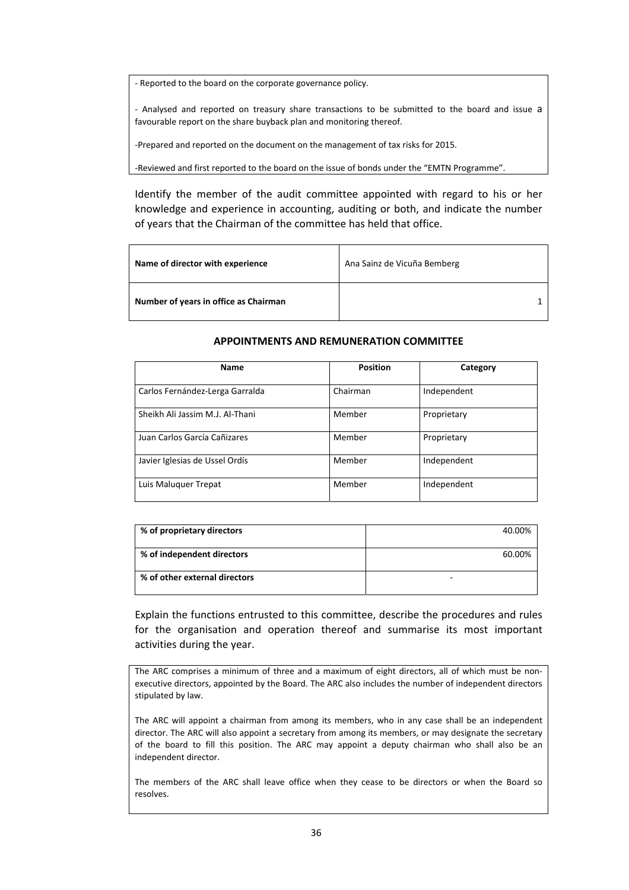- Reported to the board on the corporate governance policy.

- Analysed and reported on treasury share transactions to be submitted to the board and issue a favourable report on the share buyback plan and monitoring thereof.

-Prepared and reported on the document on the management of tax risks for 2015.

-Reviewed and first reported to the board on the issue of bonds under the "EMTN Programme".

Identify the member of the audit committee appointed with regard to his or her knowledge and experience in accounting, auditing or both, and indicate the number of years that the Chairman of the committee has held that office.

| | |
|---|---|
| **Name of director with experience** | Ana Sainz de Vicuña Bemberg |
| **Number of years in office as Chairman** | 1 |

### APPOINTMENTS AND REMUNERATION COMMITTEE

| Name | Position | Category |
|---|---|---|
| Carlos Fernández-Lerga Garralda | Chairman | Independent |
| Sheikh Ali Jassim M.J. Al-Thani | Member | Proprietary |
| Juan Carlos García Cañizares | Member | Proprietary |
| Javier Iglesias de Ussel Ordís | Member | Independent |
| Luis Maluquer Trepat | Member | Independent |

| | |
|---|---|
| **% of proprietary directors** | 40.00% |
| **% of independent directors** | 60.00% |
| **% of other external directors** | - |

Explain the functions entrusted to this committee, describe the procedures and rules for the organisation and operation thereof and summarise its most important activities during the year.

The ARC comprises a minimum of three and a maximum of eight directors, all of which must be non-executive directors, appointed by the Board. The ARC also includes the number of independent directors stipulated by law.

The ARC will appoint a chairman from among its members, who in any case shall be an independent director. The ARC will also appoint a secretary from among its members, or may designate the secretary of the board to fill this position. The ARC may appoint a deputy chairman who shall also be an independent director.

The members of the ARC shall leave office when they cease to be directors or when the Board so resolves.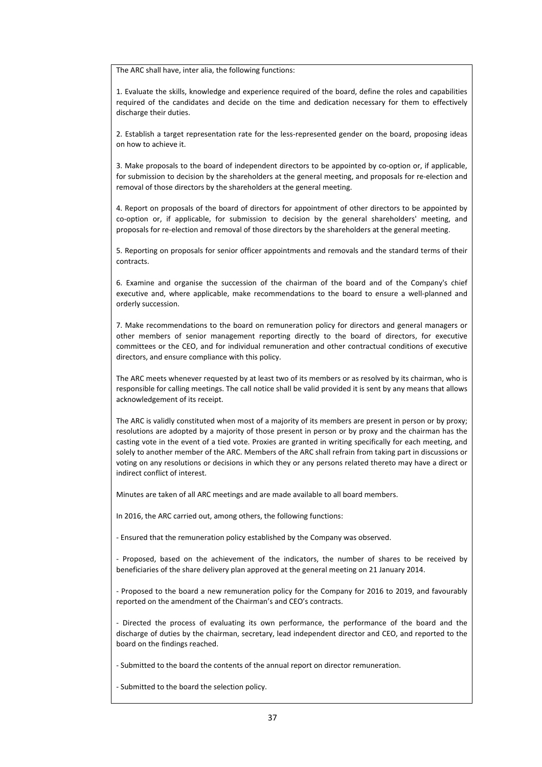The ARC shall have, inter alia, the following functions:

1. Evaluate the skills, knowledge and experience required of the board, define the roles and capabilities required of the candidates and decide on the time and dedication necessary for them to effectively discharge their duties.

2. Establish a target representation rate for the less-represented gender on the board, proposing ideas on how to achieve it.

3. Make proposals to the board of independent directors to be appointed by co-option or, if applicable, for submission to decision by the shareholders at the general meeting, and proposals for re-election and removal of those directors by the shareholders at the general meeting.

4. Report on proposals of the board of directors for appointment of other directors to be appointed by co-option or, if applicable, for submission to decision by the general shareholders' meeting, and proposals for re-election and removal of those directors by the shareholders at the general meeting.

5. Reporting on proposals for senior officer appointments and removals and the standard terms of their contracts.

6. Examine and organise the succession of the chairman of the board and of the Company's chief executive and, where applicable, make recommendations to the board to ensure a well-planned and orderly succession.

7. Make recommendations to the board on remuneration policy for directors and general managers or other members of senior management reporting directly to the board of directors, for executive committees or the CEO, and for individual remuneration and other contractual conditions of executive directors, and ensure compliance with this policy.

The ARC meets whenever requested by at least two of its members or as resolved by its chairman, who is responsible for calling meetings. The call notice shall be valid provided it is sent by any means that allows acknowledgement of its receipt.

The ARC is validly constituted when most of a majority of its members are present in person or by proxy; resolutions are adopted by a majority of those present in person or by proxy and the chairman has the casting vote in the event of a tied vote. Proxies are granted in writing specifically for each meeting, and solely to another member of the ARC. Members of the ARC shall refrain from taking part in discussions or voting on any resolutions or decisions in which they or any persons related thereto may have a direct or indirect conflict of interest.

Minutes are taken of all ARC meetings and are made available to all board members.

In 2016, the ARC carried out, among others, the following functions:

- Ensured that the remuneration policy established by the Company was observed.

- Proposed, based on the achievement of the indicators, the number of shares to be received by beneficiaries of the share delivery plan approved at the general meeting on 21 January 2014.

- Proposed to the board a new remuneration policy for the Company for 2016 to 2019, and favourably reported on the amendment of the Chairman's and CEO's contracts.

- Directed the process of evaluating its own performance, the performance of the board and the discharge of duties by the chairman, secretary, lead independent director and CEO, and reported to the board on the findings reached.

- Submitted to the board the contents of the annual report on director remuneration.

- Submitted to the board the selection policy.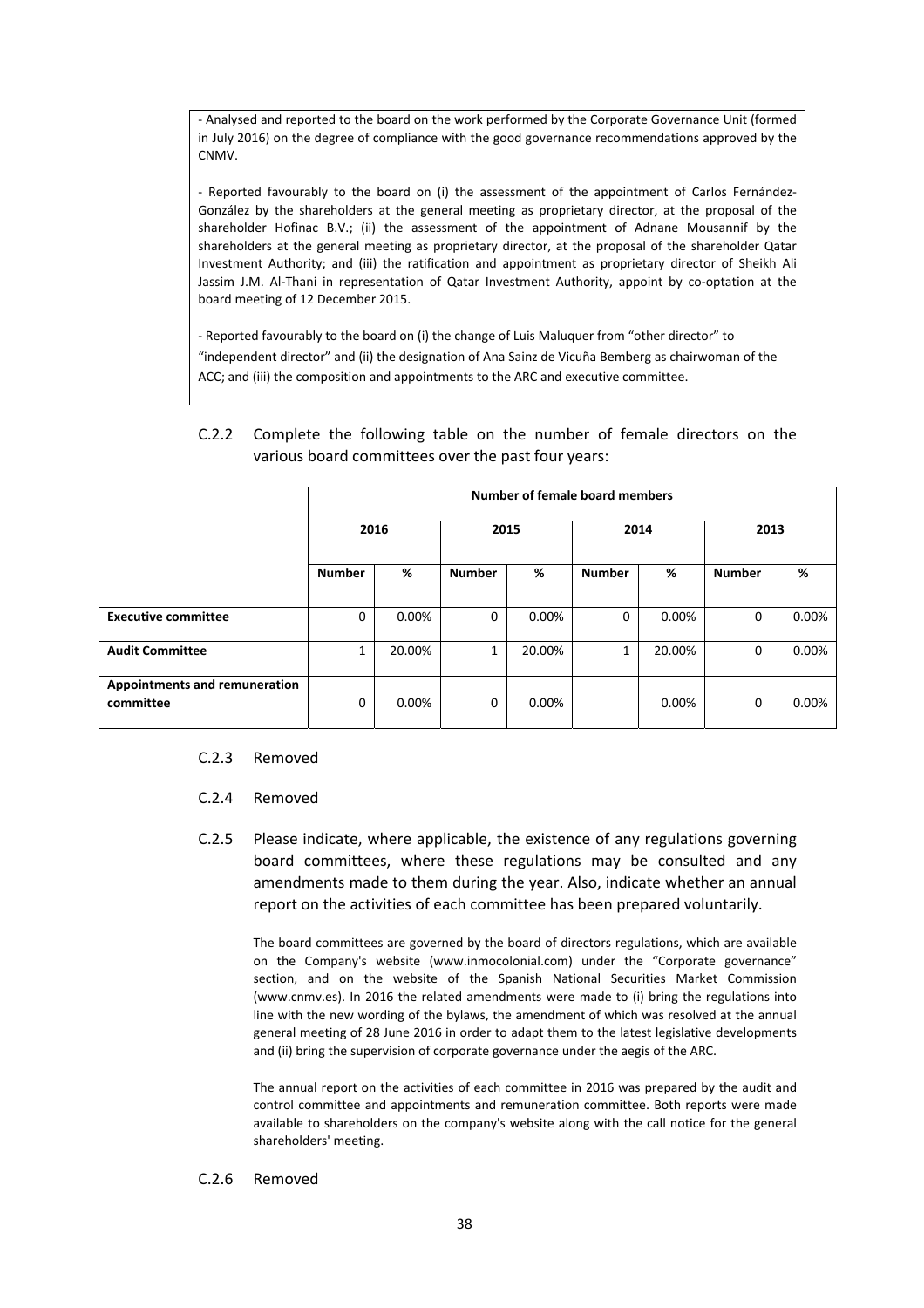- Analysed and reported to the board on the work performed by the Corporate Governance Unit (formed in July 2016) on the degree of compliance with the good governance recommendations approved by the CNMV.

- Reported favourably to the board on (i) the assessment of the appointment of Carlos Fernández-González by the shareholders at the general meeting as proprietary director, at the proposal of the shareholder Hofinac B.V.; (ii) the assessment of the appointment of Adnane Mousannif by the shareholders at the general meeting as proprietary director, at the proposal of the shareholder Qatar Investment Authority; and (iii) the ratification and appointment as proprietary director of Sheikh Ali Jassim J.M. Al-Thani in representation of Qatar Investment Authority, appoint by co-optation at the board meeting of 12 December 2015.

- Reported favourably to the board on (i) the change of Luis Maluquer from "other director" to "independent director" and (ii) the designation of Ana Sainz de Vicuña Bemberg as chairwoman of the ACC; and (iii) the composition and appointments to the ARC and executive committee.

C.2.2 Complete the following table on the number of female directors on the various board committees over the past four years:

| | Number of female board members | | | | | | | |
|---|---|---|---|---|---|---|---|---|
| | 2016 | | 2015 | | 2014 | | 2013 | |
| | Number | % | Number | % | Number | % | Number | % |
| **Executive committee** | 0 | 0.00% | 0 | 0.00% | 0 | 0.00% | 0 | 0.00% |
| **Audit Committee** | 1 | 20.00% | 1 | 20.00% | 1 | 20.00% | 0 | 0.00% |
| **Appointments and remuneration committee** | 0 | 0.00% | 0 | 0.00% | | 0.00% | 0 | 0.00% |

C.2.3 Removed

C.2.4 Removed

C.2.5 Please indicate, where applicable, the existence of any regulations governing board committees, where these regulations may be consulted and any amendments made to them during the year. Also, indicate whether an annual report on the activities of each committee has been prepared voluntarily.

The board committees are governed by the board of directors regulations, which are available on the Company's website (www.inmocolonial.com) under the "Corporate governance" section, and on the website of the Spanish National Securities Market Commission (www.cnmv.es). In 2016 the related amendments were made to (i) bring the regulations into line with the new wording of the bylaws, the amendment of which was resolved at the annual general meeting of 28 June 2016 in order to adapt them to the latest legislative developments and (ii) bring the supervision of corporate governance under the aegis of the ARC.

The annual report on the activities of each committee in 2016 was prepared by the audit and control committee and appointments and remuneration committee. Both reports were made available to shareholders on the company's website along with the call notice for the general shareholders' meeting.

C.2.6 Removed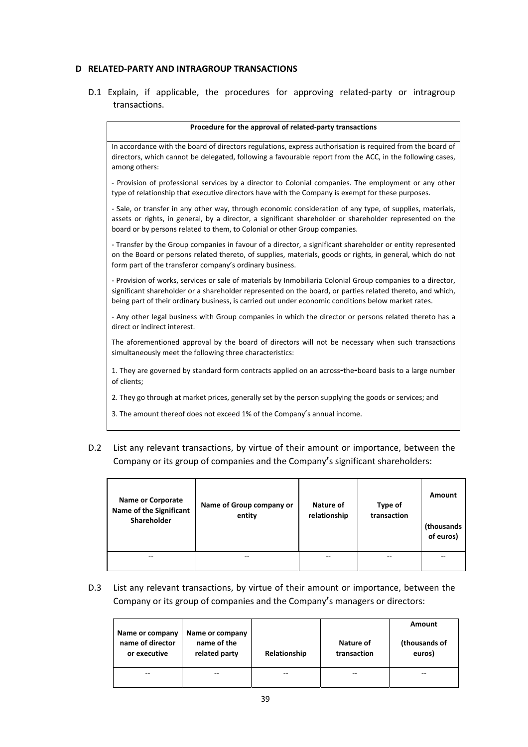# D RELATED-PARTY AND INTRAGROUP TRANSACTIONS

D.1 Explain, if applicable, the procedures for approving related-party or intragroup transactions.

| Procedure for the approval of related-party transactions |
|---|
| In accordance with the board of directors regulations, express authorisation is required from the board of directors, which cannot be delegated, following a favourable report from the ACC, in the following cases, among others:<br><br>- Provision of professional services by a director to Colonial companies. The employment or any other type of relationship that executive directors have with the Company is exempt for these purposes.<br><br>- Sale, or transfer in any other way, through economic consideration of any type, of supplies, materials, assets or rights, in general, by a director, a significant shareholder or shareholder represented on the board or by persons related to them, to Colonial or other Group companies.<br><br>- Transfer by the Group companies in favour of a director, a significant shareholder or entity represented on the Board or persons related thereto, of supplies, materials, goods or rights, in general, which do not form part of the transferor company's ordinary business.<br><br>- Provision of works, services or sale of materials by Inmobiliaria Colonial Group companies to a director, significant shareholder or a shareholder represented on the board, or parties related thereto, and which, being part of their ordinary business, is carried out under economic conditions below market rates.<br><br>- Any other legal business with Group companies in which the director or persons related thereto has a direct or indirect interest.<br><br>The aforementioned approval by the board of directors will not be necessary when such transactions simultaneously meet the following three characteristics:<br><br>1. They are governed by standard form contracts applied on an across-the-board basis to a large number of clients;<br><br>2. They go through at market prices, generally set by the person supplying the goods or services; and<br><br>3. The amount thereof does not exceed 1% of the Company's annual income. |

D.2 List any relevant transactions, by virtue of their amount or importance, between the Company or its group of companies and the Company's significant shareholders:

| Name or Corporate Name of the Significant Shareholder | Name of Group company or entity | Nature of relationship | Type of transaction | Amount (thousands of euros) |
|---|---|---|---|---|
| -- | -- | -- | -- | -- |

D.3 List any relevant transactions, by virtue of their amount or importance, between the Company or its group of companies and the Company's managers or directors:

| Name or company name of director or executive | Name or company name of the related party | Relationship | Nature of transaction | Amount (thousands of euros) |
|---|---|---|---|---|
| -- | -- | -- | -- | -- |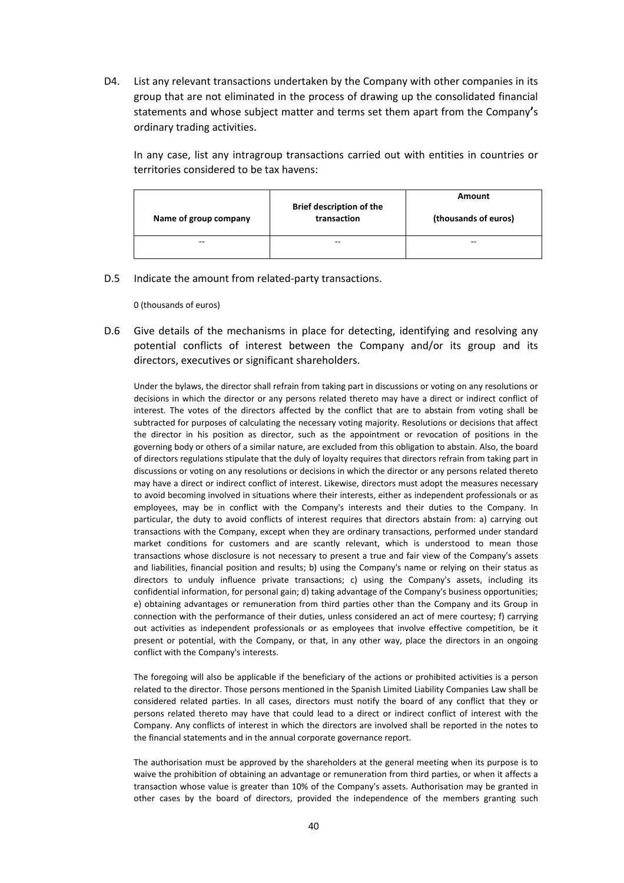D4. List any relevant transactions undertaken by the Company with other companies in its group that are not eliminated in the process of drawing up the consolidated financial statements and whose subject matter and terms set them apart from the Company's ordinary trading activities.

In any case, list any intragroup transactions carried out with entities in countries or territories considered to be tax havens:

| Name of group company | Brief description of the transaction | Amount (thousands of euros) |
|---|---|---|
| -- | -- | -- |

D.5 Indicate the amount from related-party transactions.

0 (thousands of euros)

D.6 Give details of the mechanisms in place for detecting, identifying and resolving any potential conflicts of interest between the Company and/or its group and its directors, executives or significant shareholders.

Under the bylaws, the director shall refrain from taking part in discussions or voting on any resolutions or decisions in which the director or any persons related thereto may have a direct or indirect conflict of interest. The votes of the directors affected by the conflict that are to abstain from voting shall be subtracted for purposes of calculating the necessary voting majority. Resolutions or decisions that affect the director in his position as director, such as the appointment or revocation of positions in the governing body or others of a similar nature, are excluded from this obligation to abstain. Also, the board of directors regulations stipulate that the duly of loyalty requires that directors refrain from taking part in discussions or voting on any resolutions or decisions in which the director or any persons related thereto may have a direct or indirect conflict of interest. Likewise, directors must adopt the measures necessary to avoid becoming involved in situations where their interests, either as independent professionals or as employees, may be in conflict with the Company's interests and their duties to the Company. In particular, the duty to avoid conflicts of interest requires that directors abstain from: a) carrying out transactions with the Company, except when they are ordinary transactions, performed under standard market conditions for customers and are scantly relevant, which is understood to mean those transactions whose disclosure is not necessary to present a true and fair view of the Company's assets and liabilities, financial position and results; b) using the Company's name or relying on their status as directors to unduly influence private transactions; c) using the Company's assets, including its confidential information, for personal gain; d) taking advantage of the Company's business opportunities; e) obtaining advantages or remuneration from third parties other than the Company and its Group in connection with the performance of their duties, unless considered an act of mere courtesy; f) carrying out activities as independent professionals or as employees that involve effective competition, be it present or potential, with the Company, or that, in any other way, place the directors in an ongoing conflict with the Company's interests.

The foregoing will also be applicable if the beneficiary of the actions or prohibited activities is a person related to the director. Those persons mentioned in the Spanish Limited Liability Companies Law shall be considered related parties. In all cases, directors must notify the board of any conflict that they or persons related thereto may have that could lead to a direct or indirect conflict of interest with the Company. Any conflicts of interest in which the directors are involved shall be reported in the notes to the financial statements and in the annual corporate governance report.

The authorisation must be approved by the shareholders at the general meeting when its purpose is to waive the prohibition of obtaining an advantage or remuneration from third parties, or when it affects a transaction whose value is greater than 10% of the Company's assets. Authorisation may be granted in other cases by the board of directors, provided the independence of the members granting such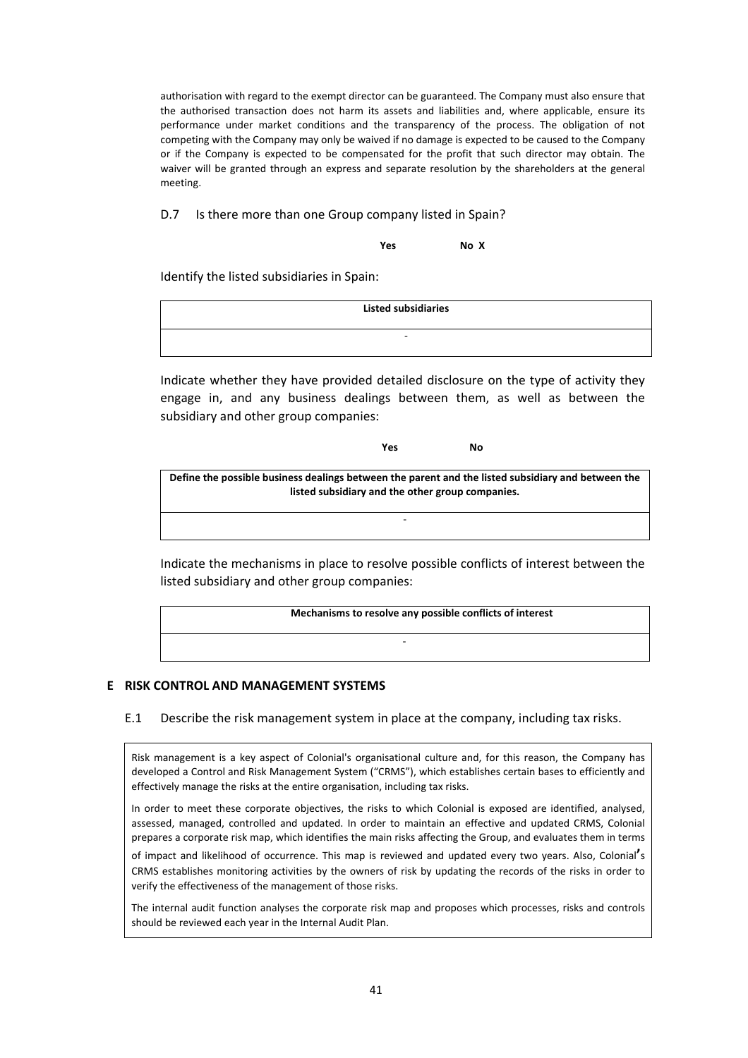authorisation with regard to the exempt director can be guaranteed. The Company must also ensure that the authorised transaction does not harm its assets and liabilities and, where applicable, ensure its performance under market conditions and the transparency of the process. The obligation of not competing with the Company may only be waived if no damage is expected to be caused to the Company or if the Company is expected to be compensated for the profit that such director may obtain. The waiver will be granted through an express and separate resolution by the shareholders at the general meeting.

D.7 Is there more than one Group company listed in Spain?

**Yes** **No X**

Identify the listed subsidiaries in Spain:

| **Listed subsidiaries** |
|---|
| - |

Indicate whether they have provided detailed disclosure on the type of activity they engage in, and any business dealings between them, as well as between the subsidiary and other group companies:

**Yes** **No**

| **Define the possible business dealings between the parent and the listed subsidiary and between the listed subsidiary and the other group companies.** |
|---|
| - |

Indicate the mechanisms in place to resolve possible conflicts of interest between the listed subsidiary and other group companies:

| **Mechanisms to resolve any possible conflicts of interest** |
|---|
| - |

## E RISK CONTROL AND MANAGEMENT SYSTEMS

E.1 Describe the risk management system in place at the company, including tax risks.

Risk management is a key aspect of Colonial's organisational culture and, for this reason, the Company has developed a Control and Risk Management System ("CRMS"), which establishes certain bases to efficiently and effectively manage the risks at the entire organisation, including tax risks.

In order to meet these corporate objectives, the risks to which Colonial is exposed are identified, analysed, assessed, managed, controlled and updated. In order to maintain an effective and updated CRMS, Colonial prepares a corporate risk map, which identifies the main risks affecting the Group, and evaluates them in terms of impact and likelihood of occurrence. This map is reviewed and updated every two years. Also, Colonial's CRMS establishes monitoring activities by the owners of risk by updating the records of the risks in order to verify the effectiveness of the management of those risks.

The internal audit function analyses the corporate risk map and proposes which processes, risks and controls should be reviewed each year in the Internal Audit Plan.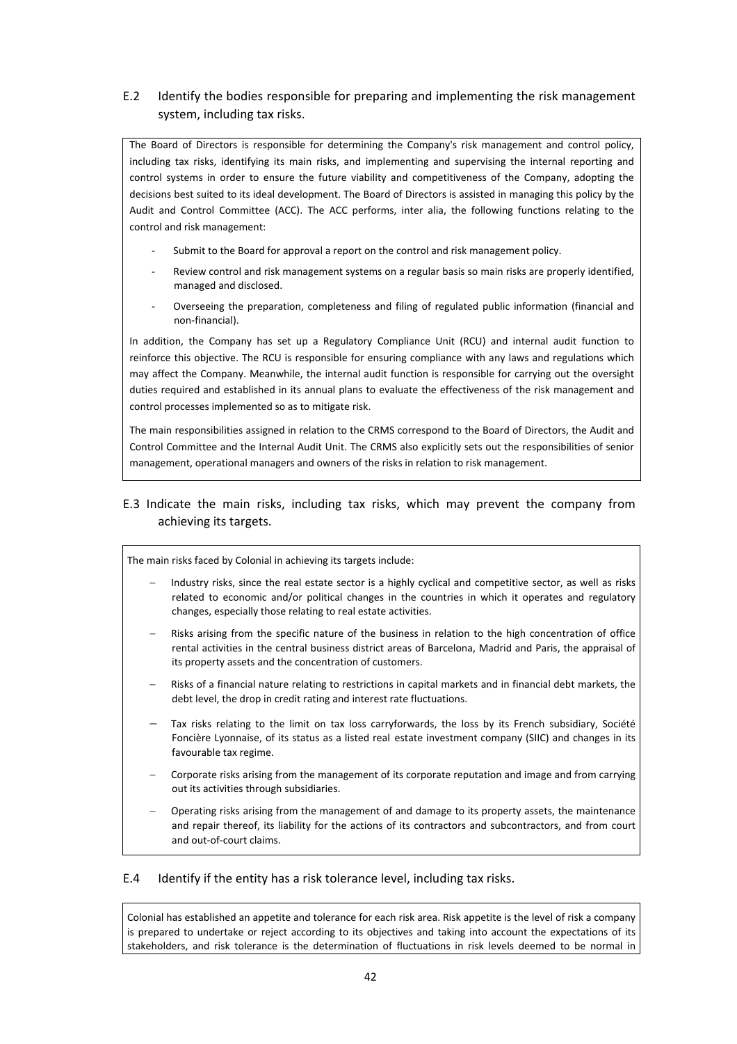## E.2 Identify the bodies responsible for preparing and implementing the risk management system, including tax risks.

The Board of Directors is responsible for determining the Company's risk management and control policy, including tax risks, identifying its main risks, and implementing and supervising the internal reporting and control systems in order to ensure the future viability and competitiveness of the Company, adopting the decisions best suited to its ideal development. The Board of Directors is assisted in managing this policy by the Audit and Control Committee (ACC). The ACC performs, inter alia, the following functions relating to the control and risk management:

- Submit to the Board for approval a report on the control and risk management policy.
- Review control and risk management systems on a regular basis so main risks are properly identified, managed and disclosed.
- Overseeing the preparation, completeness and filing of regulated public information (financial and non-financial).

In addition, the Company has set up a Regulatory Compliance Unit (RCU) and internal audit function to reinforce this objective. The RCU is responsible for ensuring compliance with any laws and regulations which may affect the Company. Meanwhile, the internal audit function is responsible for carrying out the oversight duties required and established in its annual plans to evaluate the effectiveness of the risk management and control processes implemented so as to mitigate risk.

The main responsibilities assigned in relation to the CRMS correspond to the Board of Directors, the Audit and Control Committee and the Internal Audit Unit. The CRMS also explicitly sets out the responsibilities of senior management, operational managers and owners of the risks in relation to risk management.

## E.3 Indicate the main risks, including tax risks, which may prevent the company from achieving its targets.

The main risks faced by Colonial in achieving its targets include:

- Industry risks, since the real estate sector is a highly cyclical and competitive sector, as well as risks related to economic and/or political changes in the countries in which it operates and regulatory changes, especially those relating to real estate activities.
- Risks arising from the specific nature of the business in relation to the high concentration of office rental activities in the central business district areas of Barcelona, Madrid and Paris, the appraisal of its property assets and the concentration of customers.
- Risks of a financial nature relating to restrictions in capital markets and in financial debt markets, the debt level, the drop in credit rating and interest rate fluctuations.
- Tax risks relating to the limit on tax loss carryforwards, the loss by its French subsidiary, Société Foncière Lyonnaise, of its status as a listed real estate investment company (SIIC) and changes in its favourable tax regime.
- Corporate risks arising from the management of its corporate reputation and image and from carrying out its activities through subsidiaries.
- Operating risks arising from the management of and damage to its property assets, the maintenance and repair thereof, its liability for the actions of its contractors and subcontractors, and from court and out-of-court claims.

## E.4 Identify if the entity has a risk tolerance level, including tax risks.

Colonial has established an appetite and tolerance for each risk area. Risk appetite is the level of risk a company is prepared to undertake or reject according to its objectives and taking into account the expectations of its stakeholders, and risk tolerance is the determination of fluctuations in risk levels deemed to be normal in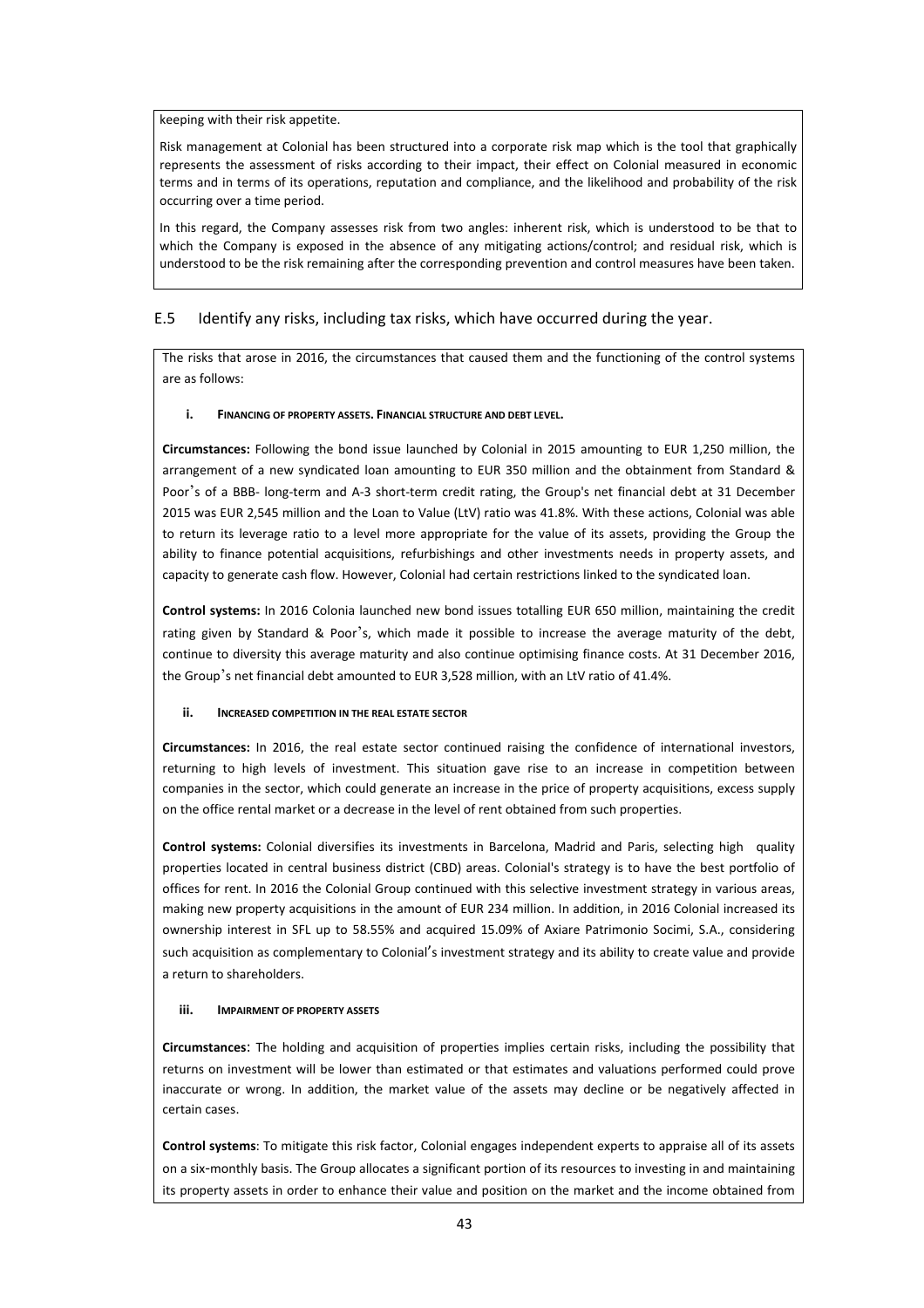keeping with their risk appetite.

Risk management at Colonial has been structured into a corporate risk map which is the tool that graphically represents the assessment of risks according to their impact, their effect on Colonial measured in economic terms and in terms of its operations, reputation and compliance, and the likelihood and probability of the risk occurring over a time period.

In this regard, the Company assesses risk from two angles: inherent risk, which is understood to be that to which the Company is exposed in the absence of any mitigating actions/control; and residual risk, which is understood to be the risk remaining after the corresponding prevention and control measures have been taken.

## E.5 Identify any risks, including tax risks, which have occurred during the year.

The risks that arose in 2016, the circumstances that caused them and the functioning of the control systems are as follows:

**i. FINANCING OF PROPERTY ASSETS. FINANCIAL STRUCTURE AND DEBT LEVEL.**

**Circumstances:** Following the bond issue launched by Colonial in 2015 amounting to EUR 1,250 million, the arrangement of a new syndicated loan amounting to EUR 350 million and the obtainment from Standard & Poor's of a BBB- long-term and A-3 short-term credit rating, the Group's net financial debt at 31 December 2015 was EUR 2,545 million and the Loan to Value (LtV) ratio was 41.8%. With these actions, Colonial was able to return its leverage ratio to a level more appropriate for the value of its assets, providing the Group the ability to finance potential acquisitions, refurbishings and other investments needs in property assets, and capacity to generate cash flow. However, Colonial had certain restrictions linked to the syndicated loan.

**Control systems:** In 2016 Colonia launched new bond issues totalling EUR 650 million, maintaining the credit rating given by Standard & Poor's, which made it possible to increase the average maturity of the debt, continue to diversity this average maturity and also continue optimising finance costs. At 31 December 2016, the Group's net financial debt amounted to EUR 3,528 million, with an LtV ratio of 41.4%.

**ii. INCREASED COMPETITION IN THE REAL ESTATE SECTOR**

**Circumstances:** In 2016, the real estate sector continued raising the confidence of international investors, returning to high levels of investment. This situation gave rise to an increase in competition between companies in the sector, which could generate an increase in the price of property acquisitions, excess supply on the office rental market or a decrease in the level of rent obtained from such properties.

**Control systems:** Colonial diversifies its investments in Barcelona, Madrid and Paris, selecting high quality properties located in central business district (CBD) areas. Colonial's strategy is to have the best portfolio of offices for rent. In 2016 the Colonial Group continued with this selective investment strategy in various areas, making new property acquisitions in the amount of EUR 234 million. In addition, in 2016 Colonial increased its ownership interest in SFL up to 58.55% and acquired 15.09% of Axiare Patrimonio Socimi, S.A., considering such acquisition as complementary to Colonial's investment strategy and its ability to create value and provide a return to shareholders.

**iii. IMPAIRMENT OF PROPERTY ASSETS**

**Circumstances**: The holding and acquisition of properties implies certain risks, including the possibility that returns on investment will be lower than estimated or that estimates and valuations performed could prove inaccurate or wrong. In addition, the market value of the assets may decline or be negatively affected in certain cases.

**Control systems**: To mitigate this risk factor, Colonial engages independent experts to appraise all of its assets on a six-monthly basis. The Group allocates a significant portion of its resources to investing in and maintaining its property assets in order to enhance their value and position on the market and the income obtained from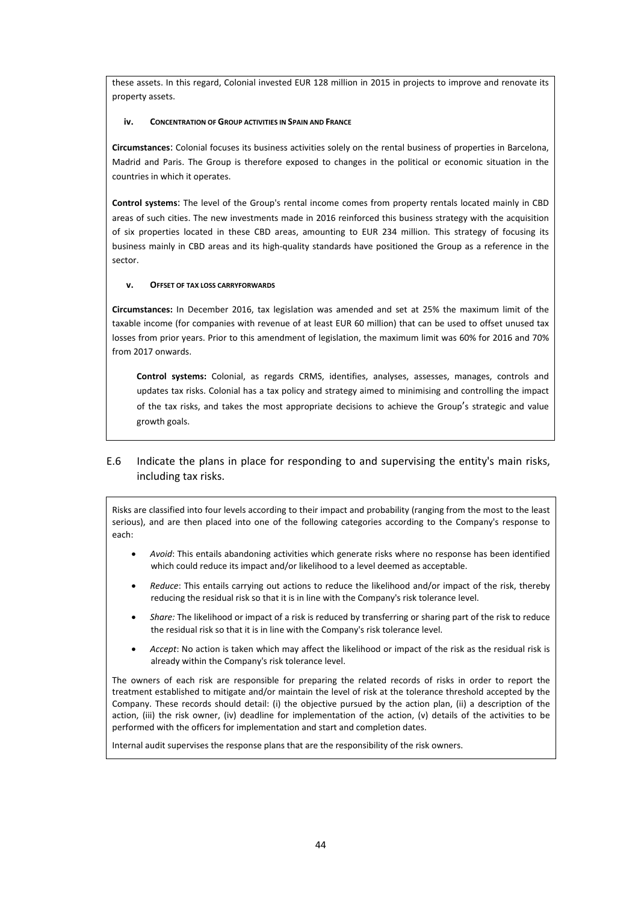these assets. In this regard, Colonial invested EUR 128 million in 2015 in projects to improve and renovate its property assets.

#### iv. Concentration of Group activities in Spain and France

**Circumstances**: Colonial focuses its business activities solely on the rental business of properties in Barcelona, Madrid and Paris. The Group is therefore exposed to changes in the political or economic situation in the countries in which it operates.

**Control systems**: The level of the Group's rental income comes from property rentals located mainly in CBD areas of such cities. The new investments made in 2016 reinforced this business strategy with the acquisition of six properties located in these CBD areas, amounting to EUR 234 million. This strategy of focusing its business mainly in CBD areas and its high-quality standards have positioned the Group as a reference in the sector.

#### v. Offset of tax loss carryforwards

**Circumstances:** In December 2016, tax legislation was amended and set at 25% the maximum limit of the taxable income (for companies with revenue of at least EUR 60 million) that can be used to offset unused tax losses from prior years. Prior to this amendment of legislation, the maximum limit was 60% for 2016 and 70% from 2017 onwards.

**Control systems:** Colonial, as regards CRMS, identifies, analyses, assesses, manages, controls and updates tax risks. Colonial has a tax policy and strategy aimed to minimising and controlling the impact of the tax risks, and takes the most appropriate decisions to achieve the Group's strategic and value growth goals.

## E.6 Indicate the plans in place for responding to and supervising the entity's main risks, including tax risks.

Risks are classified into four levels according to their impact and probability (ranging from the most to the least serious), and are then placed into one of the following categories according to the Company's response to each:

- *Avoid*: This entails abandoning activities which generate risks where no response has been identified which could reduce its impact and/or likelihood to a level deemed as acceptable.
- *Reduce*: This entails carrying out actions to reduce the likelihood and/or impact of the risk, thereby reducing the residual risk so that it is in line with the Company's risk tolerance level.
- *Share:* The likelihood or impact of a risk is reduced by transferring or sharing part of the risk to reduce the residual risk so that it is in line with the Company's risk tolerance level.
- *Accept*: No action is taken which may affect the likelihood or impact of the risk as the residual risk is already within the Company's risk tolerance level.

The owners of each risk are responsible for preparing the related records of risks in order to report the treatment established to mitigate and/or maintain the level of risk at the tolerance threshold accepted by the Company. These records should detail: (i) the objective pursued by the action plan, (ii) a description of the action, (iii) the risk owner, (iv) deadline for implementation of the action, (v) details of the activities to be performed with the officers for implementation and start and completion dates.

Internal audit supervises the response plans that are the responsibility of the risk owners.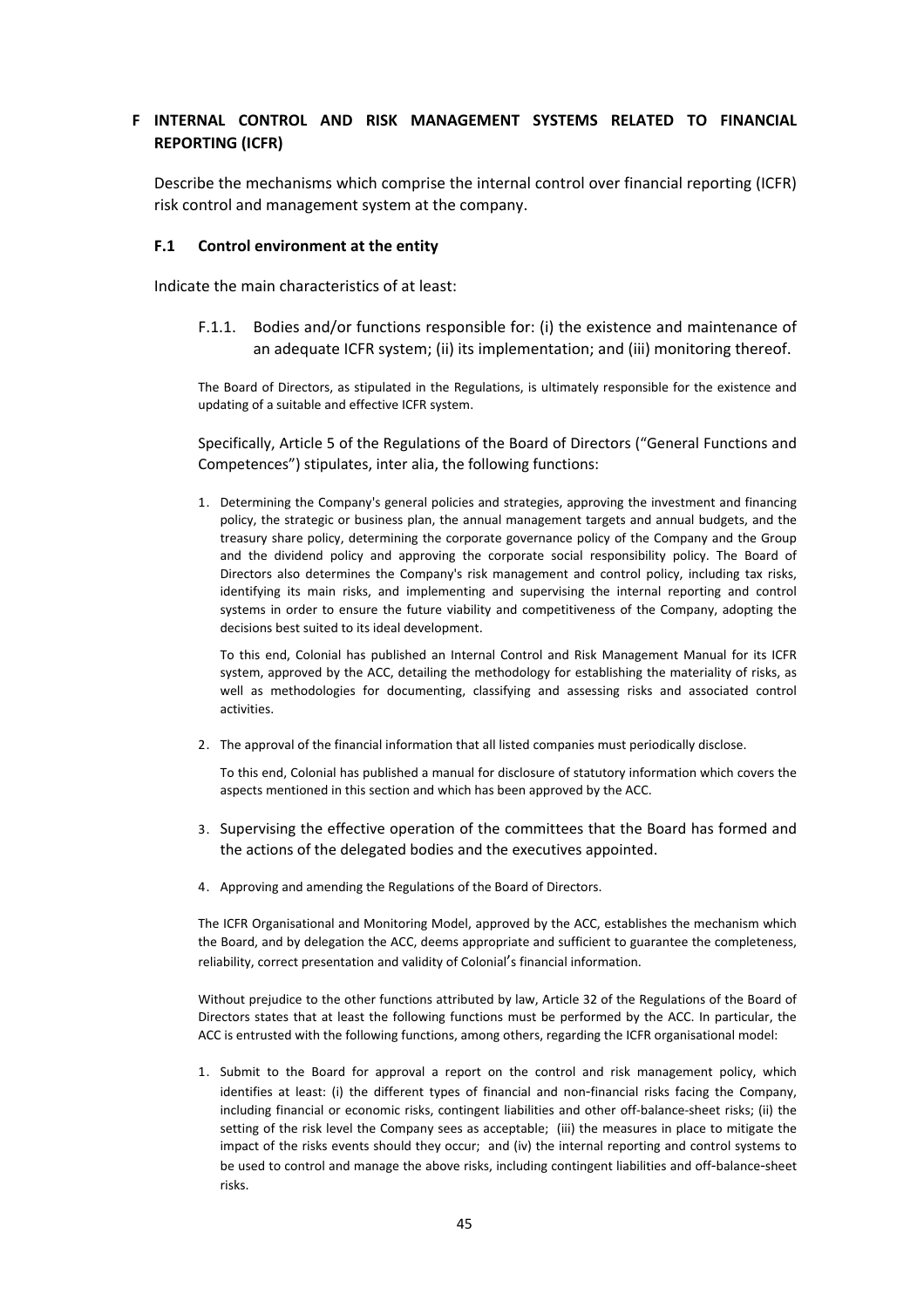# F INTERNAL CONTROL AND RISK MANAGEMENT SYSTEMS RELATED TO FINANCIAL REPORTING (ICFR)

Describe the mechanisms which comprise the internal control over financial reporting (ICFR) risk control and management system at the company.

## F.1 Control environment at the entity

Indicate the main characteristics of at least:

### F.1.1. Bodies and/or functions responsible for: (i) the existence and maintenance of an adequate ICFR system; (ii) its implementation; and (iii) monitoring thereof.

The Board of Directors, as stipulated in the Regulations, is ultimately responsible for the existence and updating of a suitable and effective ICFR system.

Specifically, Article 5 of the Regulations of the Board of Directors ("General Functions and Competences") stipulates, inter alia, the following functions:

1. Determining the Company's general policies and strategies, approving the investment and financing policy, the strategic or business plan, the annual management targets and annual budgets, and the treasury share policy, determining the corporate governance policy of the Company and the Group and the dividend policy and approving the corporate social responsibility policy. The Board of Directors also determines the Company's risk management and control policy, including tax risks, identifying its main risks, and implementing and supervising the internal reporting and control systems in order to ensure the future viability and competitiveness of the Company, adopting the decisions best suited to its ideal development.

   To this end, Colonial has published an Internal Control and Risk Management Manual for its ICFR system, approved by the ACC, detailing the methodology for establishing the materiality of risks, as well as methodologies for documenting, classifying and assessing risks and associated control activities.

2. The approval of the financial information that all listed companies must periodically disclose.

   To this end, Colonial has published a manual for disclosure of statutory information which covers the aspects mentioned in this section and which has been approved by the ACC.

3. Supervising the effective operation of the committees that the Board has formed and the actions of the delegated bodies and the executives appointed.

4. Approving and amending the Regulations of the Board of Directors.

The ICFR Organisational and Monitoring Model, approved by the ACC, establishes the mechanism which the Board, and by delegation the ACC, deems appropriate and sufficient to guarantee the completeness, reliability, correct presentation and validity of Colonial's financial information.

Without prejudice to the other functions attributed by law, Article 32 of the Regulations of the Board of Directors states that at least the following functions must be performed by the ACC. In particular, the ACC is entrusted with the following functions, among others, regarding the ICFR organisational model:

1. Submit to the Board for approval a report on the control and risk management policy, which identifies at least: (i) the different types of financial and non-financial risks facing the Company, including financial or economic risks, contingent liabilities and other off-balance-sheet risks; (ii) the setting of the risk level the Company sees as acceptable; (iii) the measures in place to mitigate the impact of the risks events should they occur; and (iv) the internal reporting and control systems to be used to control and manage the above risks, including contingent liabilities and off-balance-sheet risks.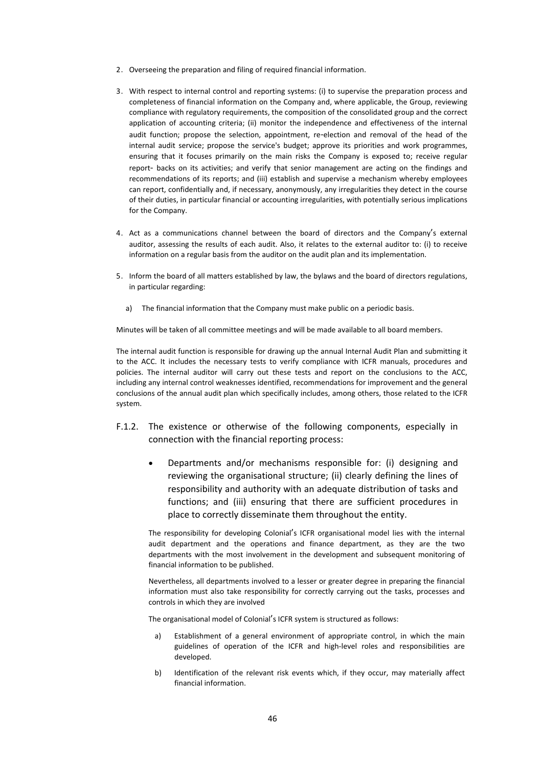2. Overseeing the preparation and filing of required financial information.

3. With respect to internal control and reporting systems: (i) to supervise the preparation process and completeness of financial information on the Company and, where applicable, the Group, reviewing compliance with regulatory requirements, the composition of the consolidated group and the correct application of accounting criteria; (ii) monitor the independence and effectiveness of the internal audit function; propose the selection, appointment, re-election and removal of the head of the internal audit service; propose the service's budget; approve its priorities and work programmes, ensuring that it focuses primarily on the main risks the Company is exposed to; receive regular report- backs on its activities; and verify that senior management are acting on the findings and recommendations of its reports; and (iii) establish and supervise a mechanism whereby employees can report, confidentially and, if necessary, anonymously, any irregularities they detect in the course of their duties, in particular financial or accounting irregularities, with potentially serious implications for the Company.

4. Act as a communications channel between the board of directors and the Company's external auditor, assessing the results of each audit. Also, it relates to the external auditor to: (i) to receive information on a regular basis from the auditor on the audit plan and its implementation.

5. Inform the board of all matters established by law, the bylaws and the board of directors regulations, in particular regarding:

   a) The financial information that the Company must make public on a periodic basis.

Minutes will be taken of all committee meetings and will be made available to all board members.

The internal audit function is responsible for drawing up the annual Internal Audit Plan and submitting it to the ACC. It includes the necessary tests to verify compliance with ICFR manuals, procedures and policies. The internal auditor will carry out these tests and report on the conclusions to the ACC, including any internal control weaknesses identified, recommendations for improvement and the general conclusions of the annual audit plan which specifically includes, among others, those related to the ICFR system.

## F.1.2. The existence or otherwise of the following components, especially in connection with the financial reporting process:

- Departments and/or mechanisms responsible for: (i) designing and reviewing the organisational structure; (ii) clearly defining the lines of responsibility and authority with an adequate distribution of tasks and functions; and (iii) ensuring that there are sufficient procedures in place to correctly disseminate them throughout the entity.

The responsibility for developing Colonial's ICFR organisational model lies with the internal audit department and the operations and finance department, as they are the two departments with the most involvement in the development and subsequent monitoring of financial information to be published.

Nevertheless, all departments involved to a lesser or greater degree in preparing the financial information must also take responsibility for correctly carrying out the tasks, processes and controls in which they are involved

The organisational model of Colonial's ICFR system is structured as follows:

a) Establishment of a general environment of appropriate control, in which the main guidelines of operation of the ICFR and high-level roles and responsibilities are developed.

b) Identification of the relevant risk events which, if they occur, may materially affect financial information.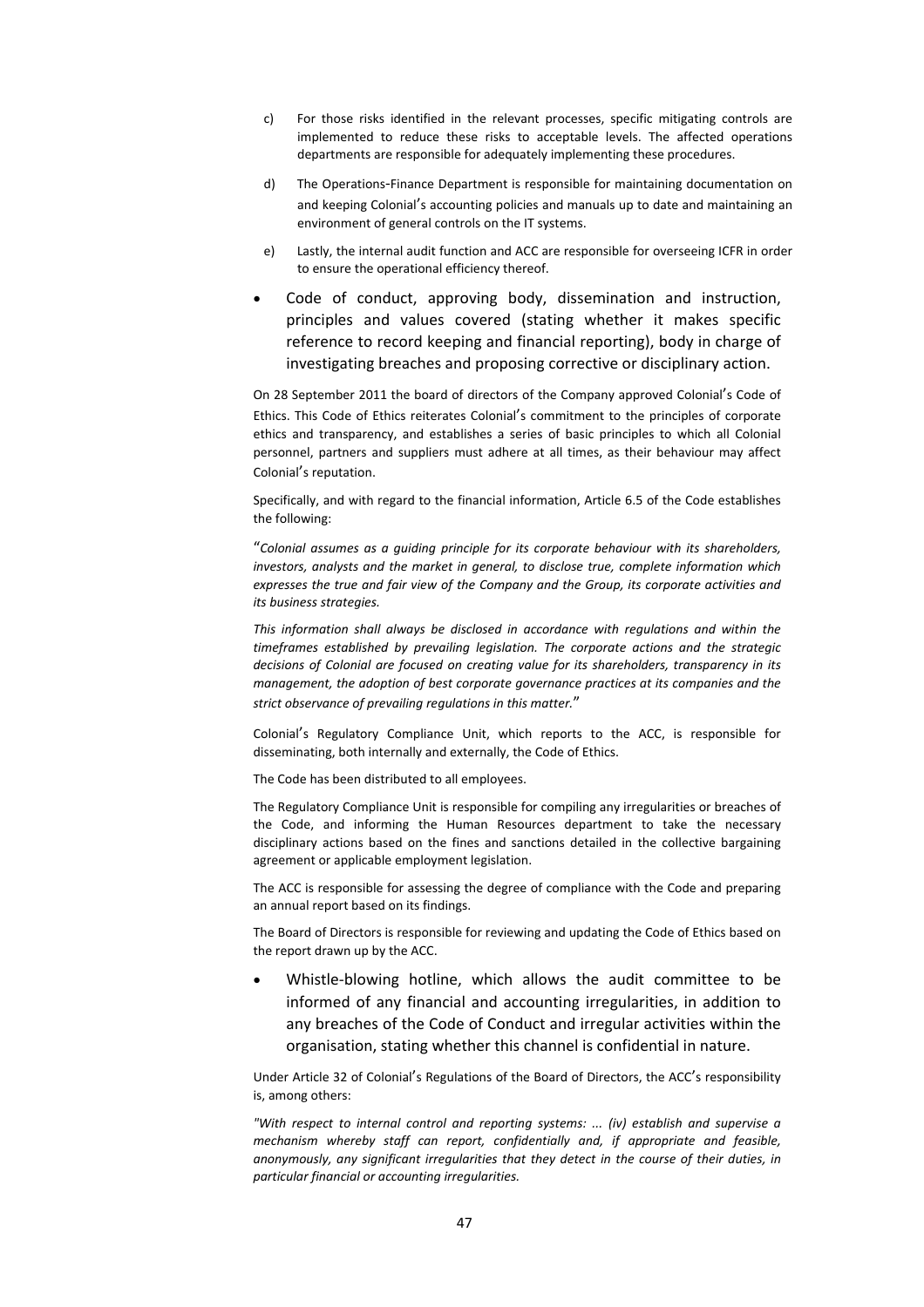c) For those risks identified in the relevant processes, specific mitigating controls are implemented to reduce these risks to acceptable levels. The affected operations departments are responsible for adequately implementing these procedures.

d) The Operations-Finance Department is responsible for maintaining documentation on and keeping Colonial's accounting policies and manuals up to date and maintaining an environment of general controls on the IT systems.

e) Lastly, the internal audit function and ACC are responsible for overseeing ICFR in order to ensure the operational efficiency thereof.

- Code of conduct, approving body, dissemination and instruction, principles and values covered (stating whether it makes specific reference to record keeping and financial reporting), body in charge of investigating breaches and proposing corrective or disciplinary action.

On 28 September 2011 the board of directors of the Company approved Colonial's Code of Ethics. This Code of Ethics reiterates Colonial's commitment to the principles of corporate ethics and transparency, and establishes a series of basic principles to which all Colonial personnel, partners and suppliers must adhere at all times, as their behaviour may affect Colonial's reputation.

Specifically, and with regard to the financial information, Article 6.5 of the Code establishes the following:

"*Colonial assumes as a guiding principle for its corporate behaviour with its shareholders, investors, analysts and the market in general, to disclose true, complete information which expresses the true and fair view of the Company and the Group, its corporate activities and its business strategies.*

*This information shall always be disclosed in accordance with regulations and within the timeframes established by prevailing legislation. The corporate actions and the strategic decisions of Colonial are focused on creating value for its shareholders, transparency in its management, the adoption of best corporate governance practices at its companies and the strict observance of prevailing regulations in this matter.*"

Colonial's Regulatory Compliance Unit, which reports to the ACC, is responsible for disseminating, both internally and externally, the Code of Ethics.

The Code has been distributed to all employees.

The Regulatory Compliance Unit is responsible for compiling any irregularities or breaches of the Code, and informing the Human Resources department to take the necessary disciplinary actions based on the fines and sanctions detailed in the collective bargaining agreement or applicable employment legislation.

The ACC is responsible for assessing the degree of compliance with the Code and preparing an annual report based on its findings.

The Board of Directors is responsible for reviewing and updating the Code of Ethics based on the report drawn up by the ACC.

- Whistle-blowing hotline, which allows the audit committee to be informed of any financial and accounting irregularities, in addition to any breaches of the Code of Conduct and irregular activities within the organisation, stating whether this channel is confidential in nature.

Under Article 32 of Colonial's Regulations of the Board of Directors, the ACC's responsibility is, among others:

*"With respect to internal control and reporting systems: ... (iv) establish and supervise a mechanism whereby staff can report, confidentially and, if appropriate and feasible, anonymously, any significant irregularities that they detect in the course of their duties, in particular financial or accounting irregularities.*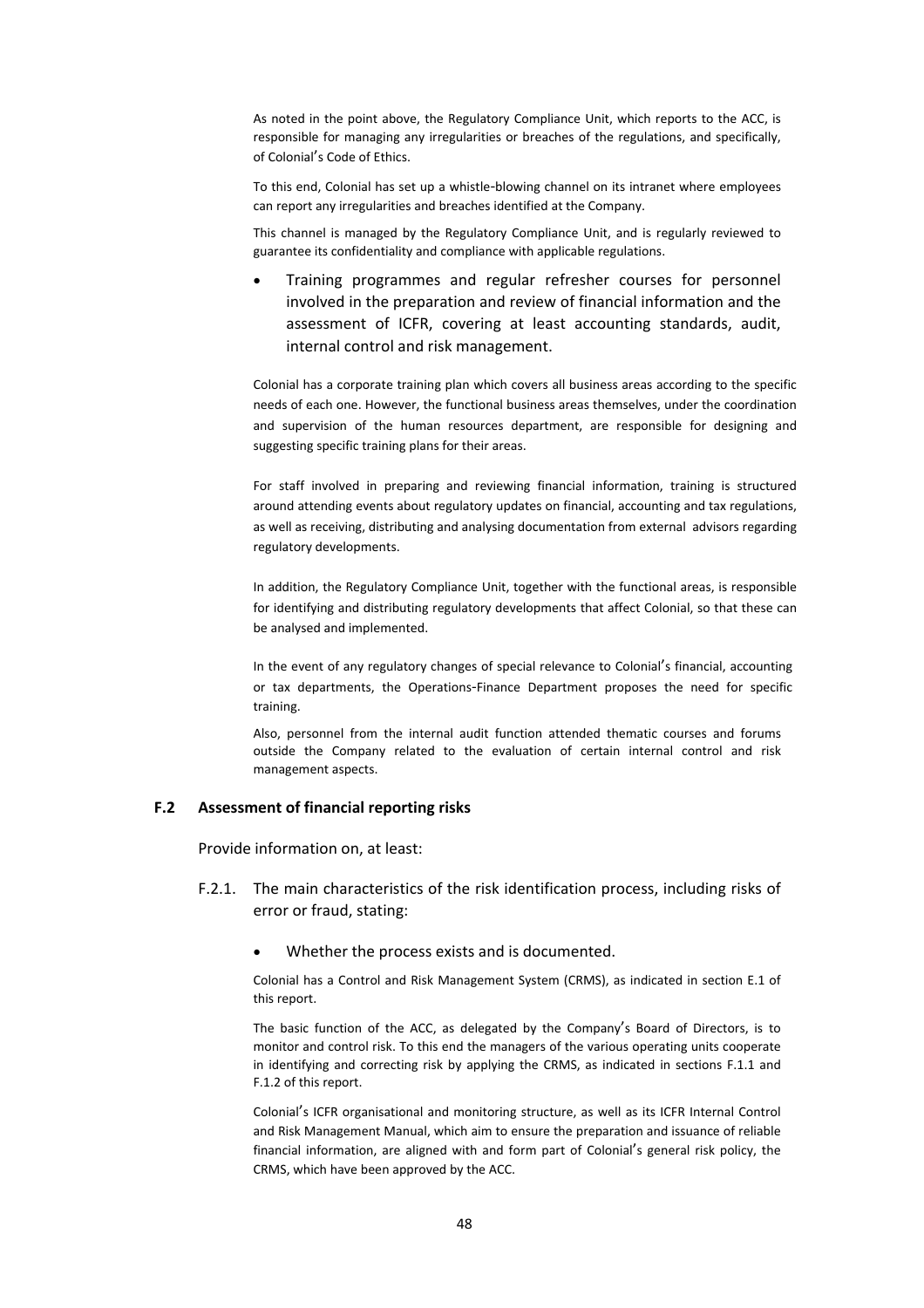As noted in the point above, the Regulatory Compliance Unit, which reports to the ACC, is responsible for managing any irregularities or breaches of the regulations, and specifically, of Colonial's Code of Ethics.

To this end, Colonial has set up a whistle-blowing channel on its intranet where employees can report any irregularities and breaches identified at the Company.

This channel is managed by the Regulatory Compliance Unit, and is regularly reviewed to guarantee its confidentiality and compliance with applicable regulations.

- Training programmes and regular refresher courses for personnel involved in the preparation and review of financial information and the assessment of ICFR, covering at least accounting standards, audit, internal control and risk management.

Colonial has a corporate training plan which covers all business areas according to the specific needs of each one. However, the functional business areas themselves, under the coordination and supervision of the human resources department, are responsible for designing and suggesting specific training plans for their areas.

For staff involved in preparing and reviewing financial information, training is structured around attending events about regulatory updates on financial, accounting and tax regulations, as well as receiving, distributing and analysing documentation from external advisors regarding regulatory developments.

In addition, the Regulatory Compliance Unit, together with the functional areas, is responsible for identifying and distributing regulatory developments that affect Colonial, so that these can be analysed and implemented.

In the event of any regulatory changes of special relevance to Colonial's financial, accounting or tax departments, the Operations-Finance Department proposes the need for specific training.

Also, personnel from the internal audit function attended thematic courses and forums outside the Company related to the evaluation of certain internal control and risk management aspects.

### F.2 Assessment of financial reporting risks

Provide information on, at least:

F.2.1. The main characteristics of the risk identification process, including risks of error or fraud, stating:

- Whether the process exists and is documented.

Colonial has a Control and Risk Management System (CRMS), as indicated in section E.1 of this report.

The basic function of the ACC, as delegated by the Company's Board of Directors, is to monitor and control risk. To this end the managers of the various operating units cooperate in identifying and correcting risk by applying the CRMS, as indicated in sections F.1.1 and F.1.2 of this report.

Colonial's ICFR organisational and monitoring structure, as well as its ICFR Internal Control and Risk Management Manual, which aim to ensure the preparation and issuance of reliable financial information, are aligned with and form part of Colonial's general risk policy, the CRMS, which have been approved by the ACC.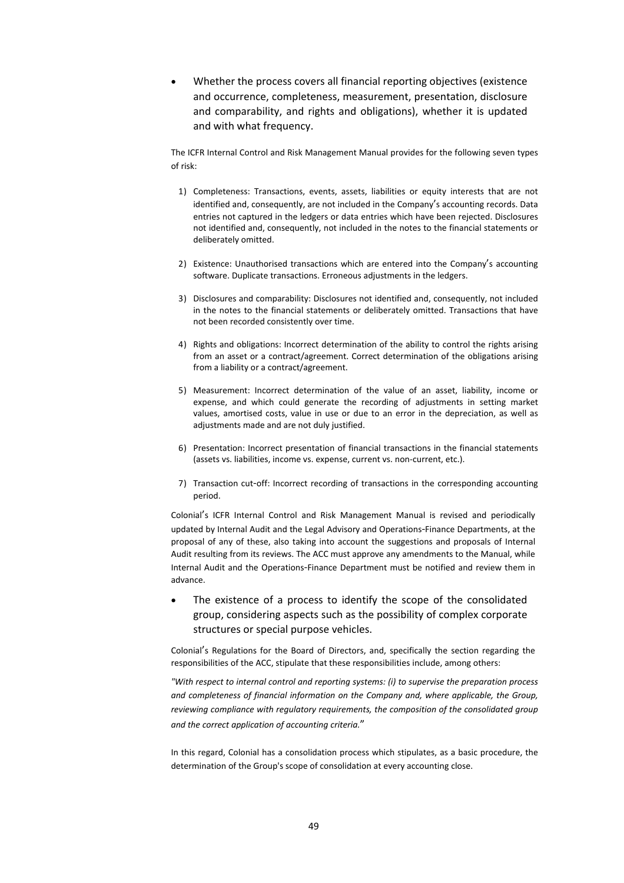- Whether the process covers all financial reporting objectives (existence and occurrence, completeness, measurement, presentation, disclosure and comparability, and rights and obligations), whether it is updated and with what frequency.

The ICFR Internal Control and Risk Management Manual provides for the following seven types of risk:

1) Completeness: Transactions, events, assets, liabilities or equity interests that are not identified and, consequently, are not included in the Company's accounting records. Data entries not captured in the ledgers or data entries which have been rejected. Disclosures not identified and, consequently, not included in the notes to the financial statements or deliberately omitted.

2) Existence: Unauthorised transactions which are entered into the Company's accounting software. Duplicate transactions. Erroneous adjustments in the ledgers.

3) Disclosures and comparability: Disclosures not identified and, consequently, not included in the notes to the financial statements or deliberately omitted. Transactions that have not been recorded consistently over time.

4) Rights and obligations: Incorrect determination of the ability to control the rights arising from an asset or a contract/agreement. Correct determination of the obligations arising from a liability or a contract/agreement.

5) Measurement: Incorrect determination of the value of an asset, liability, income or expense, and which could generate the recording of adjustments in setting market values, amortised costs, value in use or due to an error in the depreciation, as well as adjustments made and are not duly justified.

6) Presentation: Incorrect presentation of financial transactions in the financial statements (assets vs. liabilities, income vs. expense, current vs. non-current, etc.).

7) Transaction cut-off: Incorrect recording of transactions in the corresponding accounting period.

Colonial's ICFR Internal Control and Risk Management Manual is revised and periodically updated by Internal Audit and the Legal Advisory and Operations-Finance Departments, at the proposal of any of these, also taking into account the suggestions and proposals of Internal Audit resulting from its reviews. The ACC must approve any amendments to the Manual, while Internal Audit and the Operations-Finance Department must be notified and review them in advance.

- The existence of a process to identify the scope of the consolidated group, considering aspects such as the possibility of complex corporate structures or special purpose vehicles.

Colonial's Regulations for the Board of Directors, and, specifically the section regarding the responsibilities of the ACC, stipulate that these responsibilities include, among others:

*"With respect to internal control and reporting systems: (i) to supervise the preparation process and completeness of financial information on the Company and, where applicable, the Group, reviewing compliance with regulatory requirements, the composition of the consolidated group and the correct application of accounting criteria."*

In this regard, Colonial has a consolidation process which stipulates, as a basic procedure, the determination of the Group's scope of consolidation at every accounting close.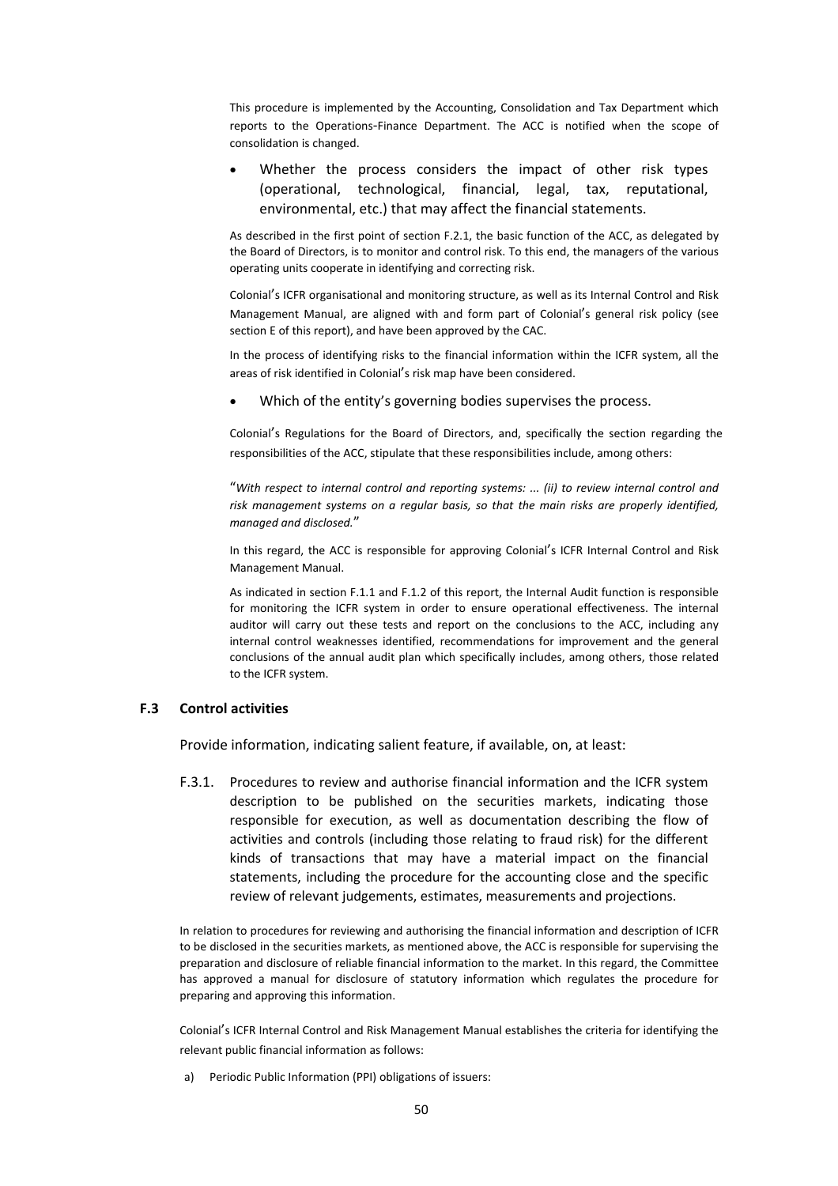This procedure is implemented by the Accounting, Consolidation and Tax Department which reports to the Operations-Finance Department. The ACC is notified when the scope of consolidation is changed.

- Whether the process considers the impact of other risk types (operational, technological, financial, legal, tax, reputational, environmental, etc.) that may affect the financial statements.

As described in the first point of section F.2.1, the basic function of the ACC, as delegated by the Board of Directors, is to monitor and control risk. To this end, the managers of the various operating units cooperate in identifying and correcting risk.

Colonial's ICFR organisational and monitoring structure, as well as its Internal Control and Risk Management Manual, are aligned with and form part of Colonial's general risk policy (see section E of this report), and have been approved by the CAC.

In the process of identifying risks to the financial information within the ICFR system, all the areas of risk identified in Colonial's risk map have been considered.

- Which of the entity's governing bodies supervises the process.

Colonial's Regulations for the Board of Directors, and, specifically the section regarding the responsibilities of the ACC, stipulate that these responsibilities include, among others:

"*With respect to internal control and reporting systems: ... (ii) to review internal control and risk management systems on a regular basis, so that the main risks are properly identified, managed and disclosed.*"

In this regard, the ACC is responsible for approving Colonial's ICFR Internal Control and Risk Management Manual.

As indicated in section F.1.1 and F.1.2 of this report, the Internal Audit function is responsible for monitoring the ICFR system in order to ensure operational effectiveness. The internal auditor will carry out these tests and report on the conclusions to the ACC, including any internal control weaknesses identified, recommendations for improvement and the general conclusions of the annual audit plan which specifically includes, among others, those related to the ICFR system.

### F.3 Control activities

Provide information, indicating salient feature, if available, on, at least:

F.3.1. Procedures to review and authorise financial information and the ICFR system description to be published on the securities markets, indicating those responsible for execution, as well as documentation describing the flow of activities and controls (including those relating to fraud risk) for the different kinds of transactions that may have a material impact on the financial statements, including the procedure for the accounting close and the specific review of relevant judgements, estimates, measurements and projections.

In relation to procedures for reviewing and authorising the financial information and description of ICFR to be disclosed in the securities markets, as mentioned above, the ACC is responsible for supervising the preparation and disclosure of reliable financial information to the market. In this regard, the Committee has approved a manual for disclosure of statutory information which regulates the procedure for preparing and approving this information.

Colonial's ICFR Internal Control and Risk Management Manual establishes the criteria for identifying the relevant public financial information as follows:

a) Periodic Public Information (PPI) obligations of issuers: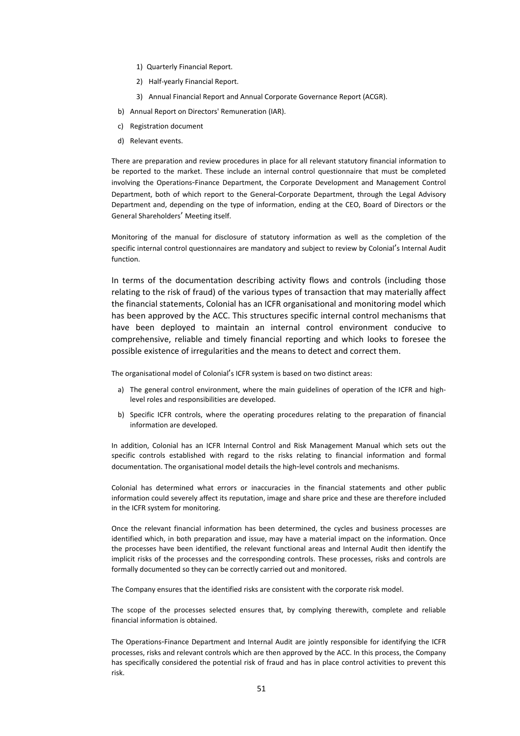1) Quarterly Financial Report.

2) Half-yearly Financial Report.

3) Annual Financial Report and Annual Corporate Governance Report (ACGR).

b) Annual Report on Directors' Remuneration (IAR).

c) Registration document

d) Relevant events.

There are preparation and review procedures in place for all relevant statutory financial information to be reported to the market. These include an internal control questionnaire that must be completed involving the Operations-Finance Department, the Corporate Development and Management Control Department, both of which report to the General-Corporate Department, through the Legal Advisory Department and, depending on the type of information, ending at the CEO, Board of Directors or the General Shareholders' Meeting itself.

Monitoring of the manual for disclosure of statutory information as well as the completion of the specific internal control questionnaires are mandatory and subject to review by Colonial's Internal Audit function.

In terms of the documentation describing activity flows and controls (including those relating to the risk of fraud) of the various types of transaction that may materially affect the financial statements, Colonial has an ICFR organisational and monitoring model which has been approved by the ACC. This structures specific internal control mechanisms that have been deployed to maintain an internal control environment conducive to comprehensive, reliable and timely financial reporting and which looks to foresee the possible existence of irregularities and the means to detect and correct them.

The organisational model of Colonial's ICFR system is based on two distinct areas:

a) The general control environment, where the main guidelines of operation of the ICFR and high-level roles and responsibilities are developed.

b) Specific ICFR controls, where the operating procedures relating to the preparation of financial information are developed.

In addition, Colonial has an ICFR Internal Control and Risk Management Manual which sets out the specific controls established with regard to the risks relating to financial information and formal documentation. The organisational model details the high-level controls and mechanisms.

Colonial has determined what errors or inaccuracies in the financial statements and other public information could severely affect its reputation, image and share price and these are therefore included in the ICFR system for monitoring.

Once the relevant financial information has been determined, the cycles and business processes are identified which, in both preparation and issue, may have a material impact on the information. Once the processes have been identified, the relevant functional areas and Internal Audit then identify the implicit risks of the processes and the corresponding controls. These processes, risks and controls are formally documented so they can be correctly carried out and monitored.

The Company ensures that the identified risks are consistent with the corporate risk model.

The scope of the processes selected ensures that, by complying therewith, complete and reliable financial information is obtained.

The Operations-Finance Department and Internal Audit are jointly responsible for identifying the ICFR processes, risks and relevant controls which are then approved by the ACC. In this process, the Company has specifically considered the potential risk of fraud and has in place control activities to prevent this risk.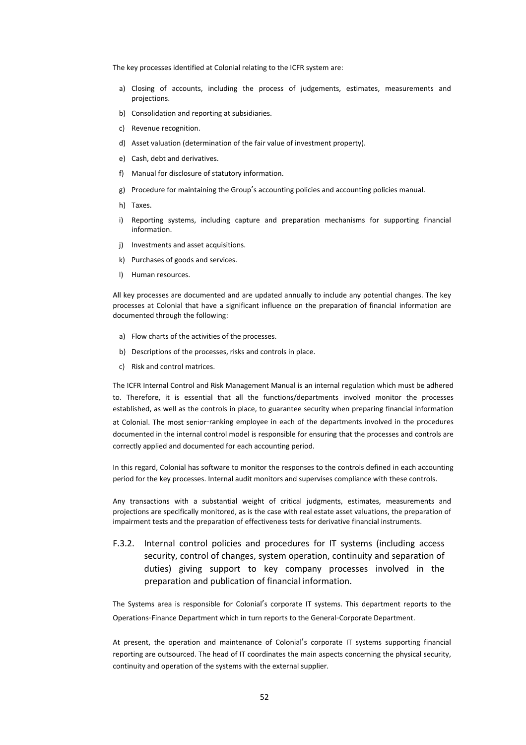The key processes identified at Colonial relating to the ICFR system are:

a) Closing of accounts, including the process of judgements, estimates, measurements and projections.
b) Consolidation and reporting at subsidiaries.
c) Revenue recognition.
d) Asset valuation (determination of the fair value of investment property).
e) Cash, debt and derivatives.
f) Manual for disclosure of statutory information.
g) Procedure for maintaining the Group's accounting policies and accounting policies manual.
h) Taxes.
i) Reporting systems, including capture and preparation mechanisms for supporting financial information.
j) Investments and asset acquisitions.
k) Purchases of goods and services.
l) Human resources.

All key processes are documented and are updated annually to include any potential changes. The key processes at Colonial that have a significant influence on the preparation of financial information are documented through the following:

a) Flow charts of the activities of the processes.
b) Descriptions of the processes, risks and controls in place.
c) Risk and control matrices.

The ICFR Internal Control and Risk Management Manual is an internal regulation which must be adhered to. Therefore, it is essential that all the functions/departments involved monitor the processes established, as well as the controls in place, to guarantee security when preparing financial information at Colonial. The most senior-ranking employee in each of the departments involved in the procedures documented in the internal control model is responsible for ensuring that the processes and controls are correctly applied and documented for each accounting period.

In this regard, Colonial has software to monitor the responses to the controls defined in each accounting period for the key processes. Internal audit monitors and supervises compliance with these controls.

Any transactions with a substantial weight of critical judgments, estimates, measurements and projections are specifically monitored, as is the case with real estate asset valuations, the preparation of impairment tests and the preparation of effectiveness tests for derivative financial instruments.

### F.3.2. Internal control policies and procedures for IT systems (including access security, control of changes, system operation, continuity and separation of duties) giving support to key company processes involved in the preparation and publication of financial information.

The Systems area is responsible for Colonial's corporate IT systems. This department reports to the Operations-Finance Department which in turn reports to the General-Corporate Department.

At present, the operation and maintenance of Colonial's corporate IT systems supporting financial reporting are outsourced. The head of IT coordinates the main aspects concerning the physical security, continuity and operation of the systems with the external supplier.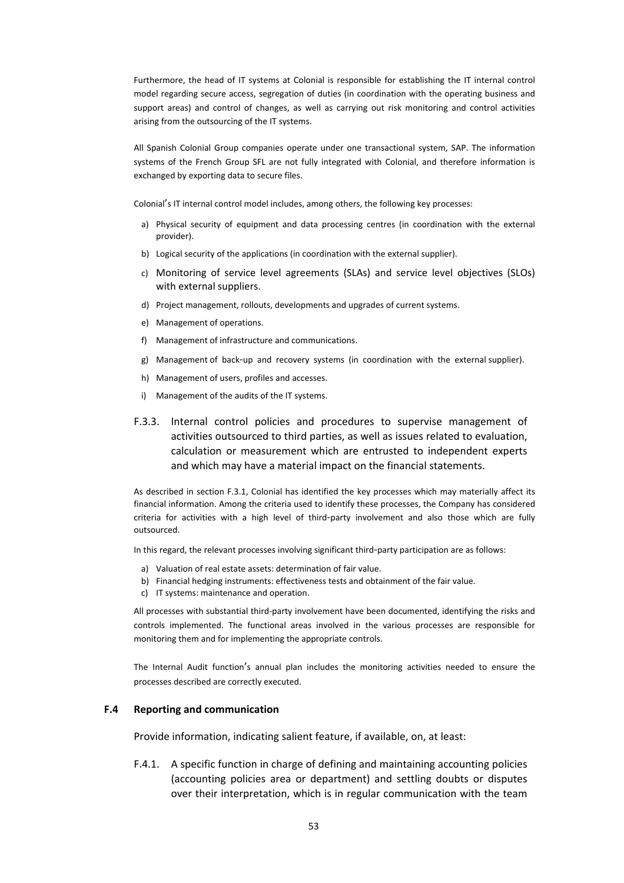Furthermore, the head of IT systems at Colonial is responsible for establishing the IT internal control model regarding secure access, segregation of duties (in coordination with the operating business and support areas) and control of changes, as well as carrying out risk monitoring and control activities arising from the outsourcing of the IT systems.

All Spanish Colonial Group companies operate under one transactional system, SAP. The information systems of the French Group SFL are not fully integrated with Colonial, and therefore information is exchanged by exporting data to secure files.

Colonial's IT internal control model includes, among others, the following key processes:

a) Physical security of equipment and data processing centres (in coordination with the external provider).
b) Logical security of the applications (in coordination with the external supplier).
c) Monitoring of service level agreements (SLAs) and service level objectives (SLOs) with external suppliers.
d) Project management, rollouts, developments and upgrades of current systems.
e) Management of operations.
f) Management of infrastructure and communications.
g) Management of back-up and recovery systems (in coordination with the external supplier).
h) Management of users, profiles and accesses.
i) Management of the audits of the IT systems.

F.3.3. Internal control policies and procedures to supervise management of activities outsourced to third parties, as well as issues related to evaluation, calculation or measurement which are entrusted to independent experts and which may have a material impact on the financial statements.

As described in section F.3.1, Colonial has identified the key processes which may materially affect its financial information. Among the criteria used to identify these processes, the Company has considered criteria for activities with a high level of third-party involvement and also those which are fully outsourced.

In this regard, the relevant processes involving significant third-party participation are as follows:

a) Valuation of real estate assets: determination of fair value.
b) Financial hedging instruments: effectiveness tests and obtainment of the fair value.
c) IT systems: maintenance and operation.

All processes with substantial third-party involvement have been documented, identifying the risks and controls implemented. The functional areas involved in the various processes are responsible for monitoring them and for implementing the appropriate controls.

The Internal Audit function's annual plan includes the monitoring activities needed to ensure the processes described are correctly executed.

### F.4 Reporting and communication

Provide information, indicating salient feature, if available, on, at least:

F.4.1. A specific function in charge of defining and maintaining accounting policies (accounting policies area or department) and settling doubts or disputes over their interpretation, which is in regular communication with the team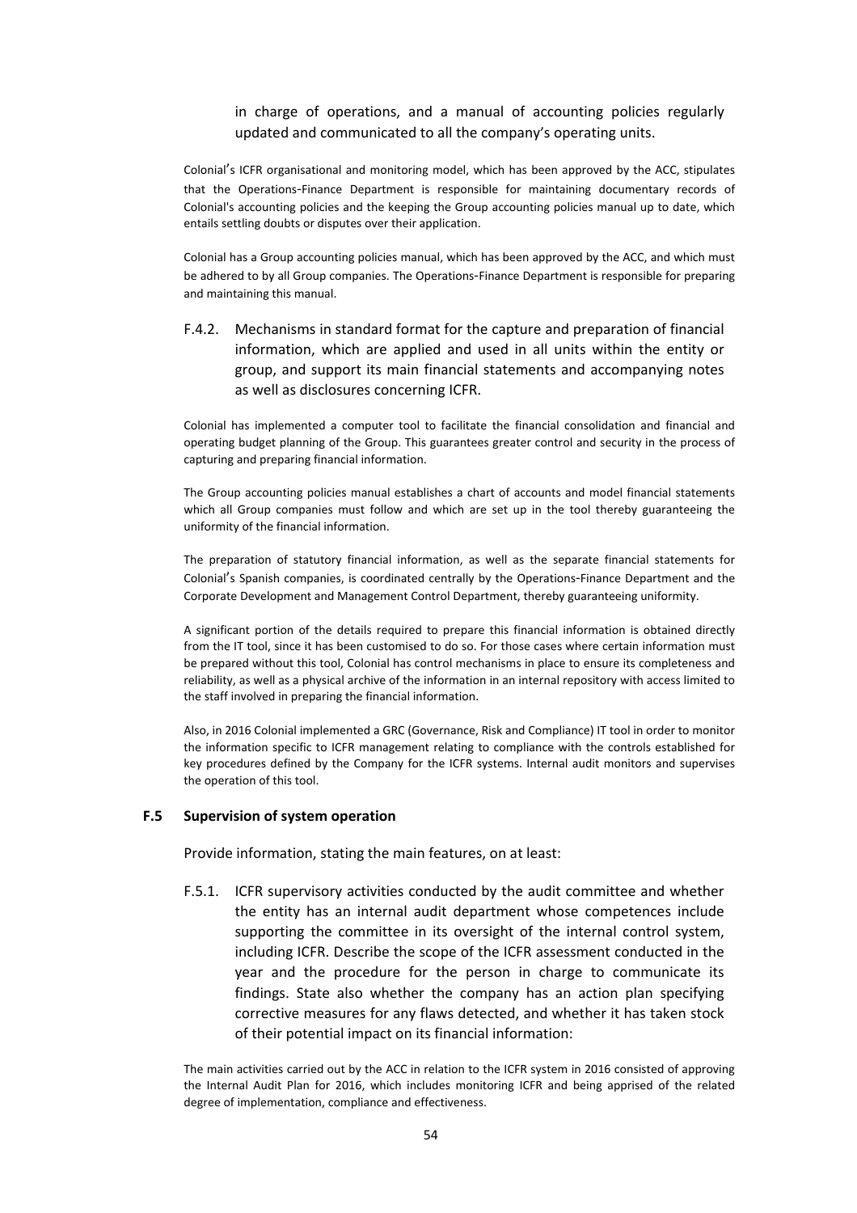in charge of operations, and a manual of accounting policies regularly updated and communicated to all the company's operating units.

Colonial's ICFR organisational and monitoring model, which has been approved by the ACC, stipulates that the Operations-Finance Department is responsible for maintaining documentary records of Colonial's accounting policies and the keeping the Group accounting policies manual up to date, which entails settling doubts or disputes over their application.

Colonial has a Group accounting policies manual, which has been approved by the ACC, and which must be adhered to by all Group companies. The Operations-Finance Department is responsible for preparing and maintaining this manual.

F.4.2. Mechanisms in standard format for the capture and preparation of financial information, which are applied and used in all units within the entity or group, and support its main financial statements and accompanying notes as well as disclosures concerning ICFR.

Colonial has implemented a computer tool to facilitate the financial consolidation and financial and operating budget planning of the Group. This guarantees greater control and security in the process of capturing and preparing financial information.

The Group accounting policies manual establishes a chart of accounts and model financial statements which all Group companies must follow and which are set up in the tool thereby guaranteeing the uniformity of the financial information.

The preparation of statutory financial information, as well as the separate financial statements for Colonial's Spanish companies, is coordinated centrally by the Operations-Finance Department and the Corporate Development and Management Control Department, thereby guaranteeing uniformity.

A significant portion of the details required to prepare this financial information is obtained directly from the IT tool, since it has been customised to do so. For those cases where certain information must be prepared without this tool, Colonial has control mechanisms in place to ensure its completeness and reliability, as well as a physical archive of the information in an internal repository with access limited to the staff involved in preparing the financial information.

Also, in 2016 Colonial implemented a GRC (Governance, Risk and Compliance) IT tool in order to monitor the information specific to ICFR management relating to compliance with the controls established for key procedures defined by the Company for the ICFR systems. Internal audit monitors and supervises the operation of this tool.

## F.5 Supervision of system operation

Provide information, stating the main features, on at least:

F.5.1. ICFR supervisory activities conducted by the audit committee and whether the entity has an internal audit department whose competences include supporting the committee in its oversight of the internal control system, including ICFR. Describe the scope of the ICFR assessment conducted in the year and the procedure for the person in charge to communicate its findings. State also whether the company has an action plan specifying corrective measures for any flaws detected, and whether it has taken stock of their potential impact on its financial information:

The main activities carried out by the ACC in relation to the ICFR system in 2016 consisted of approving the Internal Audit Plan for 2016, which includes monitoring ICFR and being apprised of the related degree of implementation, compliance and effectiveness.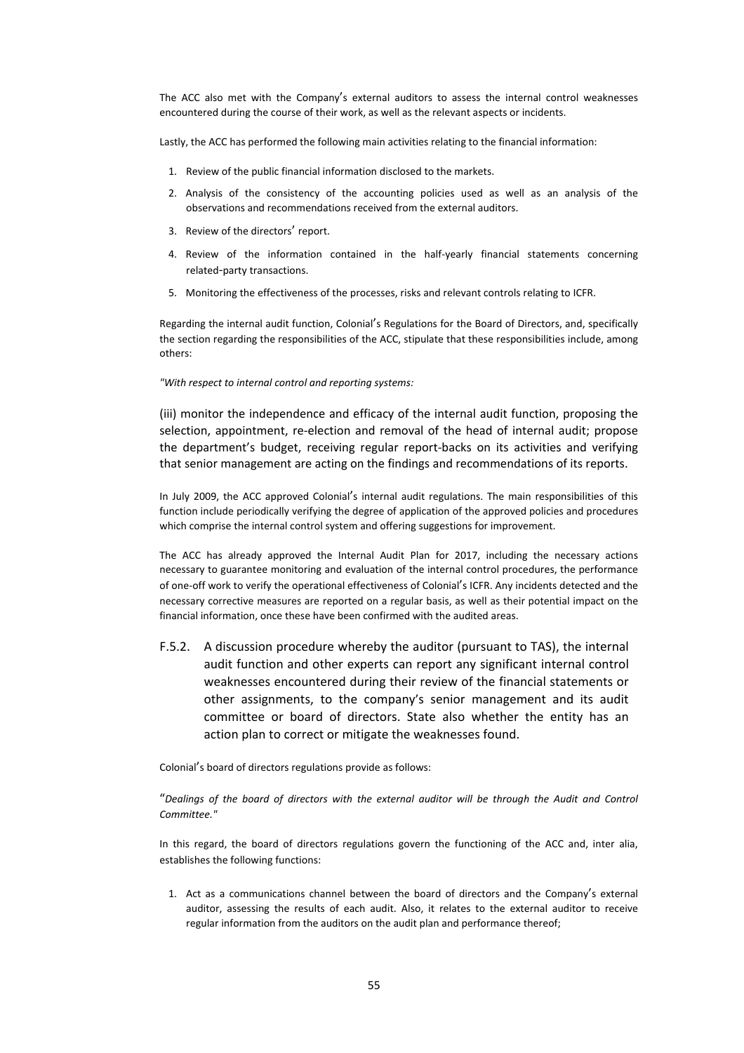The ACC also met with the Company's external auditors to assess the internal control weaknesses encountered during the course of their work, as well as the relevant aspects or incidents.

Lastly, the ACC has performed the following main activities relating to the financial information:

1. Review of the public financial information disclosed to the markets.
2. Analysis of the consistency of the accounting policies used as well as an analysis of the observations and recommendations received from the external auditors.
3. Review of the directors' report.
4. Review of the information contained in the half-yearly financial statements concerning related-party transactions.
5. Monitoring the effectiveness of the processes, risks and relevant controls relating to ICFR.

Regarding the internal audit function, Colonial's Regulations for the Board of Directors, and, specifically the section regarding the responsibilities of the ACC, stipulate that these responsibilities include, among others:

*"With respect to internal control and reporting systems:*

(iii) monitor the independence and efficacy of the internal audit function, proposing the selection, appointment, re-election and removal of the head of internal audit; propose the department's budget, receiving regular report-backs on its activities and verifying that senior management are acting on the findings and recommendations of its reports.

In July 2009, the ACC approved Colonial's internal audit regulations. The main responsibilities of this function include periodically verifying the degree of application of the approved policies and procedures which comprise the internal control system and offering suggestions for improvement.

The ACC has already approved the Internal Audit Plan for 2017, including the necessary actions necessary to guarantee monitoring and evaluation of the internal control procedures, the performance of one-off work to verify the operational effectiveness of Colonial's ICFR. Any incidents detected and the necessary corrective measures are reported on a regular basis, as well as their potential impact on the financial information, once these have been confirmed with the audited areas.

F.5.2. A discussion procedure whereby the auditor (pursuant to TAS), the internal audit function and other experts can report any significant internal control weaknesses encountered during their review of the financial statements or other assignments, to the company's senior management and its audit committee or board of directors. State also whether the entity has an action plan to correct or mitigate the weaknesses found.

Colonial's board of directors regulations provide as follows:

"*Dealings of the board of directors with the external auditor will be through the Audit and Control Committee."*

In this regard, the board of directors regulations govern the functioning of the ACC and, inter alia, establishes the following functions:

1. Act as a communications channel between the board of directors and the Company's external auditor, assessing the results of each audit. Also, it relates to the external auditor to receive regular information from the auditors on the audit plan and performance thereof;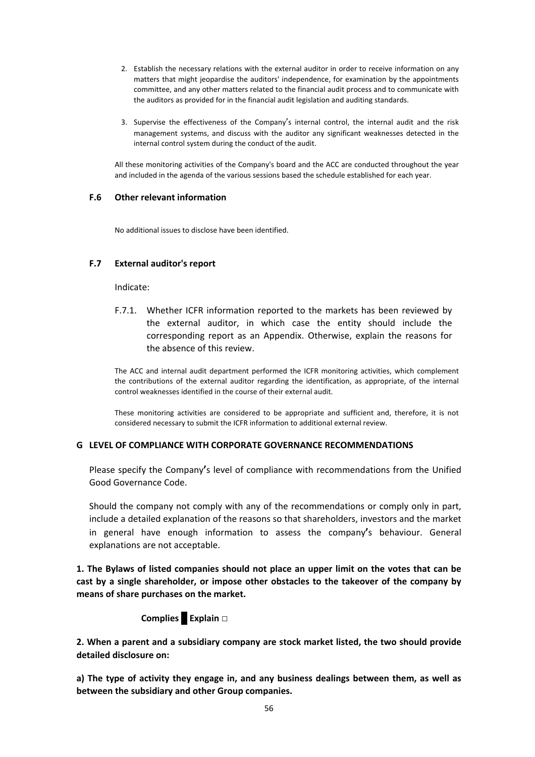2. Establish the necessary relations with the external auditor in order to receive information on any matters that might jeopardise the auditors' independence, for examination by the appointments committee, and any other matters related to the financial audit process and to communicate with the auditors as provided for in the financial audit legislation and auditing standards.

3. Supervise the effectiveness of the Company's internal control, the internal audit and the risk management systems, and discuss with the auditor any significant weaknesses detected in the internal control system during the conduct of the audit.

All these monitoring activities of the Company's board and the ACC are conducted throughout the year and included in the agenda of the various sessions based the schedule established for each year.

### F.6 Other relevant information

No additional issues to disclose have been identified.

### F.7 External auditor's report

Indicate:

F.7.1. Whether ICFR information reported to the markets has been reviewed by the external auditor, in which case the entity should include the corresponding report as an Appendix. Otherwise, explain the reasons for the absence of this review.

The ACC and internal audit department performed the ICFR monitoring activities, which complement the contributions of the external auditor regarding the identification, as appropriate, of the internal control weaknesses identified in the course of their external audit.

These monitoring activities are considered to be appropriate and sufficient and, therefore, it is not considered necessary to submit the ICFR information to additional external review.

## G LEVEL OF COMPLIANCE WITH CORPORATE GOVERNANCE RECOMMENDATIONS

Please specify the Company's level of compliance with recommendations from the Unified Good Governance Code.

Should the company not comply with any of the recommendations or comply only in part, include a detailed explanation of the reasons so that shareholders, investors and the market in general have enough information to assess the company's behaviour. General explanations are not acceptable.

**1. The Bylaws of listed companies should not place an upper limit on the votes that can be cast by a single shareholder, or impose other obstacles to the takeover of the company by means of share purchases on the market.**

**Complies ■ Explain □**

**2. When a parent and a subsidiary company are stock market listed, the two should provide detailed disclosure on:**

**a) The type of activity they engage in, and any business dealings between them, as well as between the subsidiary and other Group companies.**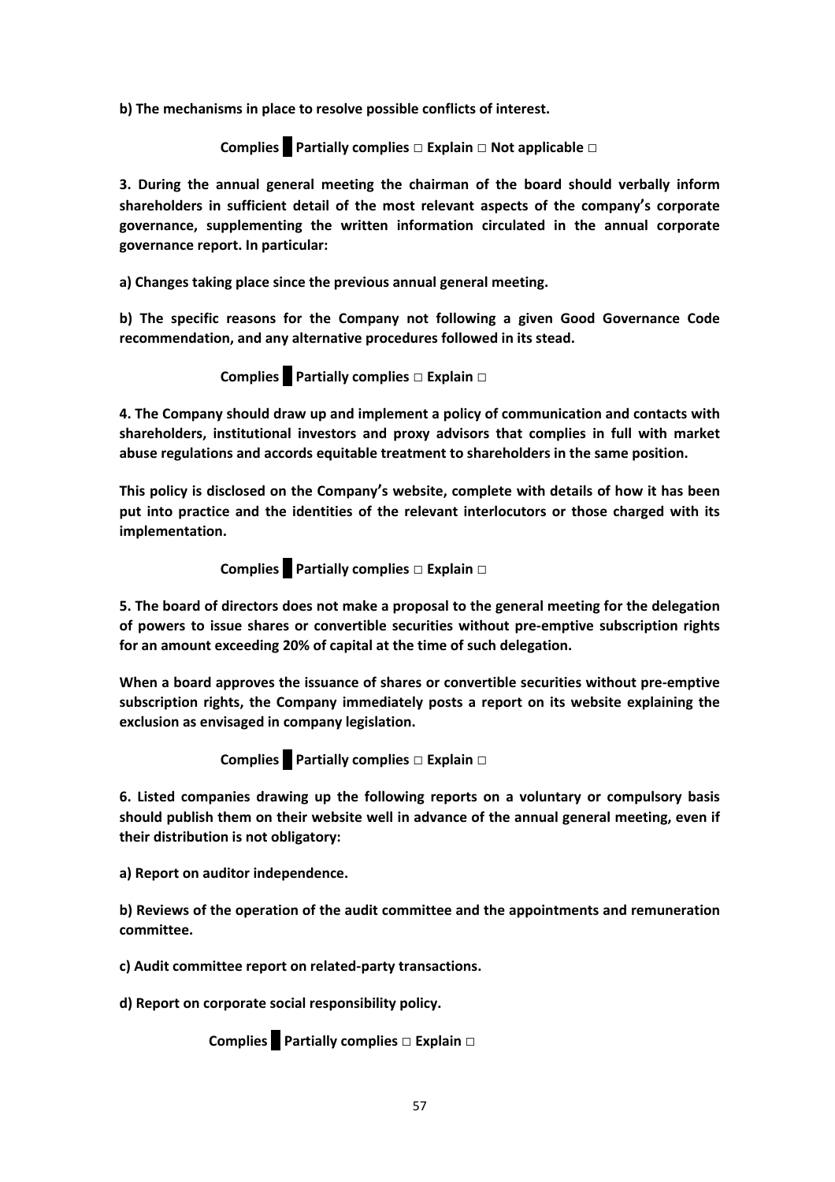**b) The mechanisms in place to resolve possible conflicts of interest.**

**Complies █ Partially complies □ Explain □ Not applicable □**

**3. During the annual general meeting the chairman of the board should verbally inform shareholders in sufficient detail of the most relevant aspects of the company's corporate governance, supplementing the written information circulated in the annual corporate governance report. In particular:**

**a) Changes taking place since the previous annual general meeting.**

**b) The specific reasons for the Company not following a given Good Governance Code recommendation, and any alternative procedures followed in its stead.**

**Complies █ Partially complies □ Explain □**

**4. The Company should draw up and implement a policy of communication and contacts with shareholders, institutional investors and proxy advisors that complies in full with market abuse regulations and accords equitable treatment to shareholders in the same position.**

**This policy is disclosed on the Company's website, complete with details of how it has been put into practice and the identities of the relevant interlocutors or those charged with its implementation.**

**Complies █ Partially complies □ Explain □**

**5. The board of directors does not make a proposal to the general meeting for the delegation of powers to issue shares or convertible securities without pre-emptive subscription rights for an amount exceeding 20% of capital at the time of such delegation.**

**When a board approves the issuance of shares or convertible securities without pre-emptive subscription rights, the Company immediately posts a report on its website explaining the exclusion as envisaged in company legislation.**

**Complies █ Partially complies □ Explain □**

**6. Listed companies drawing up the following reports on a voluntary or compulsory basis should publish them on their website well in advance of the annual general meeting, even if their distribution is not obligatory:**

**a) Report on auditor independence.**

**b) Reviews of the operation of the audit committee and the appointments and remuneration committee.**

**c) Audit committee report on related-party transactions.**

**d) Report on corporate social responsibility policy.**

**Complies █ Partially complies □ Explain □**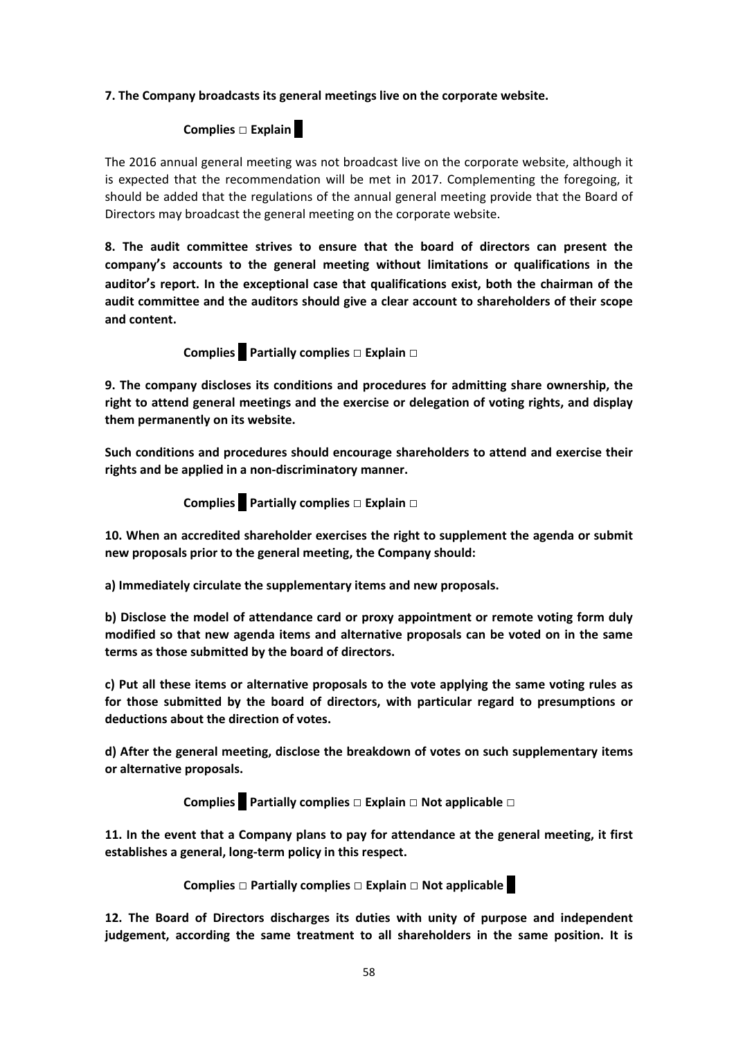**7. The Company broadcasts its general meetings live on the corporate website.**

**Complies □ Explain ■**

The 2016 annual general meeting was not broadcast live on the corporate website, although it is expected that the recommendation will be met in 2017. Complementing the foregoing, it should be added that the regulations of the annual general meeting provide that the Board of Directors may broadcast the general meeting on the corporate website.

**8. The audit committee strives to ensure that the board of directors can present the company's accounts to the general meeting without limitations or qualifications in the auditor's report. In the exceptional case that qualifications exist, both the chairman of the audit committee and the auditors should give a clear account to shareholders of their scope and content.**

**Complies ■ Partially complies □ Explain □**

**9. The company discloses its conditions and procedures for admitting share ownership, the right to attend general meetings and the exercise or delegation of voting rights, and display them permanently on its website.**

**Such conditions and procedures should encourage shareholders to attend and exercise their rights and be applied in a non-discriminatory manner.**

**Complies ■ Partially complies □ Explain □**

**10. When an accredited shareholder exercises the right to supplement the agenda or submit new proposals prior to the general meeting, the Company should:**

**a) Immediately circulate the supplementary items and new proposals.**

**b) Disclose the model of attendance card or proxy appointment or remote voting form duly modified so that new agenda items and alternative proposals can be voted on in the same terms as those submitted by the board of directors.**

**c) Put all these items or alternative proposals to the vote applying the same voting rules as for those submitted by the board of directors, with particular regard to presumptions or deductions about the direction of votes.**

**d) After the general meeting, disclose the breakdown of votes on such supplementary items or alternative proposals.**

**Complies ■ Partially complies □ Explain □ Not applicable □**

**11. In the event that a Company plans to pay for attendance at the general meeting, it first establishes a general, long-term policy in this respect.**

**Complies □ Partially complies □ Explain □ Not applicable ■**

**12. The Board of Directors discharges its duties with unity of purpose and independent judgement, according the same treatment to all shareholders in the same position. It is**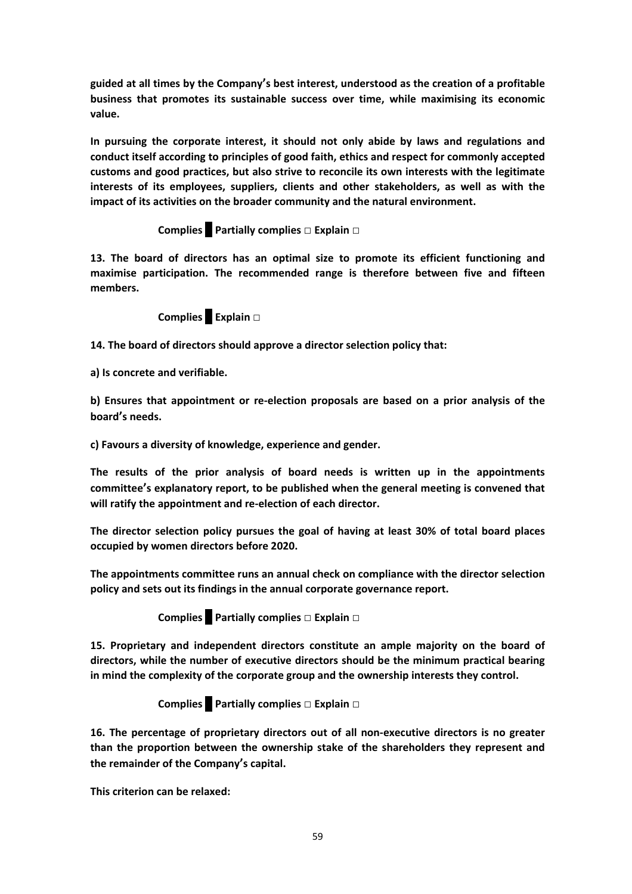**guided at all times by the Company's best interest, understood as the creation of a profitable business that promotes its sustainable success over time, while maximising its economic value.**

**In pursuing the corporate interest, it should not only abide by laws and regulations and conduct itself according to principles of good faith, ethics and respect for commonly accepted customs and good practices, but also strive to reconcile its own interests with the legitimate interests of its employees, suppliers, clients and other stakeholders, as well as with the impact of its activities on the broader community and the natural environment.**

**Complies █ Partially complies □ Explain □**

**13. The board of directors has an optimal size to promote its efficient functioning and maximise participation. The recommended range is therefore between five and fifteen members.**

**Complies █ Explain □**

**14. The board of directors should approve a director selection policy that:**

**a) Is concrete and verifiable.**

**b) Ensures that appointment or re-election proposals are based on a prior analysis of the board's needs.**

**c) Favours a diversity of knowledge, experience and gender.**

**The results of the prior analysis of board needs is written up in the appointments committee's explanatory report, to be published when the general meeting is convened that will ratify the appointment and re-election of each director.**

**The director selection policy pursues the goal of having at least 30% of total board places occupied by women directors before 2020.**

**The appointments committee runs an annual check on compliance with the director selection policy and sets out its findings in the annual corporate governance report.**

**Complies █ Partially complies □ Explain □**

**15. Proprietary and independent directors constitute an ample majority on the board of directors, while the number of executive directors should be the minimum practical bearing in mind the complexity of the corporate group and the ownership interests they control.**

**Complies █ Partially complies □ Explain □**

**16. The percentage of proprietary directors out of all non-executive directors is no greater than the proportion between the ownership stake of the shareholders they represent and the remainder of the Company's capital.**

**This criterion can be relaxed:**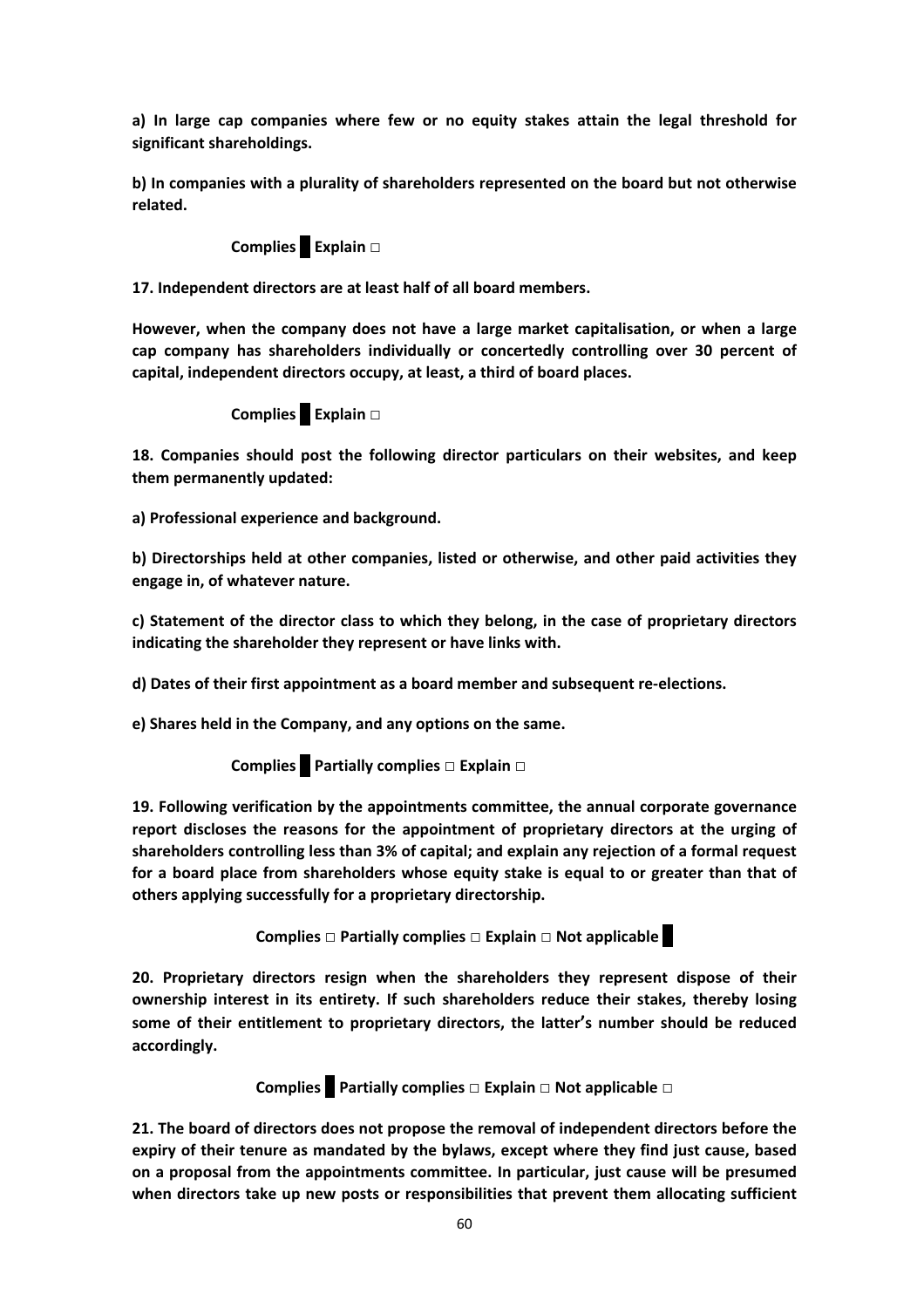**a) In large cap companies where few or no equity stakes attain the legal threshold for significant shareholdings.**

**b) In companies with a plurality of shareholders represented on the board but not otherwise related.**

**Complies █ Explain □**

**17. Independent directors are at least half of all board members.**

**However, when the company does not have a large market capitalisation, or when a large cap company has shareholders individually or concertedly controlling over 30 percent of capital, independent directors occupy, at least, a third of board places.**

**Complies █ Explain □**

**18. Companies should post the following director particulars on their websites, and keep them permanently updated:**

**a) Professional experience and background.**

**b) Directorships held at other companies, listed or otherwise, and other paid activities they engage in, of whatever nature.**

**c) Statement of the director class to which they belong, in the case of proprietary directors indicating the shareholder they represent or have links with.**

**d) Dates of their first appointment as a board member and subsequent re-elections.**

**e) Shares held in the Company, and any options on the same.**

**Complies █ Partially complies □ Explain □**

**19. Following verification by the appointments committee, the annual corporate governance report discloses the reasons for the appointment of proprietary directors at the urging of shareholders controlling less than 3% of capital; and explain any rejection of a formal request for a board place from shareholders whose equity stake is equal to or greater than that of others applying successfully for a proprietary directorship.**

**Complies □ Partially complies □ Explain □ Not applicable █**

**20. Proprietary directors resign when the shareholders they represent dispose of their ownership interest in its entirety. If such shareholders reduce their stakes, thereby losing some of their entitlement to proprietary directors, the latter's number should be reduced accordingly.**

**Complies █ Partially complies □ Explain □ Not applicable □**

**21. The board of directors does not propose the removal of independent directors before the expiry of their tenure as mandated by the bylaws, except where they find just cause, based on a proposal from the appointments committee. In particular, just cause will be presumed when directors take up new posts or responsibilities that prevent them allocating sufficient**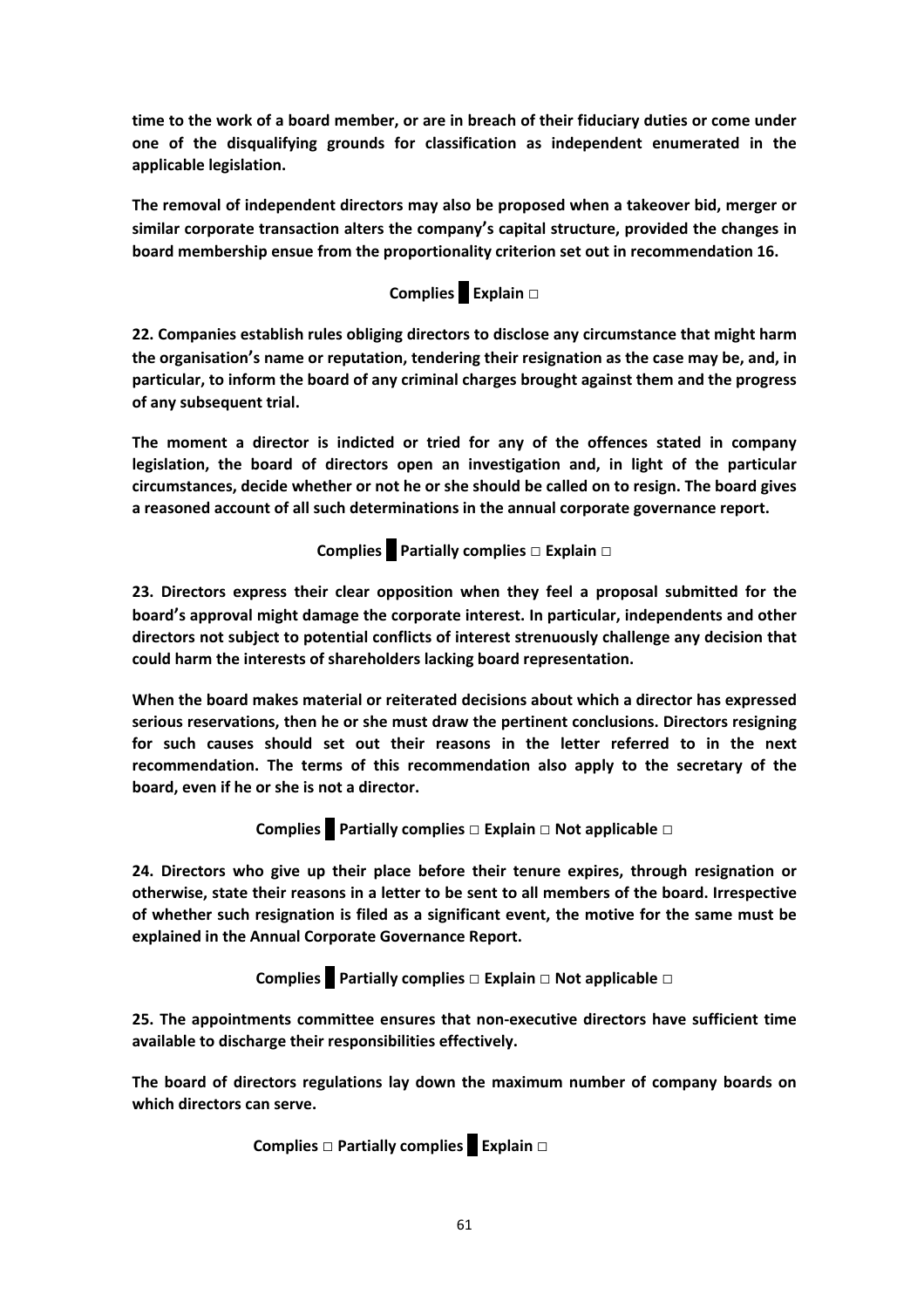**time to the work of a board member, or are in breach of their fiduciary duties or come under one of the disqualifying grounds for classification as independent enumerated in the applicable legislation.**

**The removal of independent directors may also be proposed when a takeover bid, merger or similar corporate transaction alters the company's capital structure, provided the changes in board membership ensue from the proportionality criterion set out in recommendation 16.**

**Complies █ Explain □**

**22. Companies establish rules obliging directors to disclose any circumstance that might harm the organisation's name or reputation, tendering their resignation as the case may be, and, in particular, to inform the board of any criminal charges brought against them and the progress of any subsequent trial.**

**The moment a director is indicted or tried for any of the offences stated in company legislation, the board of directors open an investigation and, in light of the particular circumstances, decide whether or not he or she should be called on to resign. The board gives a reasoned account of all such determinations in the annual corporate governance report.**

**Complies █ Partially complies □ Explain □**

**23. Directors express their clear opposition when they feel a proposal submitted for the board's approval might damage the corporate interest. In particular, independents and other directors not subject to potential conflicts of interest strenuously challenge any decision that could harm the interests of shareholders lacking board representation.**

**When the board makes material or reiterated decisions about which a director has expressed serious reservations, then he or she must draw the pertinent conclusions. Directors resigning for such causes should set out their reasons in the letter referred to in the next recommendation. The terms of this recommendation also apply to the secretary of the board, even if he or she is not a director.**

**Complies █ Partially complies □ Explain □ Not applicable □**

**24. Directors who give up their place before their tenure expires, through resignation or otherwise, state their reasons in a letter to be sent to all members of the board. Irrespective of whether such resignation is filed as a significant event, the motive for the same must be explained in the Annual Corporate Governance Report.**

**Complies █ Partially complies □ Explain □ Not applicable □**

**25. The appointments committee ensures that non-executive directors have sufficient time available to discharge their responsibilities effectively.**

**The board of directors regulations lay down the maximum number of company boards on which directors can serve.**

**Complies □ Partially complies █ Explain □**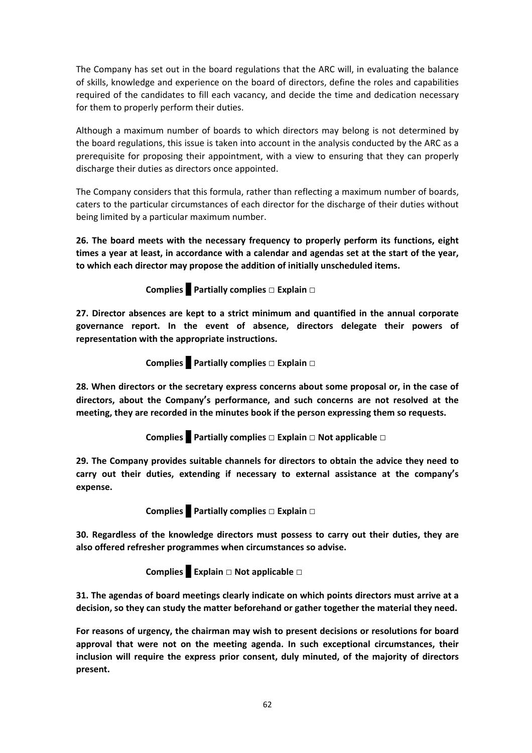The Company has set out in the board regulations that the ARC will, in evaluating the balance of skills, knowledge and experience on the board of directors, define the roles and capabilities required of the candidates to fill each vacancy, and decide the time and dedication necessary for them to properly perform their duties.

Although a maximum number of boards to which directors may belong is not determined by the board regulations, this issue is taken into account in the analysis conducted by the ARC as a prerequisite for proposing their appointment, with a view to ensuring that they can properly discharge their duties as directors once appointed.

The Company considers that this formula, rather than reflecting a maximum number of boards, caters to the particular circumstances of each director for the discharge of their duties without being limited by a particular maximum number.

**26. The board meets with the necessary frequency to properly perform its functions, eight times a year at least, in accordance with a calendar and agendas set at the start of the year, to which each director may propose the addition of initially unscheduled items.**

**Complies █ Partially complies □ Explain □**

**27. Director absences are kept to a strict minimum and quantified in the annual corporate governance report. In the event of absence, directors delegate their powers of representation with the appropriate instructions.**

**Complies █ Partially complies □ Explain □**

**28. When directors or the secretary express concerns about some proposal or, in the case of directors, about the Company's performance, and such concerns are not resolved at the meeting, they are recorded in the minutes book if the person expressing them so requests.**

**Complies █ Partially complies □ Explain □ Not applicable □**

**29. The Company provides suitable channels for directors to obtain the advice they need to carry out their duties, extending if necessary to external assistance at the company's expense.**

**Complies █ Partially complies □ Explain □**

**30. Regardless of the knowledge directors must possess to carry out their duties, they are also offered refresher programmes when circumstances so advise.**

**Complies █ Explain □ Not applicable □**

**31. The agendas of board meetings clearly indicate on which points directors must arrive at a decision, so they can study the matter beforehand or gather together the material they need.**

**For reasons of urgency, the chairman may wish to present decisions or resolutions for board approval that were not on the meeting agenda. In such exceptional circumstances, their inclusion will require the express prior consent, duly minuted, of the majority of directors present.**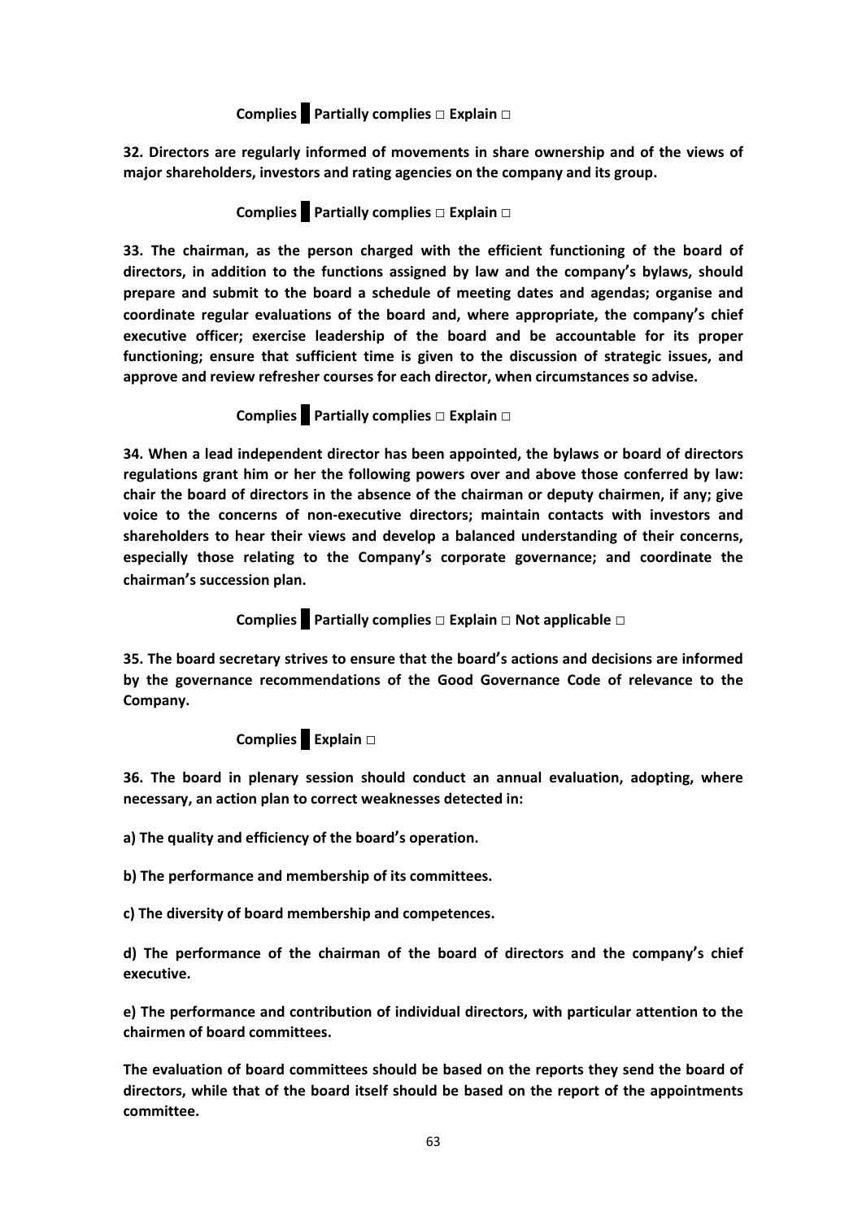**Complies █ Partially complies □ Explain □**

**32. Directors are regularly informed of movements in share ownership and of the views of major shareholders, investors and rating agencies on the company and its group.**

**Complies █ Partially complies □ Explain □**

**33. The chairman, as the person charged with the efficient functioning of the board of directors, in addition to the functions assigned by law and the company's bylaws, should prepare and submit to the board a schedule of meeting dates and agendas; organise and coordinate regular evaluations of the board and, where appropriate, the company's chief executive officer; exercise leadership of the board and be accountable for its proper functioning; ensure that sufficient time is given to the discussion of strategic issues, and approve and review refresher courses for each director, when circumstances so advise.**

**Complies █ Partially complies □ Explain □**

**34. When a lead independent director has been appointed, the bylaws or board of directors regulations grant him or her the following powers over and above those conferred by law: chair the board of directors in the absence of the chairman or deputy chairmen, if any; give voice to the concerns of non-executive directors; maintain contacts with investors and shareholders to hear their views and develop a balanced understanding of their concerns, especially those relating to the Company's corporate governance; and coordinate the chairman's succession plan.**

**Complies █ Partially complies □ Explain □ Not applicable □**

**35. The board secretary strives to ensure that the board's actions and decisions are informed by the governance recommendations of the Good Governance Code of relevance to the Company.**

**Complies █ Explain □**

**36. The board in plenary session should conduct an annual evaluation, adopting, where necessary, an action plan to correct weaknesses detected in:**

**a) The quality and efficiency of the board's operation.**

**b) The performance and membership of its committees.**

**c) The diversity of board membership and competences.**

**d) The performance of the chairman of the board of directors and the company's chief executive.**

**e) The performance and contribution of individual directors, with particular attention to the chairmen of board committees.**

**The evaluation of board committees should be based on the reports they send the board of directors, while that of the board itself should be based on the report of the appointments committee.**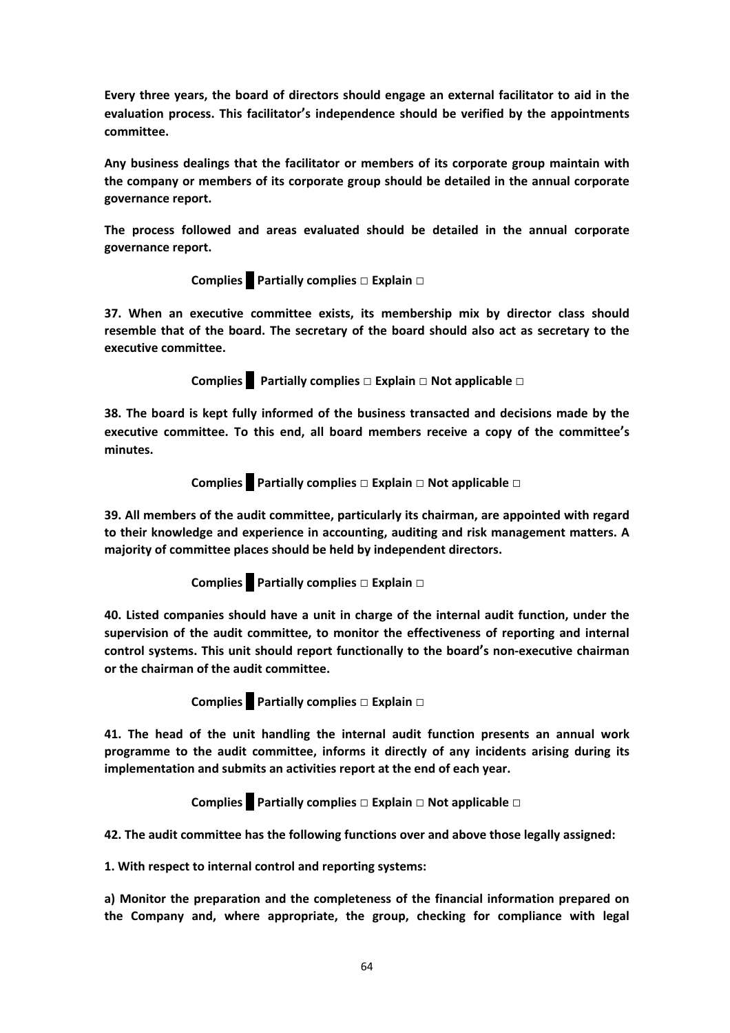**Every three years, the board of directors should engage an external facilitator to aid in the evaluation process. This facilitator's independence should be verified by the appointments committee.**

**Any business dealings that the facilitator or members of its corporate group maintain with the company or members of its corporate group should be detailed in the annual corporate governance report.**

**The process followed and areas evaluated should be detailed in the annual corporate governance report.**

**Complies █ Partially complies □ Explain □**

**37. When an executive committee exists, its membership mix by director class should resemble that of the board. The secretary of the board should also act as secretary to the executive committee.**

**Complies █ Partially complies □ Explain □ Not applicable □**

**38. The board is kept fully informed of the business transacted and decisions made by the executive committee. To this end, all board members receive a copy of the committee's minutes.**

**Complies █ Partially complies □ Explain □ Not applicable □**

**39. All members of the audit committee, particularly its chairman, are appointed with regard to their knowledge and experience in accounting, auditing and risk management matters. A majority of committee places should be held by independent directors.**

**Complies █ Partially complies □ Explain □**

**40. Listed companies should have a unit in charge of the internal audit function, under the supervision of the audit committee, to monitor the effectiveness of reporting and internal control systems. This unit should report functionally to the board's non-executive chairman or the chairman of the audit committee.**

**Complies █ Partially complies □ Explain □**

**41. The head of the unit handling the internal audit function presents an annual work programme to the audit committee, informs it directly of any incidents arising during its implementation and submits an activities report at the end of each year.**

**Complies █ Partially complies □ Explain □ Not applicable □**

**42. The audit committee has the following functions over and above those legally assigned:**

**1. With respect to internal control and reporting systems:**

**a) Monitor the preparation and the completeness of the financial information prepared on the Company and, where appropriate, the group, checking for compliance with legal**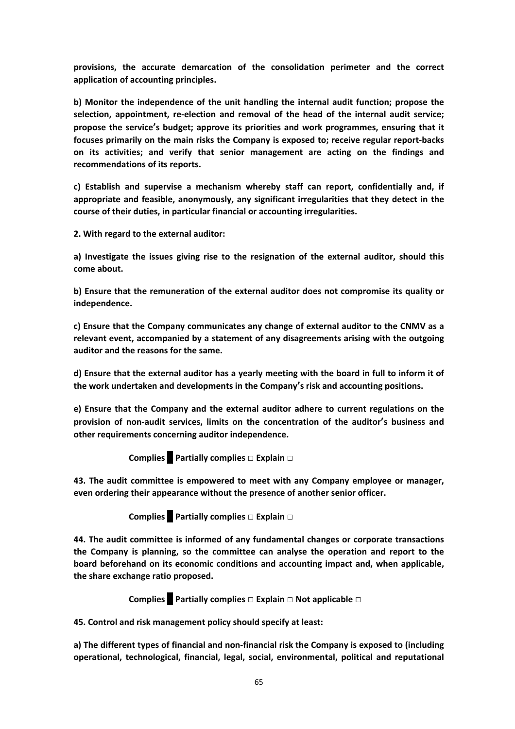**provisions, the accurate demarcation of the consolidation perimeter and the correct application of accounting principles.**

**b) Monitor the independence of the unit handling the internal audit function; propose the selection, appointment, re-election and removal of the head of the internal audit service; propose the service's budget; approve its priorities and work programmes, ensuring that it focuses primarily on the main risks the Company is exposed to; receive regular report-backs on its activities; and verify that senior management are acting on the findings and recommendations of its reports.**

**c) Establish and supervise a mechanism whereby staff can report, confidentially and, if appropriate and feasible, anonymously, any significant irregularities that they detect in the course of their duties, in particular financial or accounting irregularities.**

**2. With regard to the external auditor:**

**a) Investigate the issues giving rise to the resignation of the external auditor, should this come about.**

**b) Ensure that the remuneration of the external auditor does not compromise its quality or independence.**

**c) Ensure that the Company communicates any change of external auditor to the CNMV as a relevant event, accompanied by a statement of any disagreements arising with the outgoing auditor and the reasons for the same.**

**d) Ensure that the external auditor has a yearly meeting with the board in full to inform it of the work undertaken and developments in the Company's risk and accounting positions.**

**e) Ensure that the Company and the external auditor adhere to current regulations on the provision of non-audit services, limits on the concentration of the auditor's business and other requirements concerning auditor independence.**

**Complies ■ Partially complies □ Explain □**

**43. The audit committee is empowered to meet with any Company employee or manager, even ordering their appearance without the presence of another senior officer.**

**Complies ■ Partially complies □ Explain □**

**44. The audit committee is informed of any fundamental changes or corporate transactions the Company is planning, so the committee can analyse the operation and report to the board beforehand on its economic conditions and accounting impact and, when applicable, the share exchange ratio proposed.**

**Complies ■ Partially complies □ Explain □ Not applicable □**

**45. Control and risk management policy should specify at least:**

**a) The different types of financial and non-financial risk the Company is exposed to (including operational, technological, financial, legal, social, environmental, political and reputational**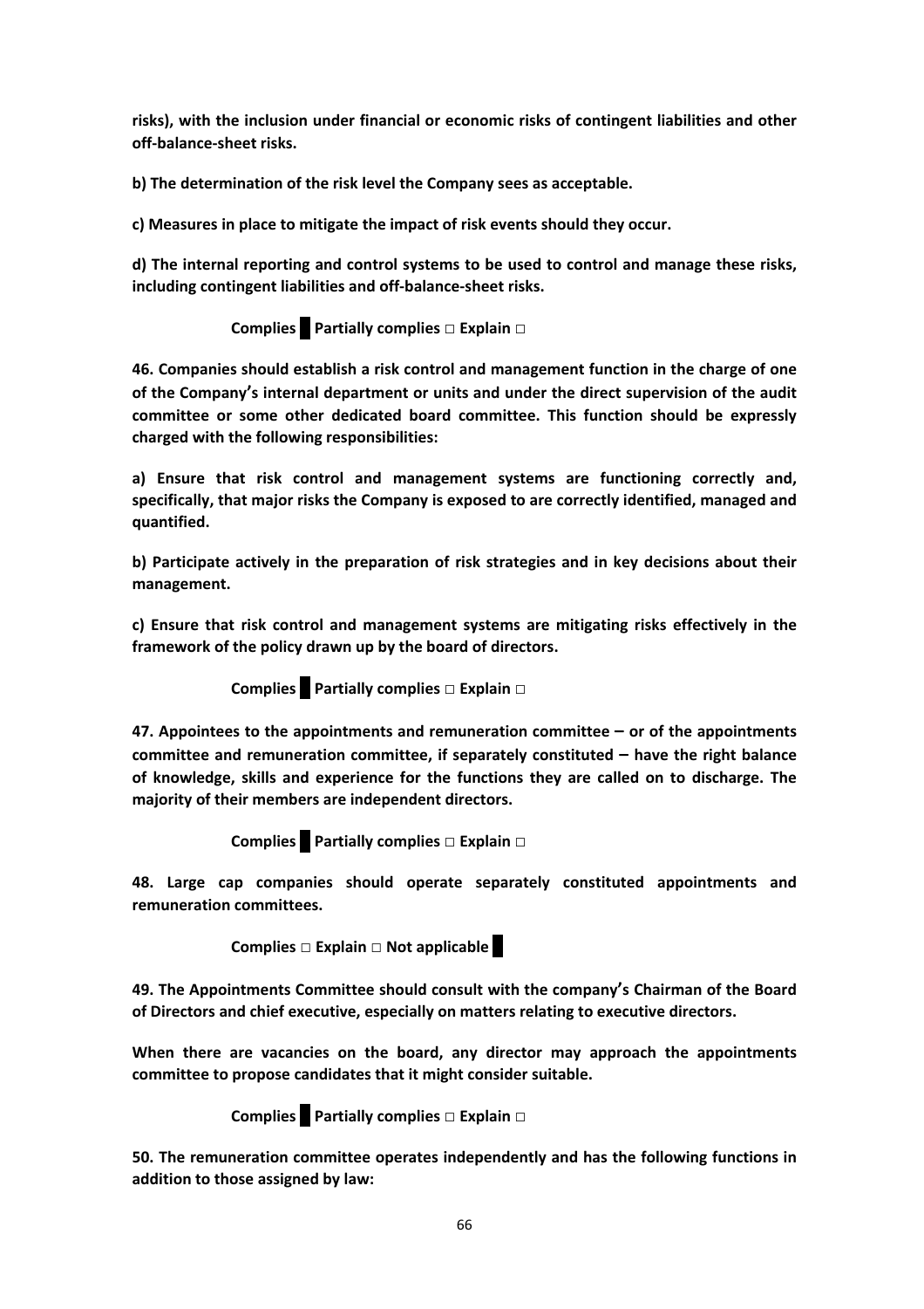**risks), with the inclusion under financial or economic risks of contingent liabilities and other off-balance-sheet risks.**

**b) The determination of the risk level the Company sees as acceptable.**

**c) Measures in place to mitigate the impact of risk events should they occur.**

**d) The internal reporting and control systems to be used to control and manage these risks, including contingent liabilities and off-balance-sheet risks.**

**Complies █ Partially complies □ Explain □**

**46. Companies should establish a risk control and management function in the charge of one of the Company's internal department or units and under the direct supervision of the audit committee or some other dedicated board committee. This function should be expressly charged with the following responsibilities:**

**a) Ensure that risk control and management systems are functioning correctly and, specifically, that major risks the Company is exposed to are correctly identified, managed and quantified.**

**b) Participate actively in the preparation of risk strategies and in key decisions about their management.**

**c) Ensure that risk control and management systems are mitigating risks effectively in the framework of the policy drawn up by the board of directors.**

**Complies █ Partially complies □ Explain □**

**47. Appointees to the appointments and remuneration committee – or of the appointments committee and remuneration committee, if separately constituted – have the right balance of knowledge, skills and experience for the functions they are called on to discharge. The majority of their members are independent directors.**

**Complies █ Partially complies □ Explain □**

**48. Large cap companies should operate separately constituted appointments and remuneration committees.**

**Complies □ Explain □ Not applicable █**

**49. The Appointments Committee should consult with the company's Chairman of the Board of Directors and chief executive, especially on matters relating to executive directors.**

**When there are vacancies on the board, any director may approach the appointments committee to propose candidates that it might consider suitable.**

**Complies █ Partially complies □ Explain □**

**50. The remuneration committee operates independently and has the following functions in addition to those assigned by law:**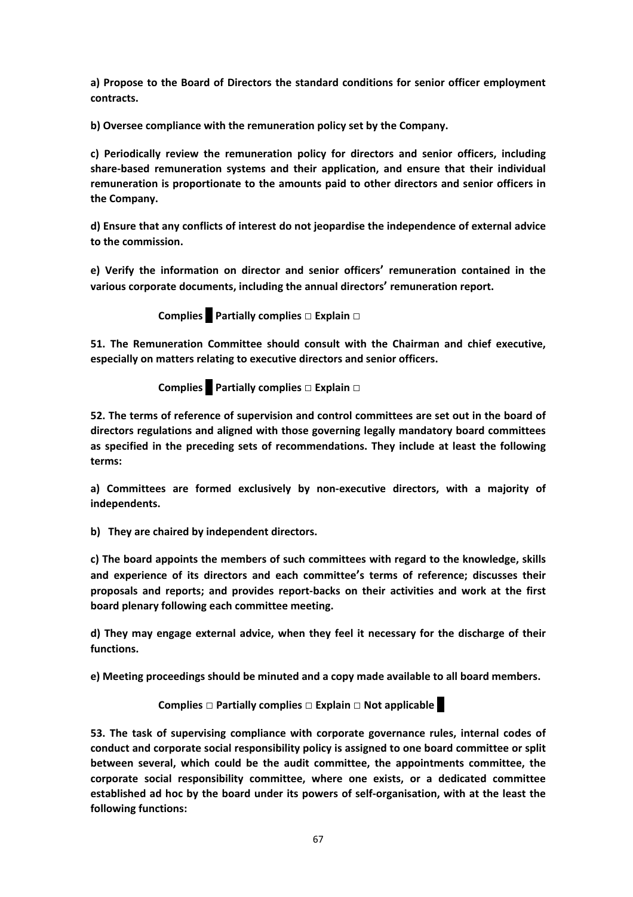**a) Propose to the Board of Directors the standard conditions for senior officer employment contracts.**

**b) Oversee compliance with the remuneration policy set by the Company.**

**c) Periodically review the remuneration policy for directors and senior officers, including share-based remuneration systems and their application, and ensure that their individual remuneration is proportionate to the amounts paid to other directors and senior officers in the Company.**

**d) Ensure that any conflicts of interest do not jeopardise the independence of external advice to the commission.**

**e) Verify the information on director and senior officers' remuneration contained in the various corporate documents, including the annual directors' remuneration report.**

**Complies █ Partially complies □ Explain □**

**51. The Remuneration Committee should consult with the Chairman and chief executive, especially on matters relating to executive directors and senior officers.**

**Complies █ Partially complies □ Explain □**

**52. The terms of reference of supervision and control committees are set out in the board of directors regulations and aligned with those governing legally mandatory board committees as specified in the preceding sets of recommendations. They include at least the following terms:**

**a) Committees are formed exclusively by non-executive directors, with a majority of independents.**

**b) They are chaired by independent directors.**

**c) The board appoints the members of such committees with regard to the knowledge, skills and experience of its directors and each committee's terms of reference; discusses their proposals and reports; and provides report-backs on their activities and work at the first board plenary following each committee meeting.**

**d) They may engage external advice, when they feel it necessary for the discharge of their functions.**

**e) Meeting proceedings should be minuted and a copy made available to all board members.**

**Complies □ Partially complies □ Explain □ Not applicable █**

**53. The task of supervising compliance with corporate governance rules, internal codes of conduct and corporate social responsibility policy is assigned to one board committee or split between several, which could be the audit committee, the appointments committee, the corporate social responsibility committee, where one exists, or a dedicated committee established ad hoc by the board under its powers of self-organisation, with at the least the following functions:**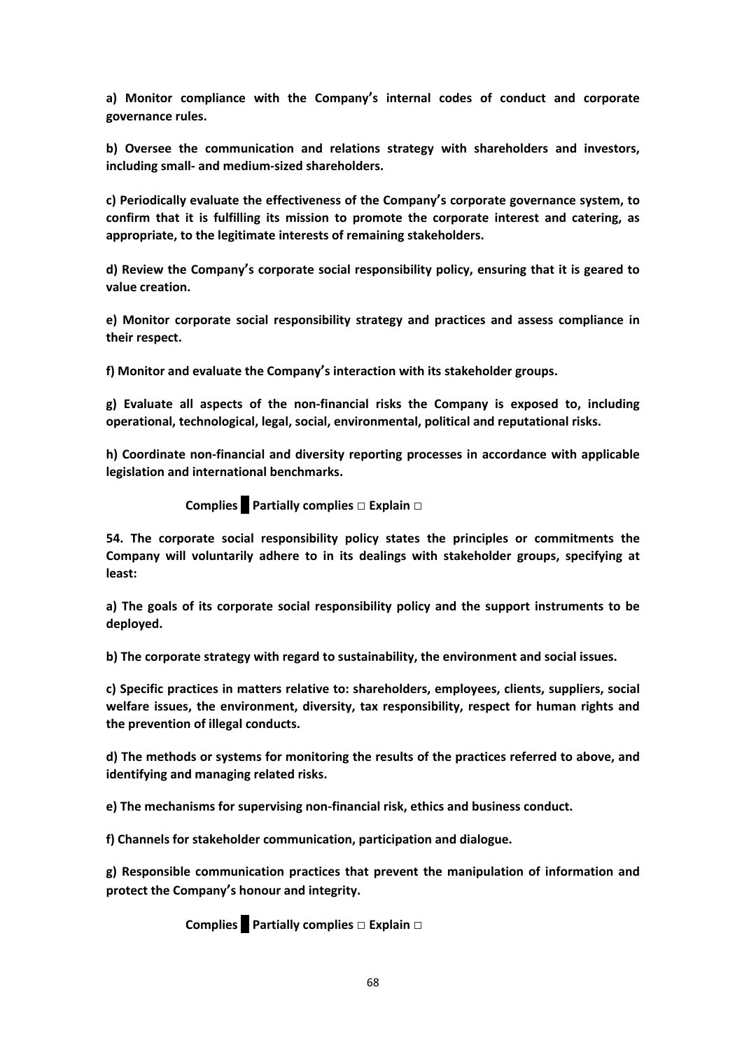**a) Monitor compliance with the Company's internal codes of conduct and corporate governance rules.**

**b) Oversee the communication and relations strategy with shareholders and investors, including small- and medium-sized shareholders.**

**c) Periodically evaluate the effectiveness of the Company's corporate governance system, to confirm that it is fulfilling its mission to promote the corporate interest and catering, as appropriate, to the legitimate interests of remaining stakeholders.**

**d) Review the Company's corporate social responsibility policy, ensuring that it is geared to value creation.**

**e) Monitor corporate social responsibility strategy and practices and assess compliance in their respect.**

**f) Monitor and evaluate the Company's interaction with its stakeholder groups.**

**g) Evaluate all aspects of the non-financial risks the Company is exposed to, including operational, technological, legal, social, environmental, political and reputational risks.**

**h) Coordinate non-financial and diversity reporting processes in accordance with applicable legislation and international benchmarks.**

**Complies █ Partially complies □ Explain □**

**54. The corporate social responsibility policy states the principles or commitments the Company will voluntarily adhere to in its dealings with stakeholder groups, specifying at least:**

**a) The goals of its corporate social responsibility policy and the support instruments to be deployed.**

**b) The corporate strategy with regard to sustainability, the environment and social issues.**

**c) Specific practices in matters relative to: shareholders, employees, clients, suppliers, social welfare issues, the environment, diversity, tax responsibility, respect for human rights and the prevention of illegal conducts.**

**d) The methods or systems for monitoring the results of the practices referred to above, and identifying and managing related risks.**

**e) The mechanisms for supervising non-financial risk, ethics and business conduct.**

**f) Channels for stakeholder communication, participation and dialogue.**

**g) Responsible communication practices that prevent the manipulation of information and protect the Company's honour and integrity.**

**Complies █ Partially complies □ Explain □**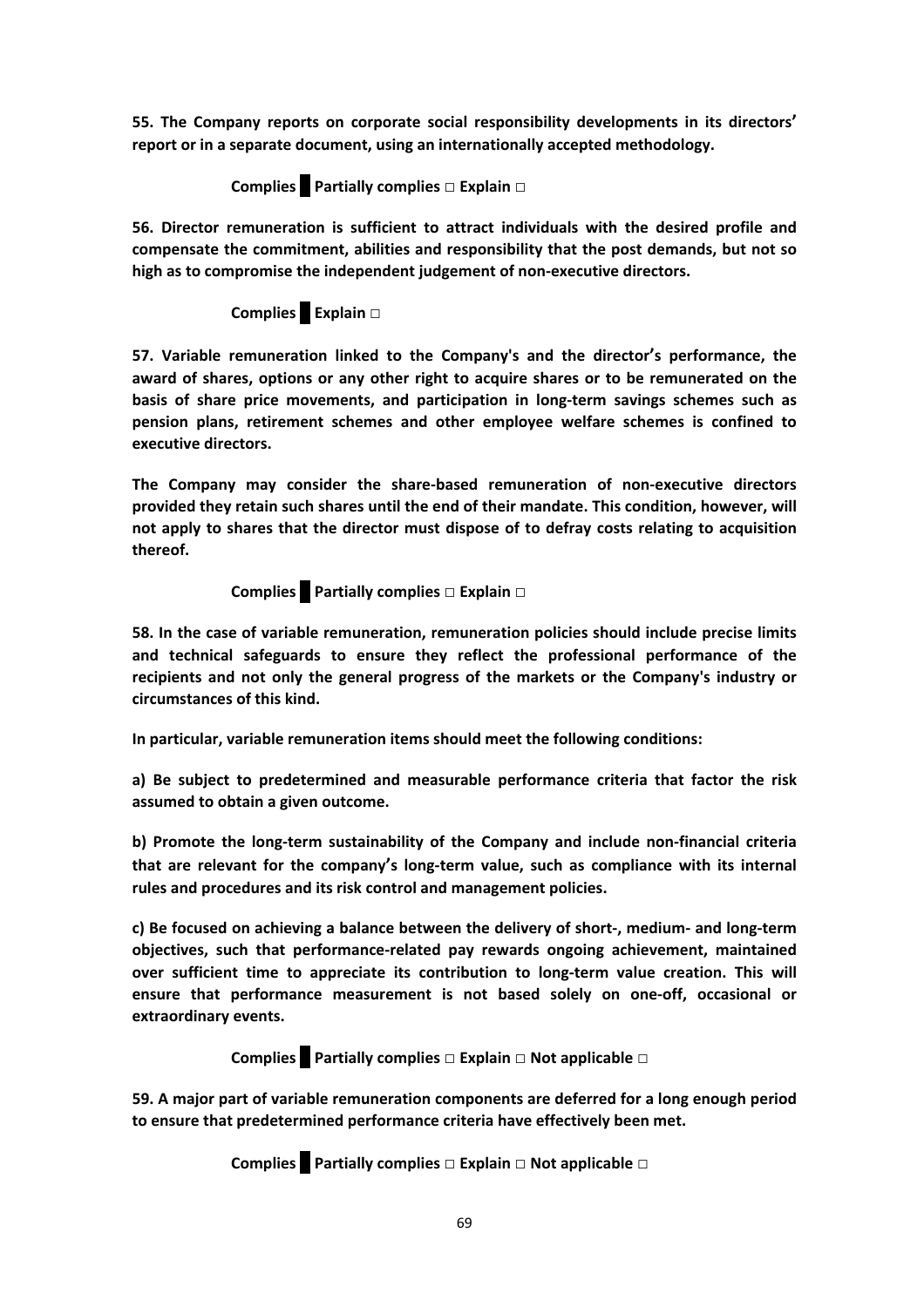**55. The Company reports on corporate social responsibility developments in its directors' report or in a separate document, using an internationally accepted methodology.**

**Complies █ Partially complies □ Explain □**

**56. Director remuneration is sufficient to attract individuals with the desired profile and compensate the commitment, abilities and responsibility that the post demands, but not so high as to compromise the independent judgement of non-executive directors.**

**Complies █ Explain □**

**57. Variable remuneration linked to the Company's and the director's performance, the award of shares, options or any other right to acquire shares or to be remunerated on the basis of share price movements, and participation in long-term savings schemes such as pension plans, retirement schemes and other employee welfare schemes is confined to executive directors.**

**The Company may consider the share-based remuneration of non-executive directors provided they retain such shares until the end of their mandate. This condition, however, will not apply to shares that the director must dispose of to defray costs relating to acquisition thereof.**

**Complies █ Partially complies □ Explain □**

**58. In the case of variable remuneration, remuneration policies should include precise limits and technical safeguards to ensure they reflect the professional performance of the recipients and not only the general progress of the markets or the Company's industry or circumstances of this kind.**

**In particular, variable remuneration items should meet the following conditions:**

**a) Be subject to predetermined and measurable performance criteria that factor the risk assumed to obtain a given outcome.**

**b) Promote the long-term sustainability of the Company and include non-financial criteria that are relevant for the company's long-term value, such as compliance with its internal rules and procedures and its risk control and management policies.**

**c) Be focused on achieving a balance between the delivery of short-, medium- and long-term objectives, such that performance-related pay rewards ongoing achievement, maintained over sufficient time to appreciate its contribution to long-term value creation. This will ensure that performance measurement is not based solely on one-off, occasional or extraordinary events.**

**Complies █ Partially complies □ Explain □ Not applicable □**

**59. A major part of variable remuneration components are deferred for a long enough period to ensure that predetermined performance criteria have effectively been met.**

**Complies █ Partially complies □ Explain □ Not applicable □**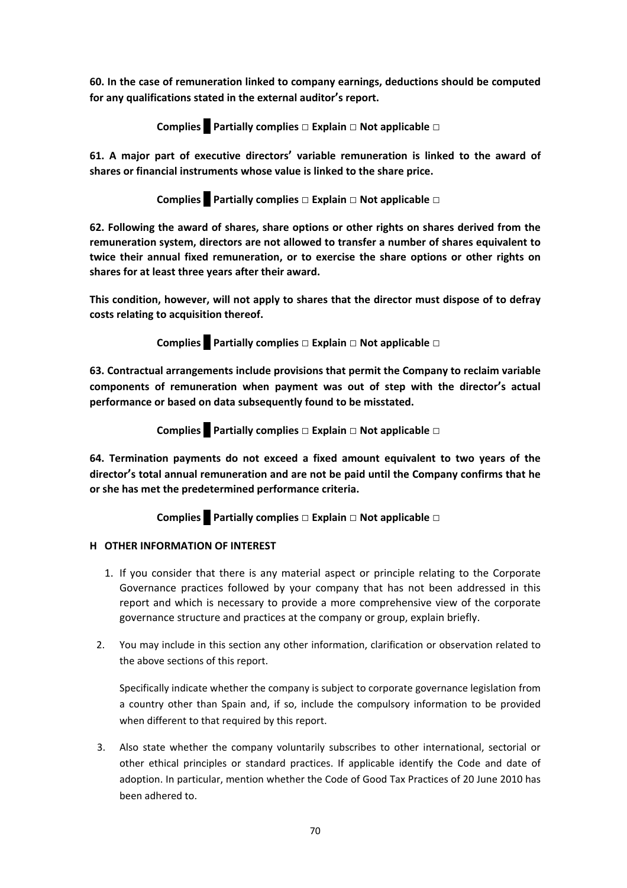**60. In the case of remuneration linked to company earnings, deductions should be computed for any qualifications stated in the external auditor's report.**

**Complies ■ Partially complies □ Explain □ Not applicable □**

**61. A major part of executive directors' variable remuneration is linked to the award of shares or financial instruments whose value is linked to the share price.**

**Complies ■ Partially complies □ Explain □ Not applicable □**

**62. Following the award of shares, share options or other rights on shares derived from the remuneration system, directors are not allowed to transfer a number of shares equivalent to twice their annual fixed remuneration, or to exercise the share options or other rights on shares for at least three years after their award.**

**This condition, however, will not apply to shares that the director must dispose of to defray costs relating to acquisition thereof.**

**Complies ■ Partially complies □ Explain □ Not applicable □**

**63. Contractual arrangements include provisions that permit the Company to reclaim variable components of remuneration when payment was out of step with the director's actual performance or based on data subsequently found to be misstated.**

**Complies ■ Partially complies □ Explain □ Not applicable □**

**64. Termination payments do not exceed a fixed amount equivalent to two years of the director's total annual remuneration and are not be paid until the Company confirms that he or she has met the predetermined performance criteria.**

**Complies ■ Partially complies □ Explain □ Not applicable □**

## H OTHER INFORMATION OF INTEREST

1. If you consider that there is any material aspect or principle relating to the Corporate Governance practices followed by your company that has not been addressed in this report and which is necessary to provide a more comprehensive view of the corporate governance structure and practices at the company or group, explain briefly.

2. You may include in this section any other information, clarification or observation related to the above sections of this report.

   Specifically indicate whether the company is subject to corporate governance legislation from a country other than Spain and, if so, include the compulsory information to be provided when different to that required by this report.

3. Also state whether the company voluntarily subscribes to other international, sectorial or other ethical principles or standard practices. If applicable identify the Code and date of adoption. In particular, mention whether the Code of Good Tax Practices of 20 June 2010 has been adhered to.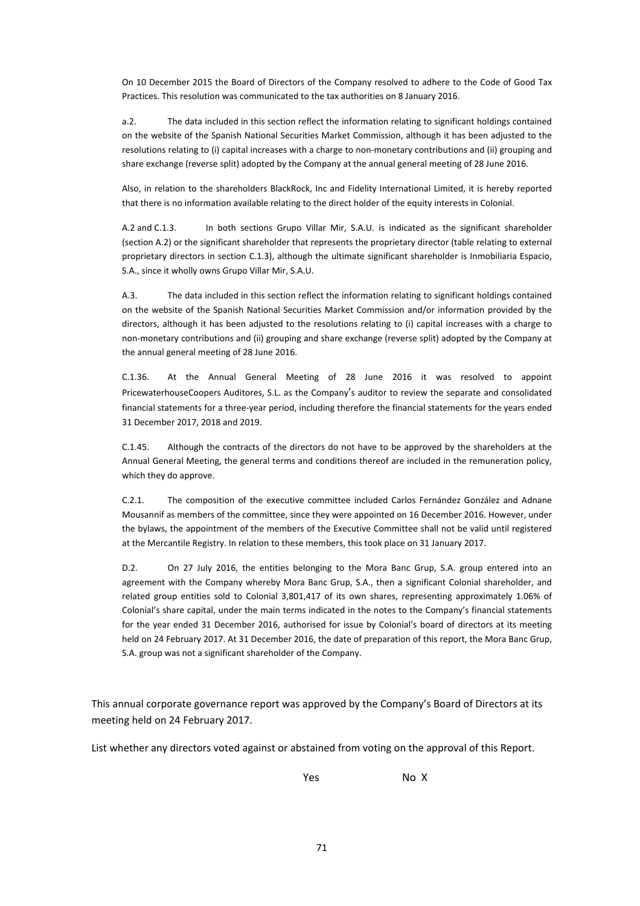On 10 December 2015 the Board of Directors of the Company resolved to adhere to the Code of Good Tax Practices. This resolution was communicated to the tax authorities on 8 January 2016.

a.2. The data included in this section reflect the information relating to significant holdings contained on the website of the Spanish National Securities Market Commission, although it has been adjusted to the resolutions relating to (i) capital increases with a charge to non-monetary contributions and (ii) grouping and share exchange (reverse split) adopted by the Company at the annual general meeting of 28 June 2016.

Also, in relation to the shareholders BlackRock, Inc and Fidelity International Limited, it is hereby reported that there is no information available relating to the direct holder of the equity interests in Colonial.

A.2 and C.1.3. In both sections Grupo Villar Mir, S.A.U. is indicated as the significant shareholder (section A.2) or the significant shareholder that represents the proprietary director (table relating to external proprietary directors in section C.1.3), although the ultimate significant shareholder is Inmobiliaria Espacio, S.A., since it wholly owns Grupo Villar Mir, S.A.U.

A.3. The data included in this section reflect the information relating to significant holdings contained on the website of the Spanish National Securities Market Commission and/or information provided by the directors, although it has been adjusted to the resolutions relating to (i) capital increases with a charge to non-monetary contributions and (ii) grouping and share exchange (reverse split) adopted by the Company at the annual general meeting of 28 June 2016.

C.1.36. At the Annual General Meeting of 28 June 2016 it was resolved to appoint PricewaterhouseCoopers Auditores, S.L. as the Company's auditor to review the separate and consolidated financial statements for a three-year period, including therefore the financial statements for the years ended 31 December 2017, 2018 and 2019.

C.1.45. Although the contracts of the directors do not have to be approved by the shareholders at the Annual General Meeting, the general terms and conditions thereof are included in the remuneration policy, which they do approve.

C.2.1. The composition of the executive committee included Carlos Fernández González and Adnane Mousannif as members of the committee, since they were appointed on 16 December 2016. However, under the bylaws, the appointment of the members of the Executive Committee shall not be valid until registered at the Mercantile Registry. In relation to these members, this took place on 31 January 2017.

D.2. On 27 July 2016, the entities belonging to the Mora Banc Grup, S.A. group entered into an agreement with the Company whereby Mora Banc Grup, S.A., then a significant Colonial shareholder, and related group entities sold to Colonial 3,801,417 of its own shares, representing approximately 1.06% of Colonial's share capital, under the main terms indicated in the notes to the Company's financial statements for the year ended 31 December 2016, authorised for issue by Colonial's board of directors at its meeting held on 24 February 2017. At 31 December 2016, the date of preparation of this report, the Mora Banc Grup, S.A. group was not a significant shareholder of the Company.

This annual corporate governance report was approved by the Company's Board of Directors at its meeting held on 24 February 2017.

List whether any directors voted against or abstained from voting on the approval of this Report.

Yes No X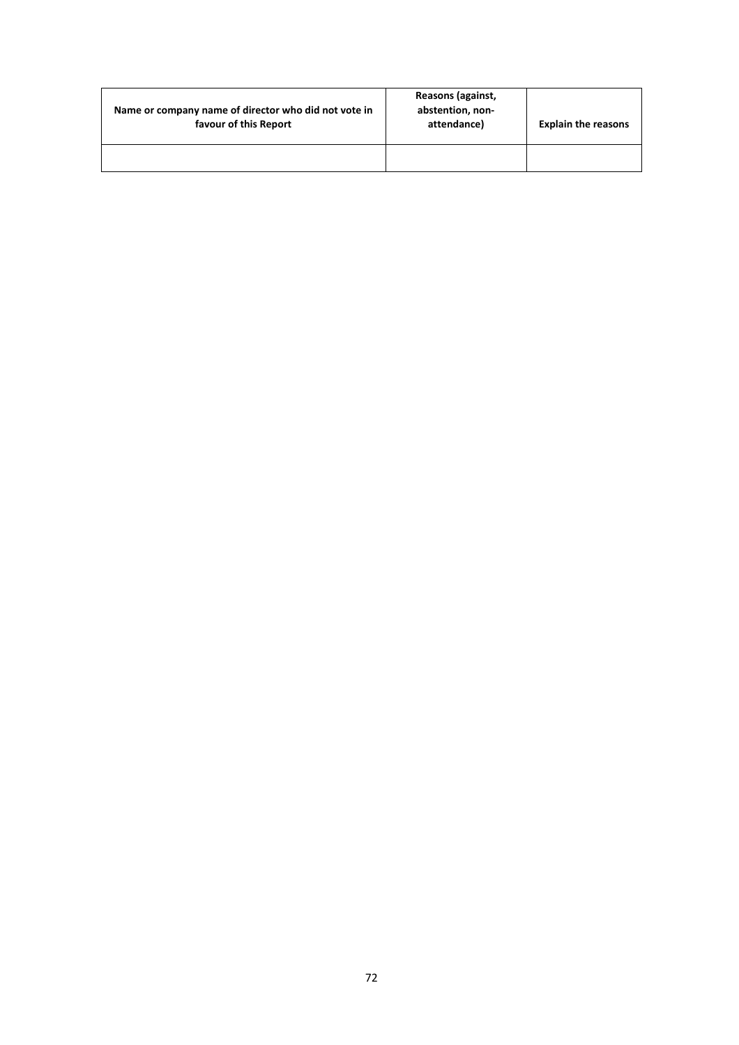| Name or company name of director who did not vote in favour of this Report | Reasons (against, abstention, non-attendance) | Explain the reasons |
| --- | --- | --- |
| | | |